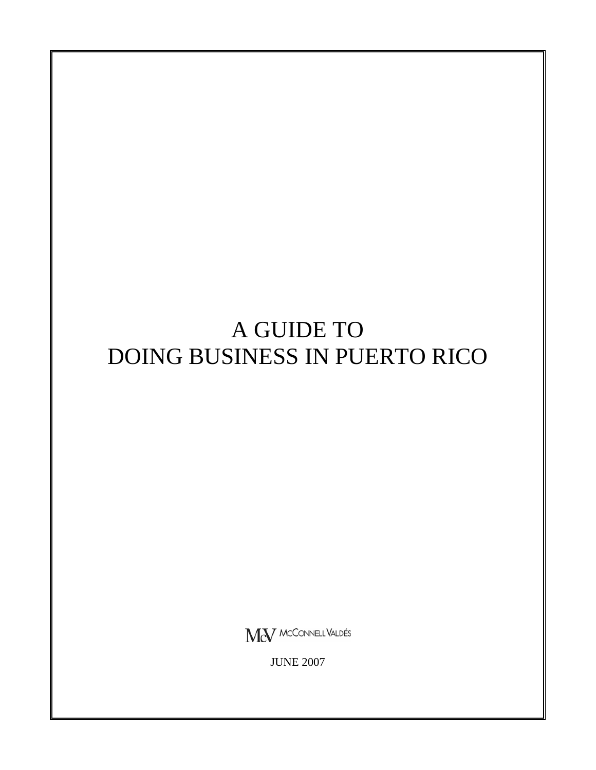# A GUIDE TO DOING BUSINESS IN PUERTO RICO

McV McCONNELL VALDÉS

JUNE 2007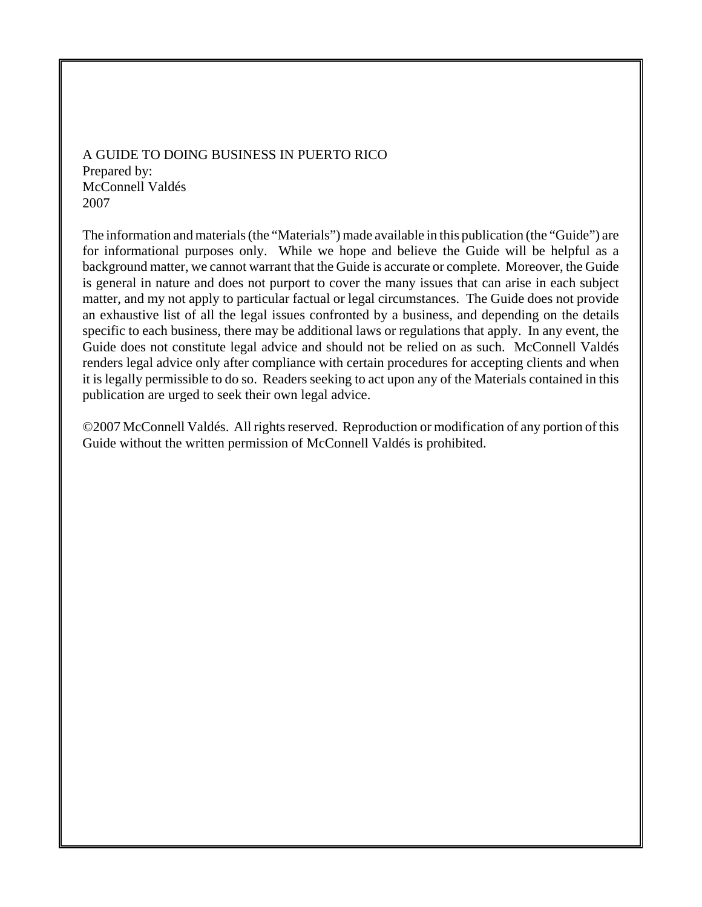A GUIDE TO DOING BUSINESS IN PUERTO RICO
Prepared by:
McConnell Valdés
2007

The information and materials (the "Materials") made available in this publication (the "Guide") are for informational purposes only. While we hope and believe the Guide will be helpful as a background matter, we cannot warrant that the Guide is accurate or complete. Moreover, the Guide is general in nature and does not purport to cover the many issues that can arise in each subject matter, and my not apply to particular factual or legal circumstances. The Guide does not provide an exhaustive list of all the legal issues confronted by a business, and depending on the details specific to each business, there may be additional laws or regulations that apply. In any event, the Guide does not constitute legal advice and should not be relied on as such. McConnell Valdés renders legal advice only after compliance with certain procedures for accepting clients and when it is legally permissible to do so. Readers seeking to act upon any of the Materials contained in this publication are urged to seek their own legal advice.

©2007 McConnell Valdés. All rights reserved. Reproduction or modification of any portion of this Guide without the written permission of McConnell Valdés is prohibited.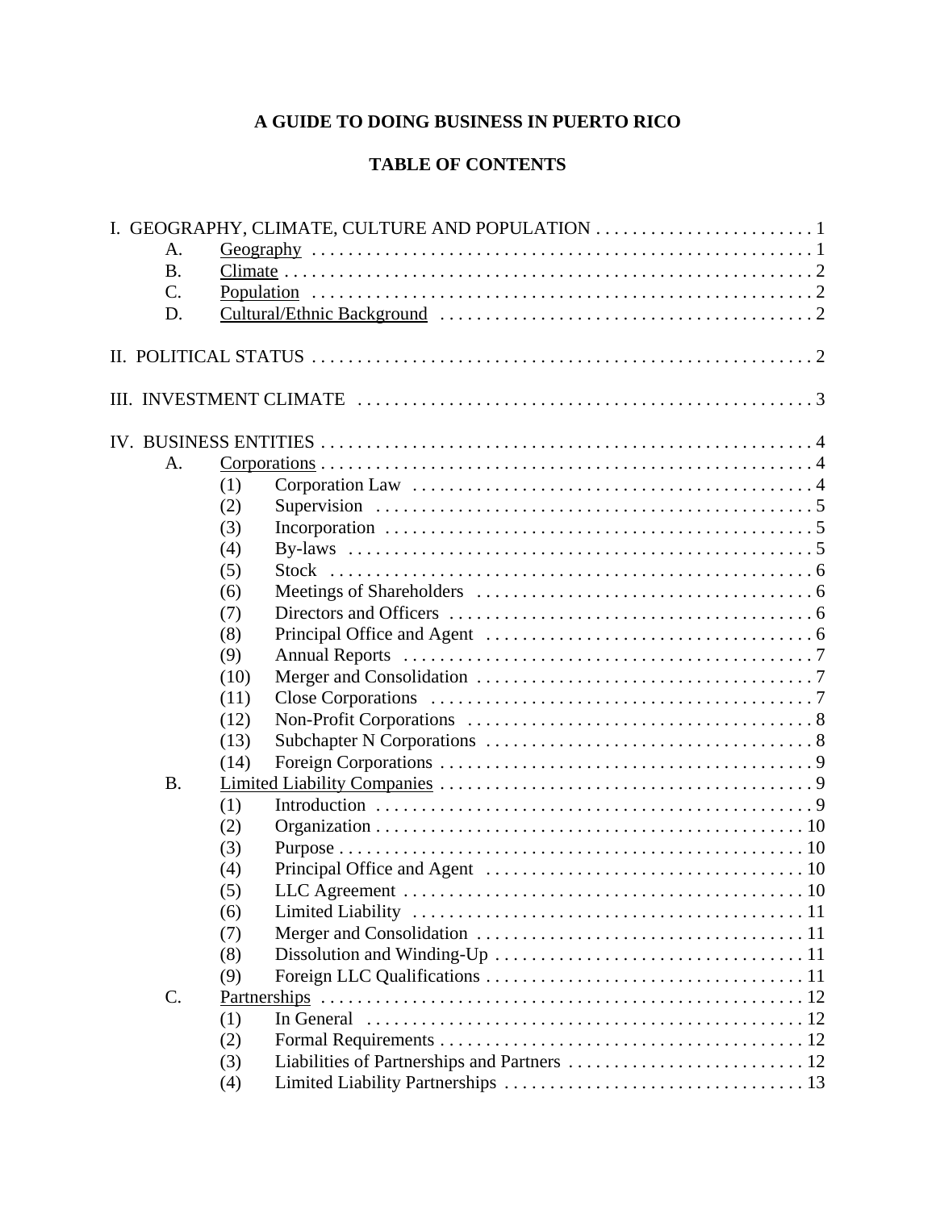# A GUIDE TO DOING BUSINESS IN PUERTO RICO

## TABLE OF CONTENTS

I. GEOGRAPHY, CLIMATE, CULTURE AND POPULATION . . . . . . . . . . . . . . . . . . . . . . . . 1

- A. Geography . . . . . . . . . . . . . . . . . . . . . . . . . . . . . . . . . . . . . . . . . . . . . . . . . . . . . . . 1
- B. Climate . . . . . . . . . . . . . . . . . . . . . . . . . . . . . . . . . . . . . . . . . . . . . . . . . . . . . . . . . . 2
- C. Population . . . . . . . . . . . . . . . . . . . . . . . . . . . . . . . . . . . . . . . . . . . . . . . . . . . . . . . 2
- D. Cultural/Ethnic Background . . . . . . . . . . . . . . . . . . . . . . . . . . . . . . . . . . . . . . . . . 2

II. POLITICAL STATUS . . . . . . . . . . . . . . . . . . . . . . . . . . . . . . . . . . . . . . . . . . . . . . . . . . . . . 2

III. INVESTMENT CLIMATE . . . . . . . . . . . . . . . . . . . . . . . . . . . . . . . . . . . . . . . . . . . . . . . . . 3

IV. BUSINESS ENTITIES . . . . . . . . . . . . . . . . . . . . . . . . . . . . . . . . . . . . . . . . . . . . . . . . . . . . 4

- A. Corporations . . . . . . . . . . . . . . . . . . . . . . . . . . . . . . . . . . . . . . . . . . . . . . . . . . . . . . 4
  - (1) Corporation Law . . . . . . . . . . . . . . . . . . . . . . . . . . . . . . . . . . . . . . . . . . . . 4
  - (2) Supervision . . . . . . . . . . . . . . . . . . . . . . . . . . . . . . . . . . . . . . . . . . . . . . . . 5
  - (3) Incorporation . . . . . . . . . . . . . . . . . . . . . . . . . . . . . . . . . . . . . . . . . . . . . . . 5
  - (4) By-laws . . . . . . . . . . . . . . . . . . . . . . . . . . . . . . . . . . . . . . . . . . . . . . . . . . . 5
  - (5) Stock . . . . . . . . . . . . . . . . . . . . . . . . . . . . . . . . . . . . . . . . . . . . . . . . . . . . . 6
  - (6) Meetings of Shareholders . . . . . . . . . . . . . . . . . . . . . . . . . . . . . . . . . . . . . 6
  - (7) Directors and Officers . . . . . . . . . . . . . . . . . . . . . . . . . . . . . . . . . . . . . . . . 6
  - (8) Principal Office and Agent . . . . . . . . . . . . . . . . . . . . . . . . . . . . . . . . . . . . 6
  - (9) Annual Reports . . . . . . . . . . . . . . . . . . . . . . . . . . . . . . . . . . . . . . . . . . . . 7
  - (10) Merger and Consolidation . . . . . . . . . . . . . . . . . . . . . . . . . . . . . . . . . . . . . 7
  - (11) Close Corporations . . . . . . . . . . . . . . . . . . . . . . . . . . . . . . . . . . . . . . . . . . 7
  - (12) Non-Profit Corporations . . . . . . . . . . . . . . . . . . . . . . . . . . . . . . . . . . . . . . 8
  - (13) Subchapter N Corporations . . . . . . . . . . . . . . . . . . . . . . . . . . . . . . . . . . . . 8
  - (14) Foreign Corporations . . . . . . . . . . . . . . . . . . . . . . . . . . . . . . . . . . . . . . . . . 9
- B. Limited Liability Companies . . . . . . . . . . . . . . . . . . . . . . . . . . . . . . . . . . . . . . . . . 9
  - (1) Introduction . . . . . . . . . . . . . . . . . . . . . . . . . . . . . . . . . . . . . . . . . . . . . . . . 9
  - (2) Organization . . . . . . . . . . . . . . . . . . . . . . . . . . . . . . . . . . . . . . . . . . . . . . . 10
  - (3) Purpose . . . . . . . . . . . . . . . . . . . . . . . . . . . . . . . . . . . . . . . . . . . . . . . . . . . 10
  - (4) Principal Office and Agent . . . . . . . . . . . . . . . . . . . . . . . . . . . . . . . . . . . . 10
  - (5) LLC Agreement . . . . . . . . . . . . . . . . . . . . . . . . . . . . . . . . . . . . . . . . . . . . 10
  - (6) Limited Liability . . . . . . . . . . . . . . . . . . . . . . . . . . . . . . . . . . . . . . . . . . . 11
  - (7) Merger and Consolidation . . . . . . . . . . . . . . . . . . . . . . . . . . . . . . . . . . . . 11
  - (8) Dissolution and Winding-Up . . . . . . . . . . . . . . . . . . . . . . . . . . . . . . . . . . 11
  - (9) Foreign LLC Qualifications . . . . . . . . . . . . . . . . . . . . . . . . . . . . . . . . . . . 11
- C. Partnerships . . . . . . . . . . . . . . . . . . . . . . . . . . . . . . . . . . . . . . . . . . . . . . . . . . . . . 12
  - (1) In General . . . . . . . . . . . . . . . . . . . . . . . . . . . . . . . . . . . . . . . . . . . . . . . . 12
  - (2) Formal Requirements . . . . . . . . . . . . . . . . . . . . . . . . . . . . . . . . . . . . . . . . 12
  - (3) Liabilities of Partnerships and Partners . . . . . . . . . . . . . . . . . . . . . . . . . . 12
  - (4) Limited Liability Partnerships . . . . . . . . . . . . . . . . . . . . . . . . . . . . . . . . . 13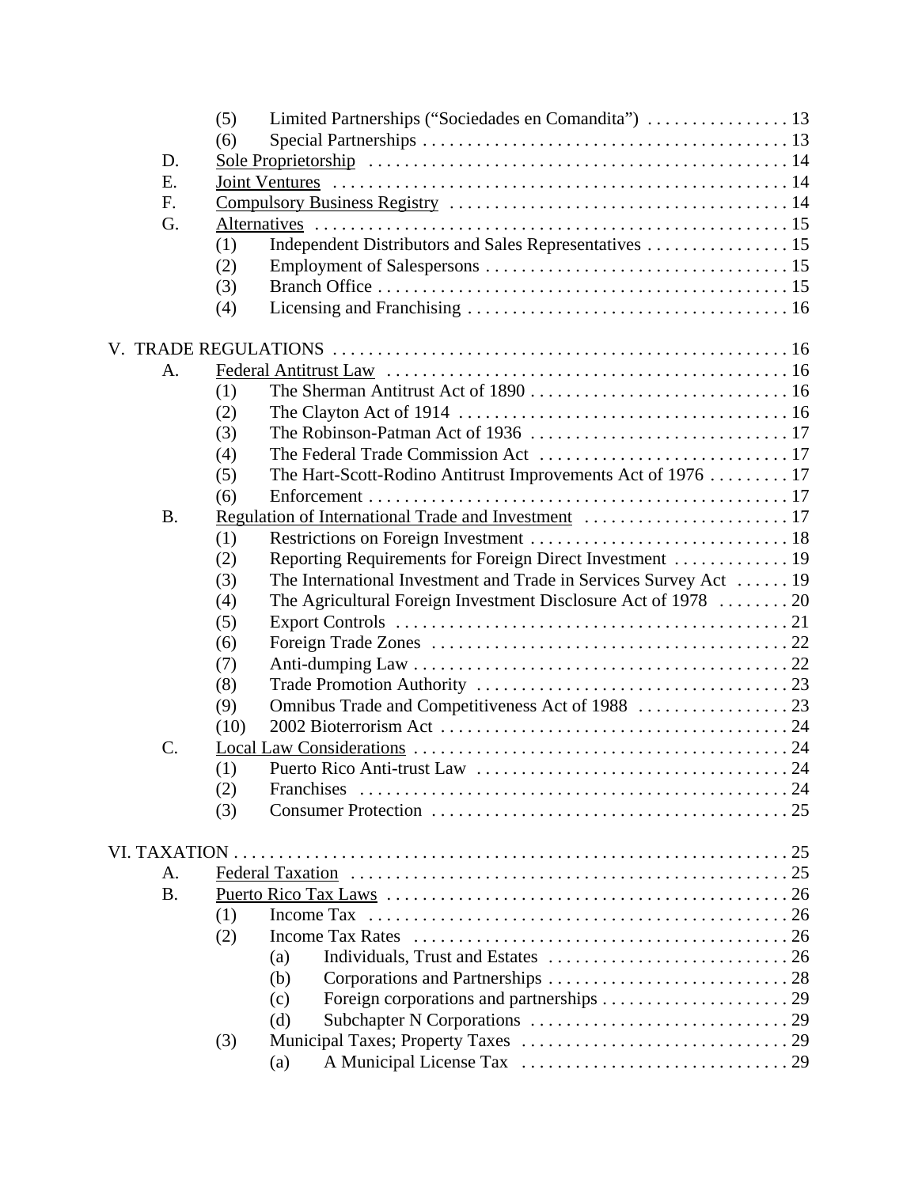(5) Limited Partnerships ("Sociedades en Comandita") . . . . . . . . . . . . . . . . 13
(6) Special Partnerships . . . . . . . . . . . . . . . . . . . . . . . . . . . . . . . . . . . . . . . . 13

D. Sole Proprietorship . . . . . . . . . . . . . . . . . . . . . . . . . . . . . . . . . . . . . . . . . . . . . 14

E. Joint Ventures . . . . . . . . . . . . . . . . . . . . . . . . . . . . . . . . . . . . . . . . . . . . . . . . . 14

F. Compulsory Business Registry . . . . . . . . . . . . . . . . . . . . . . . . . . . . . . . . . . . . . . 14

G. Alternatives . . . . . . . . . . . . . . . . . . . . . . . . . . . . . . . . . . . . . . . . . . . . . . . . . . . 15
(1) Independent Distributors and Sales Representatives . . . . . . . . . . . . . . . . 15
(2) Employment of Salespersons . . . . . . . . . . . . . . . . . . . . . . . . . . . . . . . . . . 15
(3) Branch Office . . . . . . . . . . . . . . . . . . . . . . . . . . . . . . . . . . . . . . . . . . . . . . 15
(4) Licensing and Franchising . . . . . . . . . . . . . . . . . . . . . . . . . . . . . . . . . . . . 16

V. TRADE REGULATIONS . . . . . . . . . . . . . . . . . . . . . . . . . . . . . . . . . . . . . . . . . . . . . . . . . . . 16

A. Federal Antitrust Law . . . . . . . . . . . . . . . . . . . . . . . . . . . . . . . . . . . . . . . . . . . . 16
(1) The Sherman Antitrust Act of 1890 . . . . . . . . . . . . . . . . . . . . . . . . . . . . . 16
(2) The Clayton Act of 1914 . . . . . . . . . . . . . . . . . . . . . . . . . . . . . . . . . . . . . 16
(3) The Robinson-Patman Act of 1936 . . . . . . . . . . . . . . . . . . . . . . . . . . . . . 17
(4) The Federal Trade Commission Act . . . . . . . . . . . . . . . . . . . . . . . . . . . . 17
(5) The Hart-Scott-Rodino Antitrust Improvements Act of 1976 . . . . . . . . . 17
(6) Enforcement . . . . . . . . . . . . . . . . . . . . . . . . . . . . . . . . . . . . . . . . . . . . . . . 17

B. Regulation of International Trade and Investment . . . . . . . . . . . . . . . . . . . . . . . 17
(1) Restrictions on Foreign Investment . . . . . . . . . . . . . . . . . . . . . . . . . . . . . 18
(2) Reporting Requirements for Foreign Direct Investment . . . . . . . . . . . . . 19
(3) The International Investment and Trade in Services Survey Act . . . . . . 19
(4) The Agricultural Foreign Investment Disclosure Act of 1978 . . . . . . . . 20
(5) Export Controls . . . . . . . . . . . . . . . . . . . . . . . . . . . . . . . . . . . . . . . . . . . . 21
(6) Foreign Trade Zones . . . . . . . . . . . . . . . . . . . . . . . . . . . . . . . . . . . . . . . . 22
(7) Anti-dumping Law . . . . . . . . . . . . . . . . . . . . . . . . . . . . . . . . . . . . . . . . . . 22
(8) Trade Promotion Authority . . . . . . . . . . . . . . . . . . . . . . . . . . . . . . . . . . . 23
(9) Omnibus Trade and Competitiveness Act of 1988 . . . . . . . . . . . . . . . . . 23
(10) 2002 Bioterrorism Act . . . . . . . . . . . . . . . . . . . . . . . . . . . . . . . . . . . . . . . 24

C. Local Law Considerations . . . . . . . . . . . . . . . . . . . . . . . . . . . . . . . . . . . . . . . . . 24
(1) Puerto Rico Anti-trust Law . . . . . . . . . . . . . . . . . . . . . . . . . . . . . . . . . . . 24
(2) Franchises . . . . . . . . . . . . . . . . . . . . . . . . . . . . . . . . . . . . . . . . . . . . . . . . 24
(3) Consumer Protection . . . . . . . . . . . . . . . . . . . . . . . . . . . . . . . . . . . . . . . . 25

VI. TAXATION . . . . . . . . . . . . . . . . . . . . . . . . . . . . . . . . . . . . . . . . . . . . . . . . . . . . . . . . . . . . . 25

A. Federal Taxation . . . . . . . . . . . . . . . . . . . . . . . . . . . . . . . . . . . . . . . . . . . . . . . . . 25

B. Puerto Rico Tax Laws . . . . . . . . . . . . . . . . . . . . . . . . . . . . . . . . . . . . . . . . . . . . . 26
(1) Income Tax . . . . . . . . . . . . . . . . . . . . . . . . . . . . . . . . . . . . . . . . . . . . . . . 26
(2) Income Tax Rates . . . . . . . . . . . . . . . . . . . . . . . . . . . . . . . . . . . . . . . . . . . 26
  (a) Individuals, Trust and Estates . . . . . . . . . . . . . . . . . . . . . . . . . . . 26
  (b) Corporations and Partnerships . . . . . . . . . . . . . . . . . . . . . . . . . . . 28
  (c) Foreign corporations and partnerships . . . . . . . . . . . . . . . . . . . . . 29
  (d) Subchapter N Corporations . . . . . . . . . . . . . . . . . . . . . . . . . . . . . 29
(3) Municipal Taxes; Property Taxes . . . . . . . . . . . . . . . . . . . . . . . . . . . . . . 29
  (a) A Municipal License Tax . . . . . . . . . . . . . . . . . . . . . . . . . . . . . . 29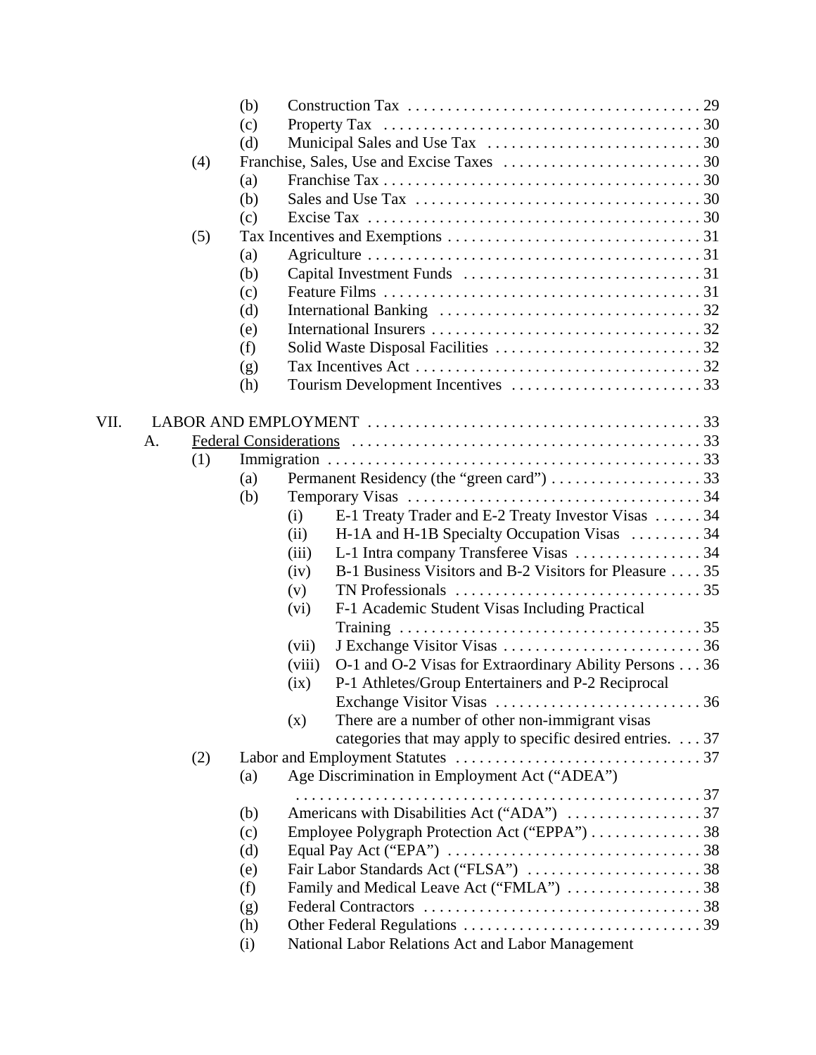- (b) Construction Tax . . . . . . . . . . . . . . . . . . . . . . . . . . . . . . . . . . . . 29
- (c) Property Tax . . . . . . . . . . . . . . . . . . . . . . . . . . . . . . . . . . . . . . 30
- (d) Municipal Sales and Use Tax . . . . . . . . . . . . . . . . . . . . . . . . . . . 30
- (4) Franchise, Sales, Use and Excise Taxes . . . . . . . . . . . . . . . . . . . . . . . . . 30
  - (a) Franchise Tax . . . . . . . . . . . . . . . . . . . . . . . . . . . . . . . . . . . . . . 30
  - (b) Sales and Use Tax . . . . . . . . . . . . . . . . . . . . . . . . . . . . . . . . . . . 30
  - (c) Excise Tax . . . . . . . . . . . . . . . . . . . . . . . . . . . . . . . . . . . . . . . . 30
- (5) Tax Incentives and Exemptions . . . . . . . . . . . . . . . . . . . . . . . . . . . . . . . 31
  - (a) Agriculture . . . . . . . . . . . . . . . . . . . . . . . . . . . . . . . . . . . . . . . . 31
  - (b) Capital Investment Funds . . . . . . . . . . . . . . . . . . . . . . . . . . . . . . 31
  - (c) Feature Films . . . . . . . . . . . . . . . . . . . . . . . . . . . . . . . . . . . . . . 31
  - (d) International Banking . . . . . . . . . . . . . . . . . . . . . . . . . . . . . . . . 32
  - (e) International Insurers . . . . . . . . . . . . . . . . . . . . . . . . . . . . . . . . 32
  - (f) Solid Waste Disposal Facilities . . . . . . . . . . . . . . . . . . . . . . . . . . 32
  - (g) Tax Incentives Act . . . . . . . . . . . . . . . . . . . . . . . . . . . . . . . . . . . 32
  - (h) Tourism Development Incentives . . . . . . . . . . . . . . . . . . . . . . . . 33

VII. LABOR AND EMPLOYMENT . . . . . . . . . . . . . . . . . . . . . . . . . . . . . . . . . . . . . . . . . 33

- A. <u>Federal Considerations</u> . . . . . . . . . . . . . . . . . . . . . . . . . . . . . . . . . . . . . . . . . 33
  - (1) Immigration . . . . . . . . . . . . . . . . . . . . . . . . . . . . . . . . . . . . . . . . . . . . . . 33
    - (a) Permanent Residency (the "green card") . . . . . . . . . . . . . . . . . . . . 33
    - (b) Temporary Visas . . . . . . . . . . . . . . . . . . . . . . . . . . . . . . . . . . . . . 34
      - (i) E-1 Treaty Trader and E-2 Treaty Investor Visas . . . . . . 34
      - (ii) H-1A and H-1B Specialty Occupation Visas . . . . . . . . . 34
      - (iii) L-1 Intra company Transferee Visas . . . . . . . . . . . . . . . . 34
      - (iv) B-1 Business Visitors and B-2 Visitors for Pleasure . . . . 35
      - (v) TN Professionals . . . . . . . . . . . . . . . . . . . . . . . . . . . . . . . 35
      - (vi) F-1 Academic Student Visas Including Practical Training . . . . . . . . . . . . . . . . . . . . . . . . . . . . . . . . . . . . . . 35
      - (vii) J Exchange Visitor Visas . . . . . . . . . . . . . . . . . . . . . . . . . 36
      - (viii) O-1 and O-2 Visas for Extraordinary Ability Persons . . . 36
      - (ix) P-1 Athletes/Group Entertainers and P-2 Reciprocal Exchange Visitor Visas . . . . . . . . . . . . . . . . . . . . . . . . . . 36
      - (x) There are a number of other non-immigrant visas categories that may apply to specific desired entries. . . . 37
  - (2) Labor and Employment Statutes . . . . . . . . . . . . . . . . . . . . . . . . . . . . . . . 37
    - (a) Age Discrimination in Employment Act ("ADEA") . . . . . . . . . . . . . . . . . . . . . . . . . . . . . . . . . . . . . . . . . . . . . . . . . . . . 37
    - (b) Americans with Disabilities Act ("ADA") . . . . . . . . . . . . . . . . . 37
    - (c) Employee Polygraph Protection Act ("EPPA") . . . . . . . . . . . . . . 38
    - (d) Equal Pay Act ("EPA") . . . . . . . . . . . . . . . . . . . . . . . . . . . . . . . . 38
    - (e) Fair Labor Standards Act ("FLSA") . . . . . . . . . . . . . . . . . . . . . . 38
    - (f) Family and Medical Leave Act ("FMLA") . . . . . . . . . . . . . . . . . 38
    - (g) Federal Contractors . . . . . . . . . . . . . . . . . . . . . . . . . . . . . . . . . . . 38
    - (h) Other Federal Regulations . . . . . . . . . . . . . . . . . . . . . . . . . . . . . . 39
    - (i) National Labor Relations Act and Labor Management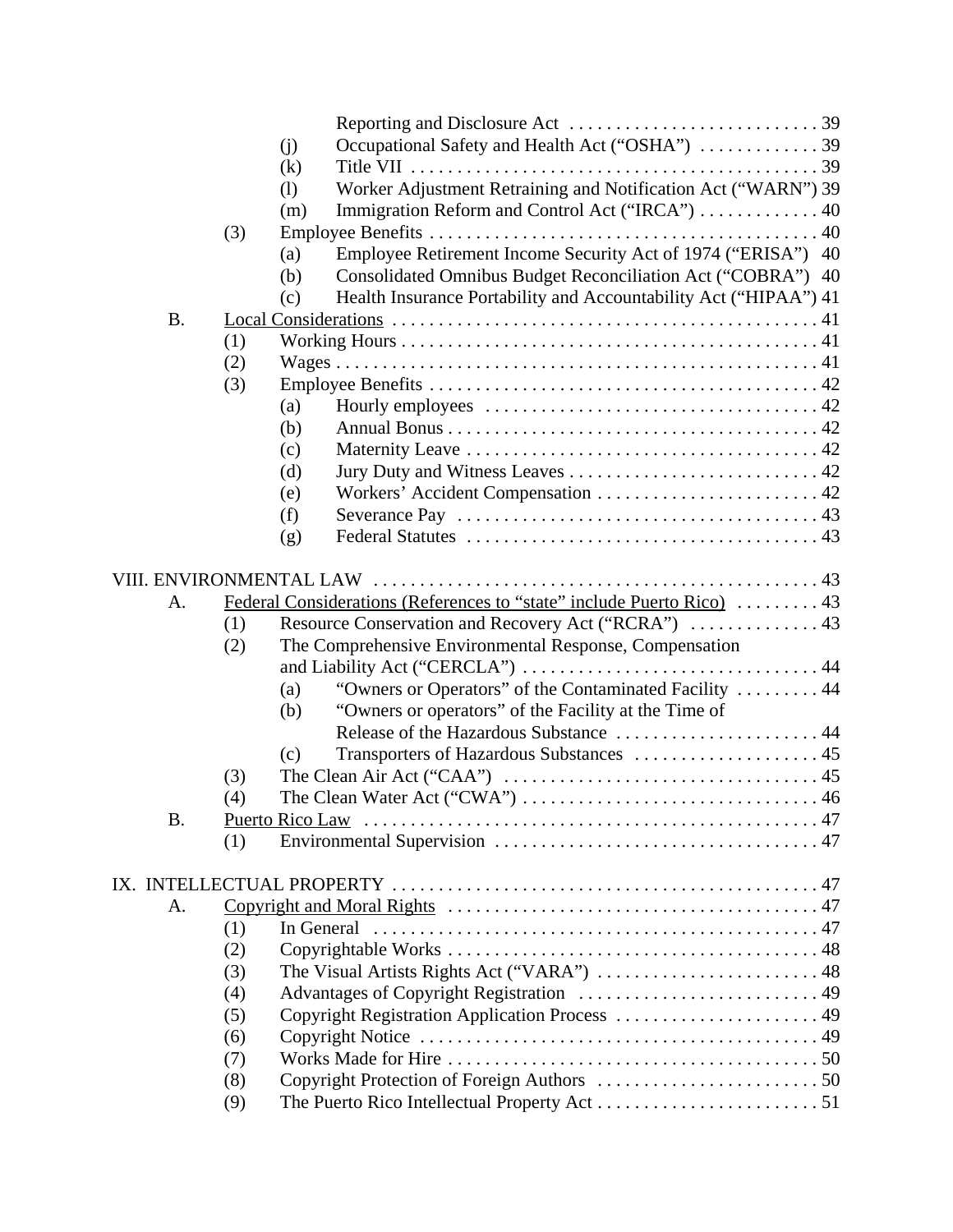Reporting and Disclosure Act . . . . . . . . . . . . . . . . . . . . . . . . . . . 39
- (j) Occupational Safety and Health Act ("OSHA") . . . . . . . . . . . . . 39
- (k) Title VII . . . . . . . . . . . . . . . . . . . . . . . . . . . . . . . . . . . . . . . . . . . 39
- (l) Worker Adjustment Retraining and Notification Act ("WARN") 39
- (m) Immigration Reform and Control Act ("IRCA") . . . . . . . . . . . . . 40

(3) Employee Benefits . . . . . . . . . . . . . . . . . . . . . . . . . . . . . . . . . . . . . . . . . 40
- (a) Employee Retirement Income Security Act of 1974 ("ERISA") 40
- (b) Consolidated Omnibus Budget Reconciliation Act ("COBRA") 40
- (c) Health Insurance Portability and Accountability Act ("HIPAA") 41

B. Local Considerations . . . . . . . . . . . . . . . . . . . . . . . . . . . . . . . . . . . . . . . . . . . . 41
- (1) Working Hours . . . . . . . . . . . . . . . . . . . . . . . . . . . . . . . . . . . . . . . . . . . . 41
- (2) Wages . . . . . . . . . . . . . . . . . . . . . . . . . . . . . . . . . . . . . . . . . . . . . . . . . . . 41
- (3) Employee Benefits . . . . . . . . . . . . . . . . . . . . . . . . . . . . . . . . . . . . . . . . . 42
  - (a) Hourly employees . . . . . . . . . . . . . . . . . . . . . . . . . . . . . . . . . . . 42
  - (b) Annual Bonus . . . . . . . . . . . . . . . . . . . . . . . . . . . . . . . . . . . . . . . 42
  - (c) Maternity Leave . . . . . . . . . . . . . . . . . . . . . . . . . . . . . . . . . . . . . 42
  - (d) Jury Duty and Witness Leaves . . . . . . . . . . . . . . . . . . . . . . . . . . 42
  - (e) Workers' Accident Compensation . . . . . . . . . . . . . . . . . . . . . . . . 42
  - (f) Severance Pay . . . . . . . . . . . . . . . . . . . . . . . . . . . . . . . . . . . . . . 43
  - (g) Federal Statutes . . . . . . . . . . . . . . . . . . . . . . . . . . . . . . . . . . . . . 43

VIII. ENVIRONMENTAL LAW . . . . . . . . . . . . . . . . . . . . . . . . . . . . . . . . . . . . . . . . . . . . . . . 43

A. Federal Considerations (References to "state" include Puerto Rico) . . . . . . . . . 43
- (1) Resource Conservation and Recovery Act ("RCRA") . . . . . . . . . . . . . 43
- (2) The Comprehensive Environmental Response, Compensation and Liability Act ("CERCLA") . . . . . . . . . . . . . . . . . . . . . . . . . . . . . . . . 44
  - (a) "Owners or Operators" of the Contaminated Facility . . . . . . . . . 44
  - (b) "Owners or operators" of the Facility at the Time of Release of the Hazardous Substance . . . . . . . . . . . . . . . . . . . . . . 44
  - (c) Transporters of Hazardous Substances . . . . . . . . . . . . . . . . . . . . 45
- (3) The Clean Air Act ("CAA") . . . . . . . . . . . . . . . . . . . . . . . . . . . . . . . . . 45
- (4) The Clean Water Act ("CWA") . . . . . . . . . . . . . . . . . . . . . . . . . . . . . . . 46

B. Puerto Rico Law . . . . . . . . . . . . . . . . . . . . . . . . . . . . . . . . . . . . . . . . . . . . . . . 47
- (1) Environmental Supervision . . . . . . . . . . . . . . . . . . . . . . . . . . . . . . . . . . 47

IX. INTELLECTUAL PROPERTY . . . . . . . . . . . . . . . . . . . . . . . . . . . . . . . . . . . . . . . . . . . . . . 47

A. Copyright and Moral Rights . . . . . . . . . . . . . . . . . . . . . . . . . . . . . . . . . . . . . . . . 47
- (1) In General . . . . . . . . . . . . . . . . . . . . . . . . . . . . . . . . . . . . . . . . . . . . . . . 47
- (2) Copyrightable Works . . . . . . . . . . . . . . . . . . . . . . . . . . . . . . . . . . . . . . . 48
- (3) The Visual Artists Rights Act ("VARA") . . . . . . . . . . . . . . . . . . . . . . . . 48
- (4) Advantages of Copyright Registration . . . . . . . . . . . . . . . . . . . . . . . . . . 49
- (5) Copyright Registration Application Process . . . . . . . . . . . . . . . . . . . . . . 49
- (6) Copyright Notice . . . . . . . . . . . . . . . . . . . . . . . . . . . . . . . . . . . . . . . . . . 49
- (7) Works Made for Hire . . . . . . . . . . . . . . . . . . . . . . . . . . . . . . . . . . . . . . . 50
- (8) Copyright Protection of Foreign Authors . . . . . . . . . . . . . . . . . . . . . . . . . 50
- (9) The Puerto Rico Intellectual Property Act . . . . . . . . . . . . . . . . . . . . . . . . 51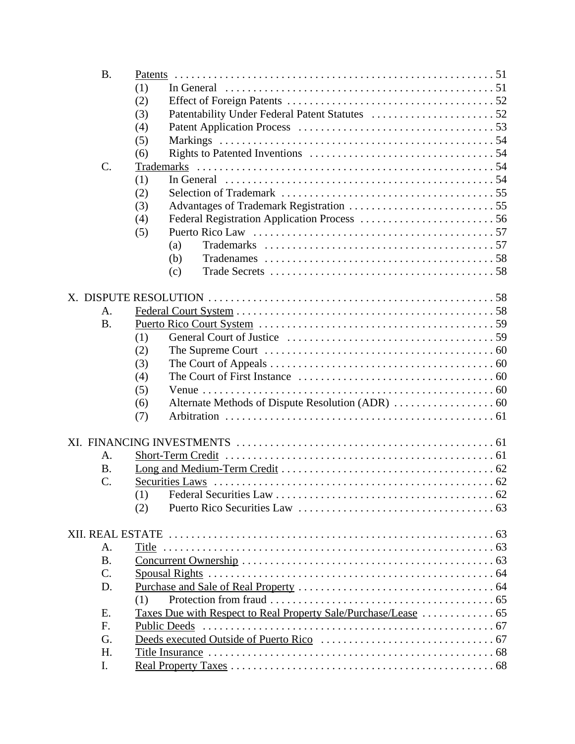- B. Patents . . . 51
  - (1) In General . . . 51
  - (2) Effect of Foreign Patents . . . 52
  - (3) Patentability Under Federal Patent Statutes . . . 52
  - (4) Patent Application Process . . . 53
  - (5) Markings . . . 54
  - (6) Rights to Patented Inventions . . . 54
- C. Trademarks . . . 54
  - (1) In General . . . 54
  - (2) Selection of Trademark . . . 55
  - (3) Advantages of Trademark Registration . . . 55
  - (4) Federal Registration Application Process . . . 56
  - (5) Puerto Rico Law . . . 57
    - (a) Trademarks . . . 57
    - (b) Tradenames . . . 58
    - (c) Trade Secrets . . . 58

X. DISPUTE RESOLUTION . . . 58

- A. Federal Court System . . . 58
- B. Puerto Rico Court System . . . 59
  - (1) General Court of Justice . . . 59
  - (2) The Supreme Court . . . 60
  - (3) The Court of Appeals . . . 60
  - (4) The Court of First Instance . . . 60
  - (5) Venue . . . 60
  - (6) Alternate Methods of Dispute Resolution (ADR) . . . 60
  - (7) Arbitration . . . 61

XI. FINANCING INVESTMENTS . . . 61

- A. Short-Term Credit . . . 61
- B. Long and Medium-Term Credit . . . 62
- C. Securities Laws . . . 62
  - (1) Federal Securities Law . . . 62
  - (2) Puerto Rico Securities Law . . . 63

XII. REAL ESTATE . . . 63

- A. Title . . . 63
- B. Concurrent Ownership . . . 63
- C. Spousal Rights . . . 64
- D. Purchase and Sale of Real Property . . . 64
  - (1) Protection from fraud . . . 65
- E. Taxes Due with Respect to Real Property Sale/Purchase/Lease . . . 65
- F. Public Deeds . . . 67
- G. Deeds executed Outside of Puerto Rico . . . 67
- H. Title Insurance . . . 68
- I. Real Property Taxes . . . 68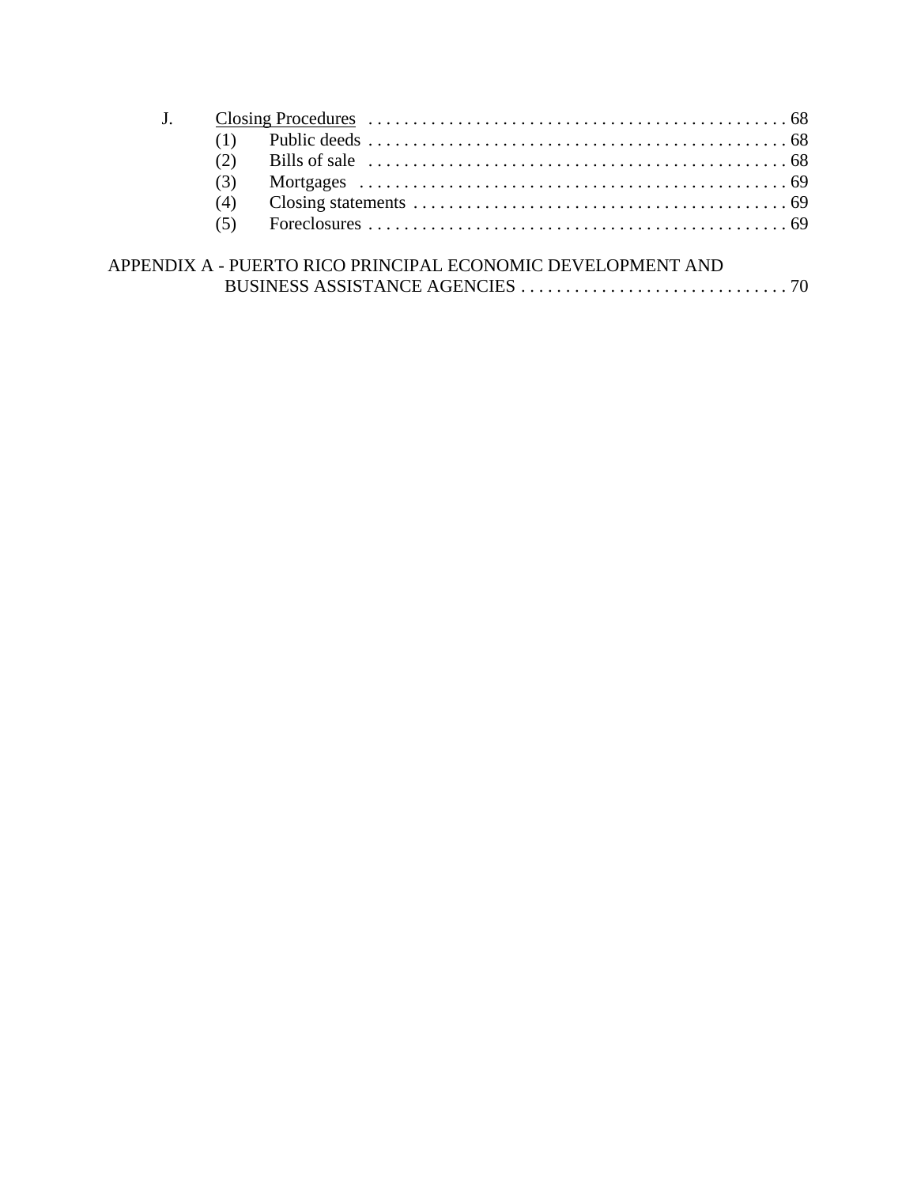J. Closing Procedures . . . . . . . . . . . . . . . . . . . . . . . . . . . . . . . . . . . . . . . . . . . . . . 68

- (1) Public deeds . . . . . . . . . . . . . . . . . . . . . . . . . . . . . . . . . . . . . . . . . . . . . . 68
- (2) Bills of sale . . . . . . . . . . . . . . . . . . . . . . . . . . . . . . . . . . . . . . . . . . . . . . 68
- (3) Mortgages . . . . . . . . . . . . . . . . . . . . . . . . . . . . . . . . . . . . . . . . . . . . . . . 69
- (4) Closing statements . . . . . . . . . . . . . . . . . . . . . . . . . . . . . . . . . . . . . . . . . 69
- (5) Foreclosures . . . . . . . . . . . . . . . . . . . . . . . . . . . . . . . . . . . . . . . . . . . . . . 69

APPENDIX A - PUERTO RICO PRINCIPAL ECONOMIC DEVELOPMENT AND BUSINESS ASSISTANCE AGENCIES . . . . . . . . . . . . . . . . . . . . . . . . . . . . . . 70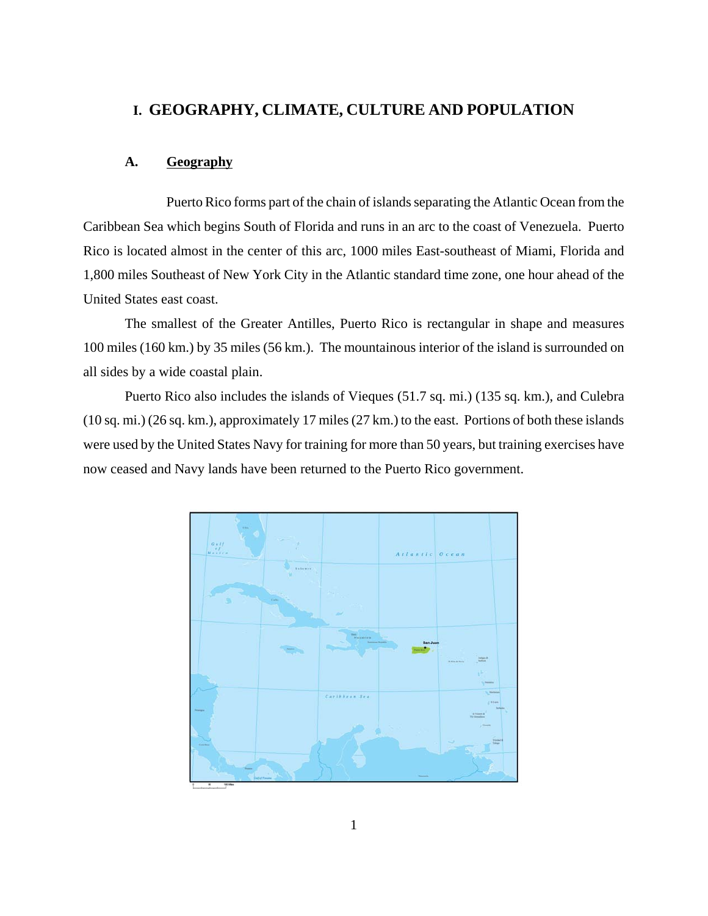# I. GEOGRAPHY, CLIMATE, CULTURE AND POPULATION

## A. Geography

Puerto Rico forms part of the chain of islands separating the Atlantic Ocean from the Caribbean Sea which begins South of Florida and runs in an arc to the coast of Venezuela. Puerto Rico is located almost in the center of this arc, 1000 miles East-southeast of Miami, Florida and 1,800 miles Southeast of New York City in the Atlantic standard time zone, one hour ahead of the United States east coast.

The smallest of the Greater Antilles, Puerto Rico is rectangular in shape and measures 100 miles (160 km.) by 35 miles (56 km.). The mountainous interior of the island is surrounded on all sides by a wide coastal plain.

Puerto Rico also includes the islands of Vieques (51.7 sq. mi.) (135 sq. km.), and Culebra (10 sq. mi.) (26 sq. km.), approximately 17 miles (27 km.) to the east. Portions of both these islands were used by the United States Navy for training for more than 50 years, but training exercises have now ceased and Navy lands have been returned to the Puerto Rico government.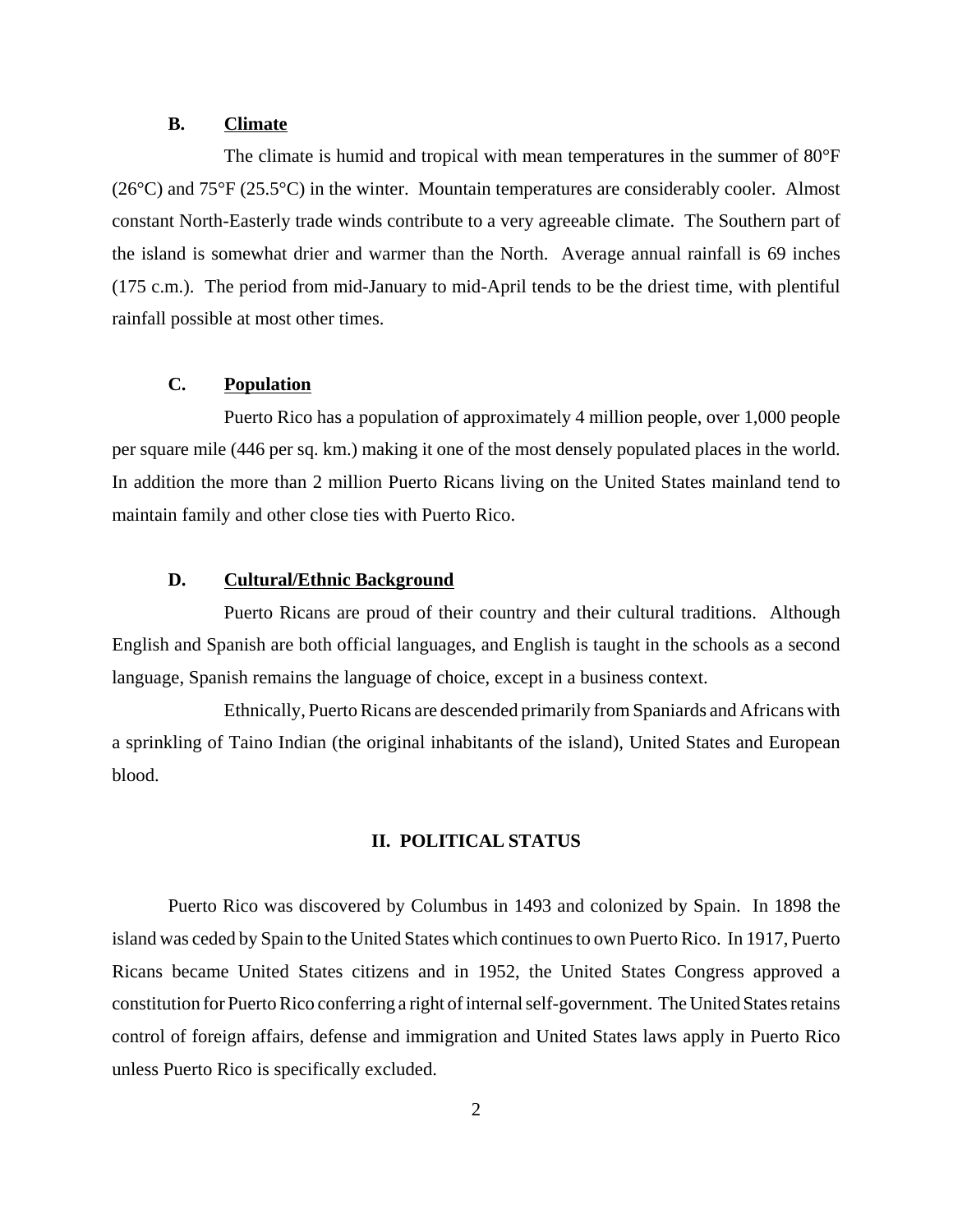### B. Climate

The climate is humid and tropical with mean temperatures in the summer of 80°F (26°C) and 75°F (25.5°C) in the winter. Mountain temperatures are considerably cooler. Almost constant North-Easterly trade winds contribute to a very agreeable climate. The Southern part of the island is somewhat drier and warmer than the North. Average annual rainfall is 69 inches (175 c.m.). The period from mid-January to mid-April tends to be the driest time, with plentiful rainfall possible at most other times.

### C. Population

Puerto Rico has a population of approximately 4 million people, over 1,000 people per square mile (446 per sq. km.) making it one of the most densely populated places in the world. In addition the more than 2 million Puerto Ricans living on the United States mainland tend to maintain family and other close ties with Puerto Rico.

### D. Cultural/Ethnic Background

Puerto Ricans are proud of their country and their cultural traditions. Although English and Spanish are both official languages, and English is taught in the schools as a second language, Spanish remains the language of choice, except in a business context.

Ethnically, Puerto Ricans are descended primarily from Spaniards and Africans with a sprinkling of Taino Indian (the original inhabitants of the island), United States and European blood.

## II. POLITICAL STATUS

Puerto Rico was discovered by Columbus in 1493 and colonized by Spain. In 1898 the island was ceded by Spain to the United States which continues to own Puerto Rico. In 1917, Puerto Ricans became United States citizens and in 1952, the United States Congress approved a constitution for Puerto Rico conferring a right of internal self-government. The United States retains control of foreign affairs, defense and immigration and United States laws apply in Puerto Rico unless Puerto Rico is specifically excluded.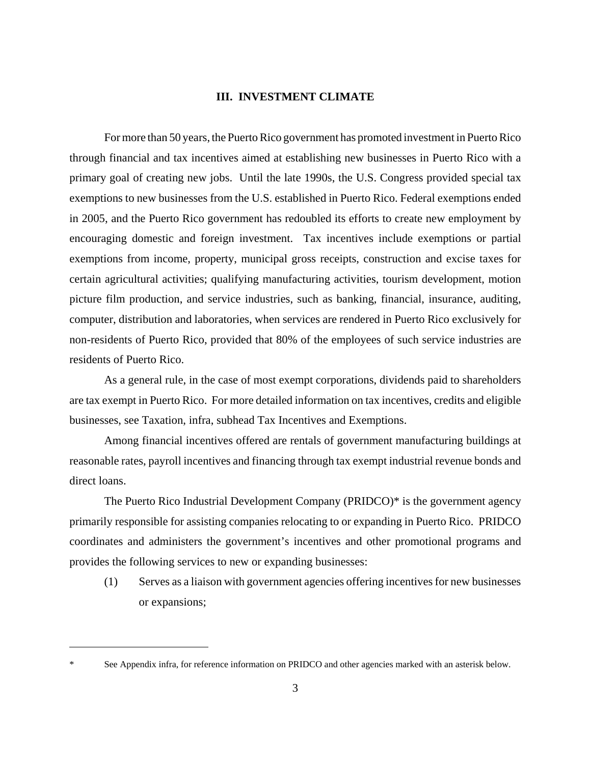## III. INVESTMENT CLIMATE

For more than 50 years, the Puerto Rico government has promoted investment in Puerto Rico through financial and tax incentives aimed at establishing new businesses in Puerto Rico with a primary goal of creating new jobs. Until the late 1990s, the U.S. Congress provided special tax exemptions to new businesses from the U.S. established in Puerto Rico. Federal exemptions ended in 2005, and the Puerto Rico government has redoubled its efforts to create new employment by encouraging domestic and foreign investment. Tax incentives include exemptions or partial exemptions from income, property, municipal gross receipts, construction and excise taxes for certain agricultural activities; qualifying manufacturing activities, tourism development, motion picture film production, and service industries, such as banking, financial, insurance, auditing, computer, distribution and laboratories, when services are rendered in Puerto Rico exclusively for non-residents of Puerto Rico, provided that 80% of the employees of such service industries are residents of Puerto Rico.

As a general rule, in the case of most exempt corporations, dividends paid to shareholders are tax exempt in Puerto Rico. For more detailed information on tax incentives, credits and eligible businesses, see Taxation, infra, subhead Tax Incentives and Exemptions.

Among financial incentives offered are rentals of government manufacturing buildings at reasonable rates, payroll incentives and financing through tax exempt industrial revenue bonds and direct loans.

The Puerto Rico Industrial Development Company (PRIDCO)* is the government agency primarily responsible for assisting companies relocating to or expanding in Puerto Rico. PRIDCO coordinates and administers the government's incentives and other promotional programs and provides the following services to new or expanding businesses:

(1) Serves as a liaison with government agencies offering incentives for new businesses or expansions;

---

\* See Appendix infra, for reference information on PRIDCO and other agencies marked with an asterisk below.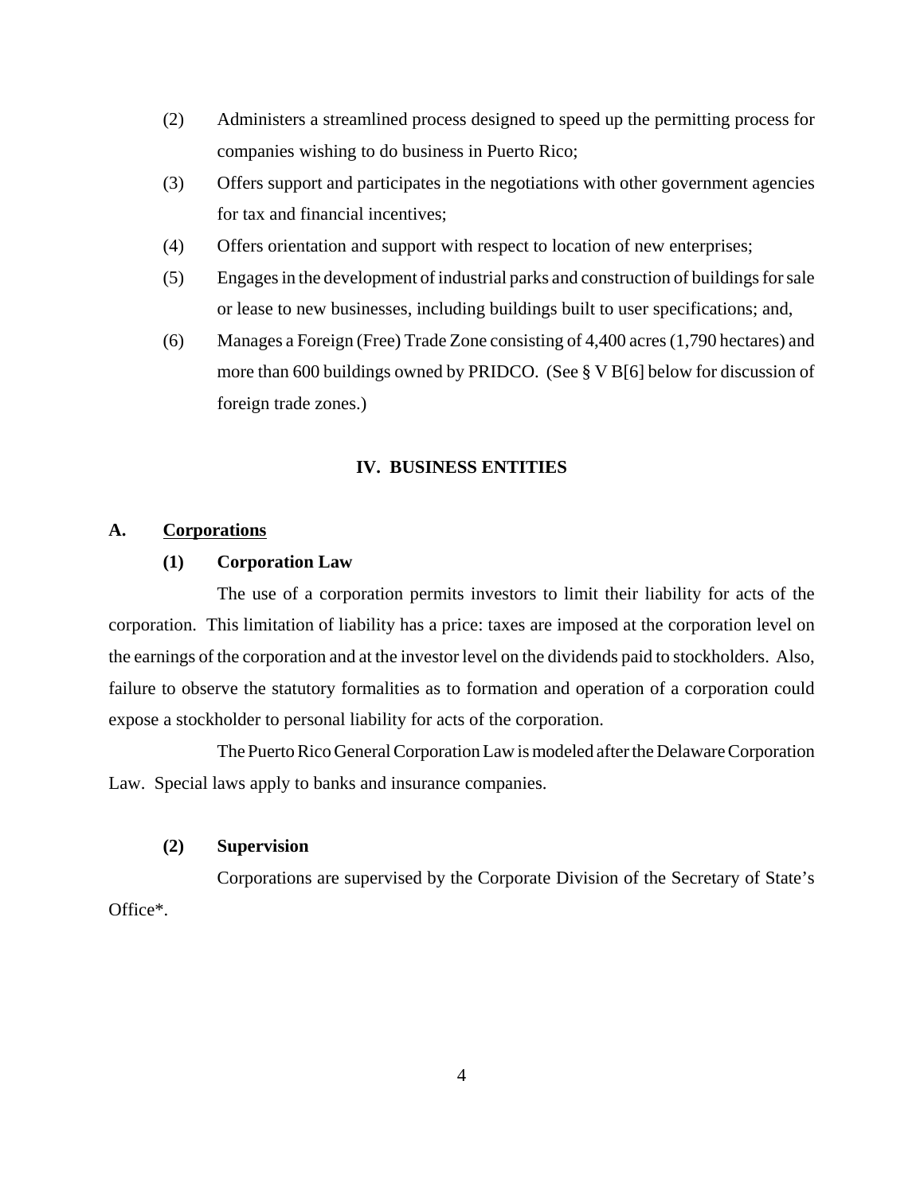(2) Administers a streamlined process designed to speed up the permitting process for companies wishing to do business in Puerto Rico;

(3) Offers support and participates in the negotiations with other government agencies for tax and financial incentives;

(4) Offers orientation and support with respect to location of new enterprises;

(5) Engages in the development of industrial parks and construction of buildings for sale or lease to new businesses, including buildings built to user specifications; and,

(6) Manages a Foreign (Free) Trade Zone consisting of 4,400 acres (1,790 hectares) and more than 600 buildings owned by PRIDCO. (See § V B[6] below for discussion of foreign trade zones.)

## IV. BUSINESS ENTITIES

### A. Corporations

#### (1) Corporation Law

The use of a corporation permits investors to limit their liability for acts of the corporation. This limitation of liability has a price: taxes are imposed at the corporation level on the earnings of the corporation and at the investor level on the dividends paid to stockholders. Also, failure to observe the statutory formalities as to formation and operation of a corporation could expose a stockholder to personal liability for acts of the corporation.

The Puerto Rico General Corporation Law is modeled after the Delaware Corporation Law. Special laws apply to banks and insurance companies.

#### (2) Supervision

Corporations are supervised by the Corporate Division of the Secretary of State's Office*.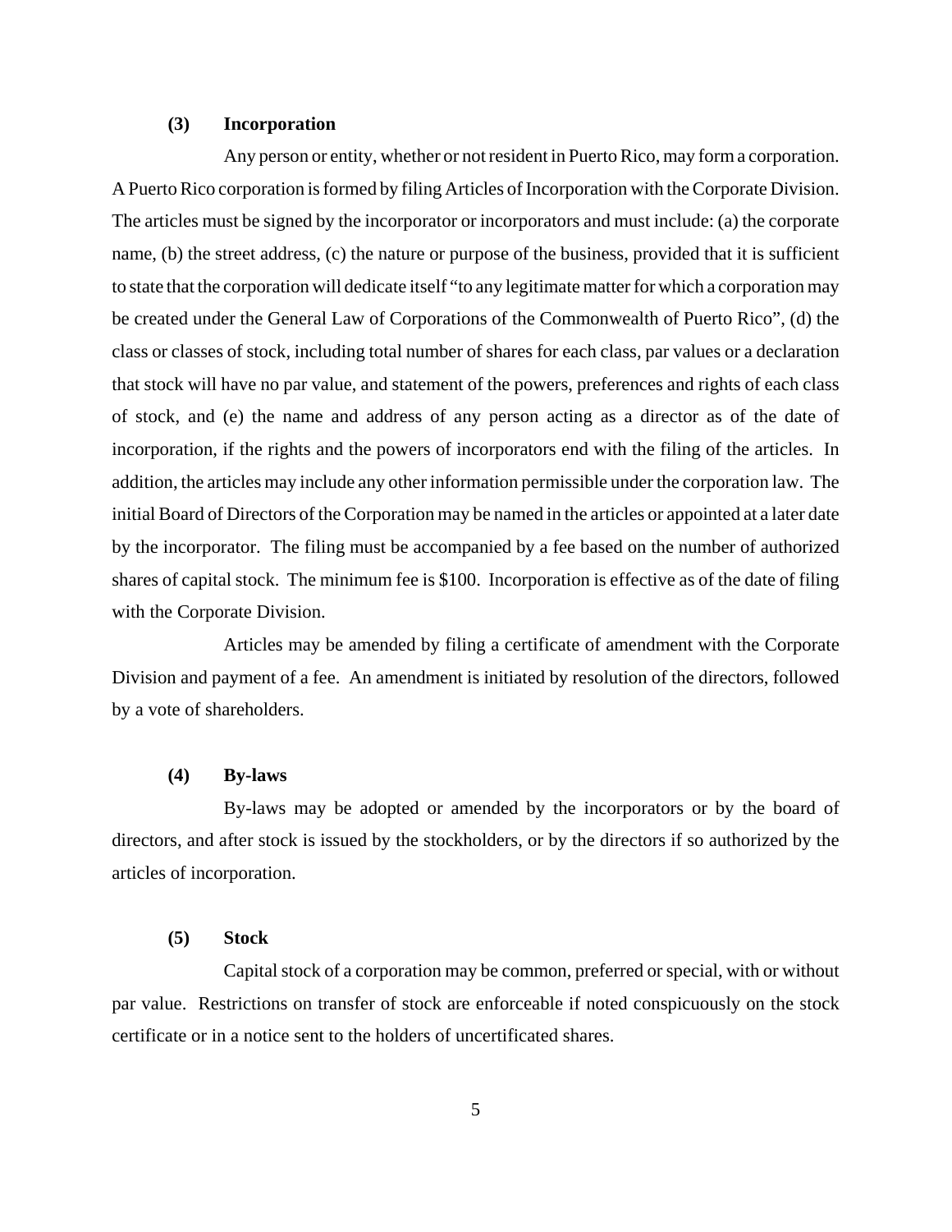### (3) Incorporation

Any person or entity, whether or not resident in Puerto Rico, may form a corporation. A Puerto Rico corporation is formed by filing Articles of Incorporation with the Corporate Division. The articles must be signed by the incorporator or incorporators and must include: (a) the corporate name, (b) the street address, (c) the nature or purpose of the business, provided that it is sufficient to state that the corporation will dedicate itself "to any legitimate matter for which a corporation may be created under the General Law of Corporations of the Commonwealth of Puerto Rico", (d) the class or classes of stock, including total number of shares for each class, par values or a declaration that stock will have no par value, and statement of the powers, preferences and rights of each class of stock, and (e) the name and address of any person acting as a director as of the date of incorporation, if the rights and the powers of incorporators end with the filing of the articles. In addition, the articles may include any other information permissible under the corporation law. The initial Board of Directors of the Corporation may be named in the articles or appointed at a later date by the incorporator. The filing must be accompanied by a fee based on the number of authorized shares of capital stock. The minimum fee is $100. Incorporation is effective as of the date of filing with the Corporate Division.

Articles may be amended by filing a certificate of amendment with the Corporate Division and payment of a fee. An amendment is initiated by resolution of the directors, followed by a vote of shareholders.

### (4) By-laws

By-laws may be adopted or amended by the incorporators or by the board of directors, and after stock is issued by the stockholders, or by the directors if so authorized by the articles of incorporation.

### (5) Stock

Capital stock of a corporation may be common, preferred or special, with or without par value. Restrictions on transfer of stock are enforceable if noted conspicuously on the stock certificate or in a notice sent to the holders of uncertificated shares.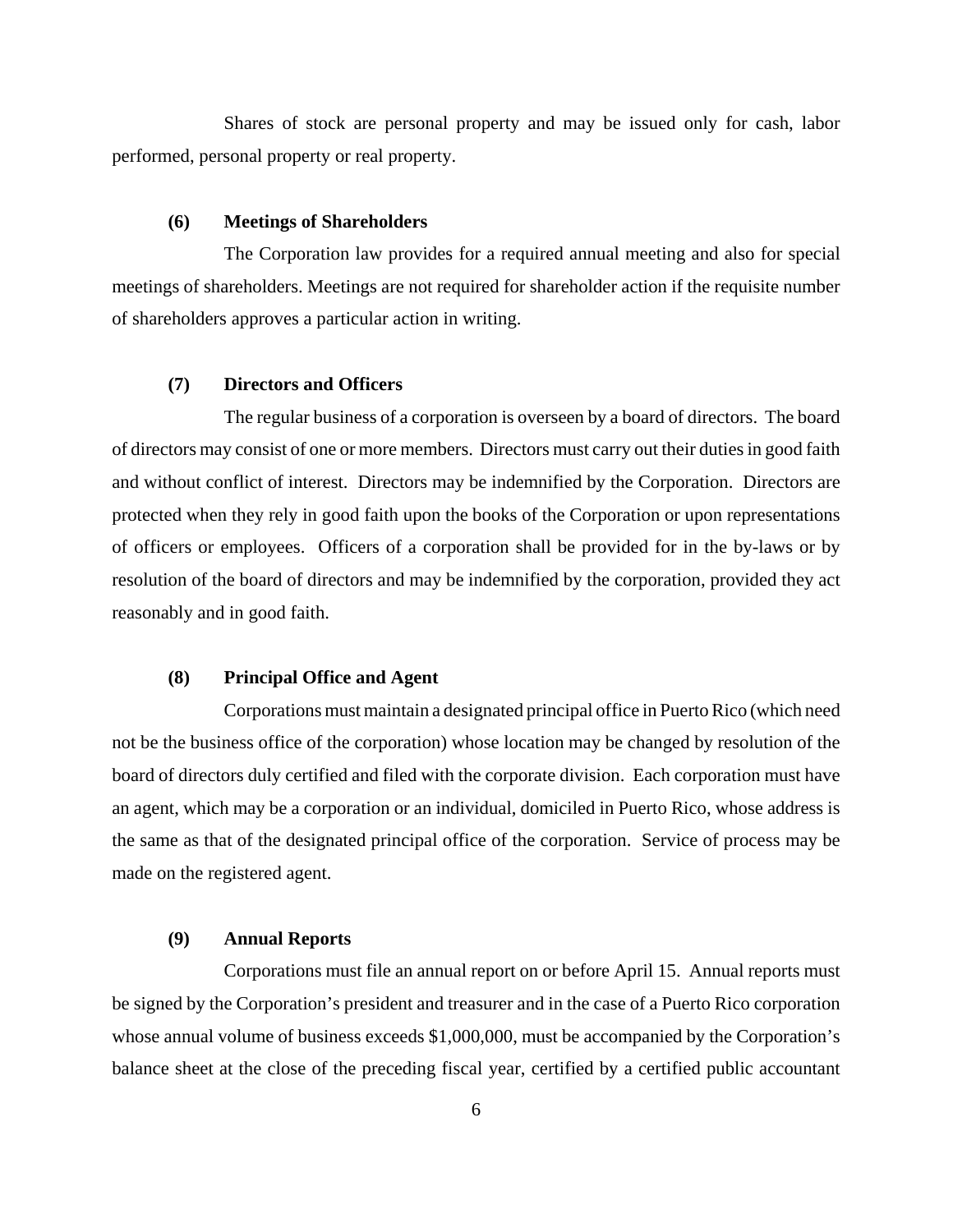Shares of stock are personal property and may be issued only for cash, labor performed, personal property or real property.

### (6) Meetings of Shareholders

The Corporation law provides for a required annual meeting and also for special meetings of shareholders. Meetings are not required for shareholder action if the requisite number of shareholders approves a particular action in writing.

### (7) Directors and Officers

The regular business of a corporation is overseen by a board of directors. The board of directors may consist of one or more members. Directors must carry out their duties in good faith and without conflict of interest. Directors may be indemnified by the Corporation. Directors are protected when they rely in good faith upon the books of the Corporation or upon representations of officers or employees. Officers of a corporation shall be provided for in the by-laws or by resolution of the board of directors and may be indemnified by the corporation, provided they act reasonably and in good faith.

### (8) Principal Office and Agent

Corporations must maintain a designated principal office in Puerto Rico (which need not be the business office of the corporation) whose location may be changed by resolution of the board of directors duly certified and filed with the corporate division. Each corporation must have an agent, which may be a corporation or an individual, domiciled in Puerto Rico, whose address is the same as that of the designated principal office of the corporation. Service of process may be made on the registered agent.

### (9) Annual Reports

Corporations must file an annual report on or before April 15. Annual reports must be signed by the Corporation's president and treasurer and in the case of a Puerto Rico corporation whose annual volume of business exceeds $1,000,000, must be accompanied by the Corporation's balance sheet at the close of the preceding fiscal year, certified by a certified public accountant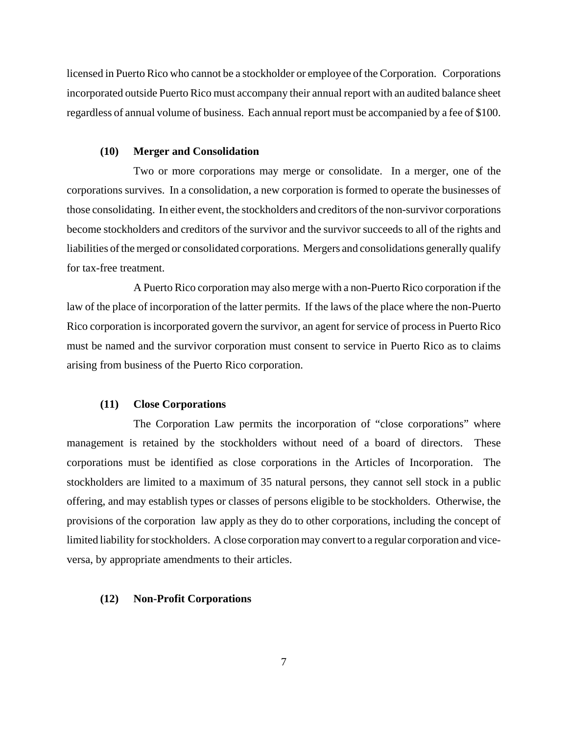licensed in Puerto Rico who cannot be a stockholder or employee of the Corporation. Corporations incorporated outside Puerto Rico must accompany their annual report with an audited balance sheet regardless of annual volume of business. Each annual report must be accompanied by a fee of $100.

**(10) Merger and Consolidation**

Two or more corporations may merge or consolidate. In a merger, one of the corporations survives. In a consolidation, a new corporation is formed to operate the businesses of those consolidating. In either event, the stockholders and creditors of the non-survivor corporations become stockholders and creditors of the survivor and the survivor succeeds to all of the rights and liabilities of the merged or consolidated corporations. Mergers and consolidations generally qualify for tax-free treatment.

A Puerto Rico corporation may also merge with a non-Puerto Rico corporation if the law of the place of incorporation of the latter permits. If the laws of the place where the non-Puerto Rico corporation is incorporated govern the survivor, an agent for service of process in Puerto Rico must be named and the survivor corporation must consent to service in Puerto Rico as to claims arising from business of the Puerto Rico corporation.

**(11) Close Corporations**

The Corporation Law permits the incorporation of "close corporations" where management is retained by the stockholders without need of a board of directors. These corporations must be identified as close corporations in the Articles of Incorporation. The stockholders are limited to a maximum of 35 natural persons, they cannot sell stock in a public offering, and may establish types or classes of persons eligible to be stockholders. Otherwise, the provisions of the corporation law apply as they do to other corporations, including the concept of limited liability for stockholders. A close corporation may convert to a regular corporation and vice-versa, by appropriate amendments to their articles.

**(12) Non-Profit Corporations**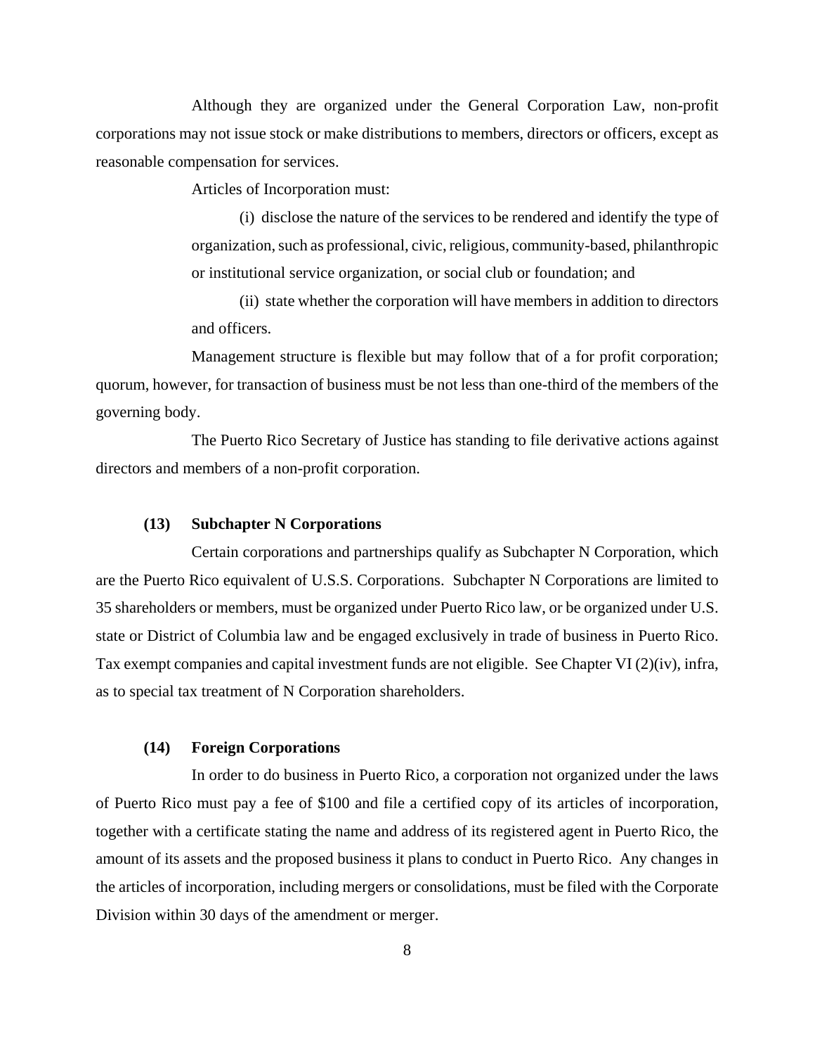Although they are organized under the General Corporation Law, non-profit corporations may not issue stock or make distributions to members, directors or officers, except as reasonable compensation for services.

Articles of Incorporation must:

(i) disclose the nature of the services to be rendered and identify the type of organization, such as professional, civic, religious, community-based, philanthropic or institutional service organization, or social club or foundation; and

(ii) state whether the corporation will have members in addition to directors and officers.

Management structure is flexible but may follow that of a for profit corporation; quorum, however, for transaction of business must be not less than one-third of the members of the governing body.

The Puerto Rico Secretary of Justice has standing to file derivative actions against directors and members of a non-profit corporation.

**(13) Subchapter N Corporations**

Certain corporations and partnerships qualify as Subchapter N Corporation, which are the Puerto Rico equivalent of U.S.S. Corporations. Subchapter N Corporations are limited to 35 shareholders or members, must be organized under Puerto Rico law, or be organized under U.S. state or District of Columbia law and be engaged exclusively in trade of business in Puerto Rico. Tax exempt companies and capital investment funds are not eligible. See Chapter VI (2)(iv), infra, as to special tax treatment of N Corporation shareholders.

**(14) Foreign Corporations**

In order to do business in Puerto Rico, a corporation not organized under the laws of Puerto Rico must pay a fee of $100 and file a certified copy of its articles of incorporation, together with a certificate stating the name and address of its registered agent in Puerto Rico, the amount of its assets and the proposed business it plans to conduct in Puerto Rico. Any changes in the articles of incorporation, including mergers or consolidations, must be filed with the Corporate Division within 30 days of the amendment or merger.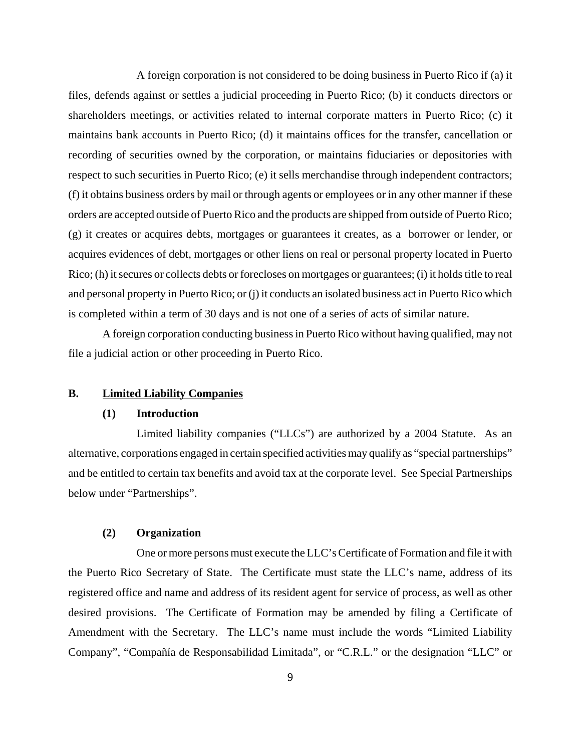A foreign corporation is not considered to be doing business in Puerto Rico if (a) it files, defends against or settles a judicial proceeding in Puerto Rico; (b) it conducts directors or shareholders meetings, or activities related to internal corporate matters in Puerto Rico; (c) it maintains bank accounts in Puerto Rico; (d) it maintains offices for the transfer, cancellation or recording of securities owned by the corporation, or maintains fiduciaries or depositories with respect to such securities in Puerto Rico; (e) it sells merchandise through independent contractors; (f) it obtains business orders by mail or through agents or employees or in any other manner if these orders are accepted outside of Puerto Rico and the products are shipped from outside of Puerto Rico; (g) it creates or acquires debts, mortgages or guarantees it creates, as a borrower or lender, or acquires evidences of debt, mortgages or other liens on real or personal property located in Puerto Rico; (h) it secures or collects debts or forecloses on mortgages or guarantees; (i) it holds title to real and personal property in Puerto Rico; or (j) it conducts an isolated business act in Puerto Rico which is completed within a term of 30 days and is not one of a series of acts of similar nature.

A foreign corporation conducting business in Puerto Rico without having qualified, may not file a judicial action or other proceeding in Puerto Rico.

## B. Limited Liability Companies

### (1) Introduction

Limited liability companies ("LLCs") are authorized by a 2004 Statute. As an alternative, corporations engaged in certain specified activities may qualify as "special partnerships" and be entitled to certain tax benefits and avoid tax at the corporate level. See Special Partnerships below under "Partnerships".

### (2) Organization

One or more persons must execute the LLC's Certificate of Formation and file it with the Puerto Rico Secretary of State. The Certificate must state the LLC's name, address of its registered office and name and address of its resident agent for service of process, as well as other desired provisions. The Certificate of Formation may be amended by filing a Certificate of Amendment with the Secretary. The LLC's name must include the words "Limited Liability Company", "Compañía de Responsabilidad Limitada", or "C.R.L." or the designation "LLC" or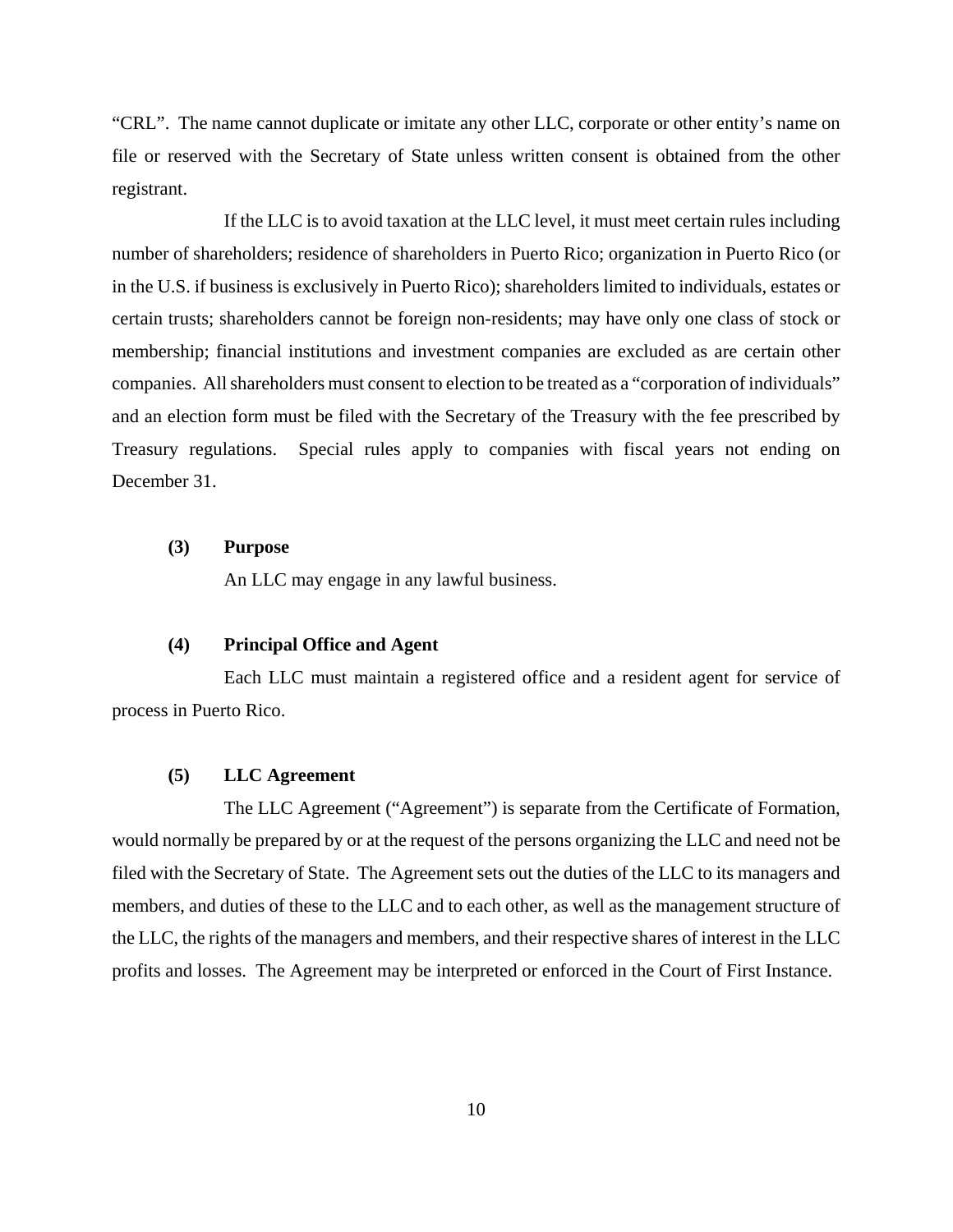"CRL". The name cannot duplicate or imitate any other LLC, corporate or other entity's name on file or reserved with the Secretary of State unless written consent is obtained from the other registrant.

If the LLC is to avoid taxation at the LLC level, it must meet certain rules including number of shareholders; residence of shareholders in Puerto Rico; organization in Puerto Rico (or in the U.S. if business is exclusively in Puerto Rico); shareholders limited to individuals, estates or certain trusts; shareholders cannot be foreign non-residents; may have only one class of stock or membership; financial institutions and investment companies are excluded as are certain other companies. All shareholders must consent to election to be treated as a "corporation of individuals" and an election form must be filed with the Secretary of the Treasury with the fee prescribed by Treasury regulations. Special rules apply to companies with fiscal years not ending on December 31.

**(3) Purpose**

An LLC may engage in any lawful business.

**(4) Principal Office and Agent**

Each LLC must maintain a registered office and a resident agent for service of process in Puerto Rico.

**(5) LLC Agreement**

The LLC Agreement ("Agreement") is separate from the Certificate of Formation, would normally be prepared by or at the request of the persons organizing the LLC and need not be filed with the Secretary of State. The Agreement sets out the duties of the LLC to its managers and members, and duties of these to the LLC and to each other, as well as the management structure of the LLC, the rights of the managers and members, and their respective shares of interest in the LLC profits and losses. The Agreement may be interpreted or enforced in the Court of First Instance.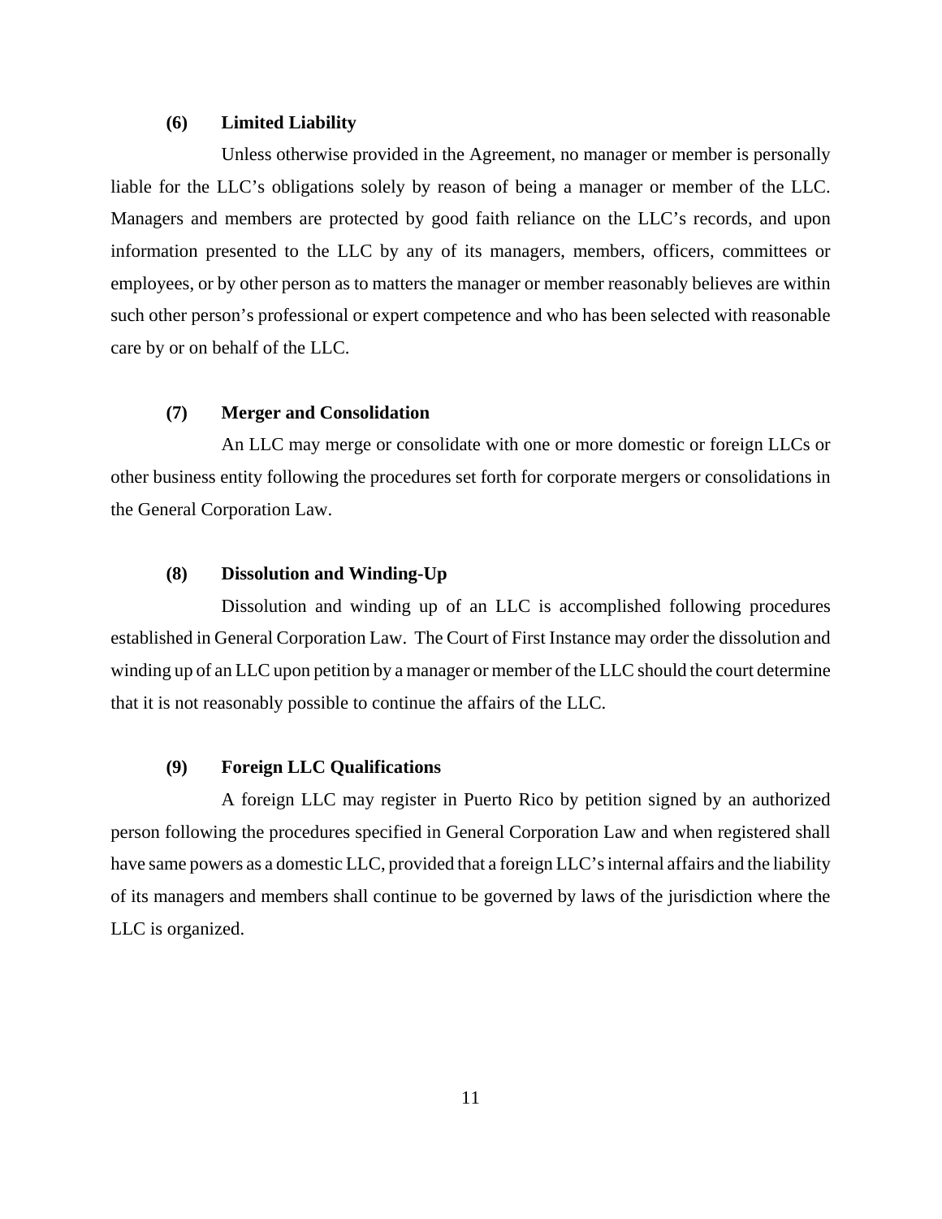**(6) Limited Liability**

Unless otherwise provided in the Agreement, no manager or member is personally liable for the LLC's obligations solely by reason of being a manager or member of the LLC. Managers and members are protected by good faith reliance on the LLC's records, and upon information presented to the LLC by any of its managers, members, officers, committees or employees, or by other person as to matters the manager or member reasonably believes are within such other person's professional or expert competence and who has been selected with reasonable care by or on behalf of the LLC.

**(7) Merger and Consolidation**

An LLC may merge or consolidate with one or more domestic or foreign LLCs or other business entity following the procedures set forth for corporate mergers or consolidations in the General Corporation Law.

**(8) Dissolution and Winding-Up**

Dissolution and winding up of an LLC is accomplished following procedures established in General Corporation Law. The Court of First Instance may order the dissolution and winding up of an LLC upon petition by a manager or member of the LLC should the court determine that it is not reasonably possible to continue the affairs of the LLC.

**(9) Foreign LLC Qualifications**

A foreign LLC may register in Puerto Rico by petition signed by an authorized person following the procedures specified in General Corporation Law and when registered shall have same powers as a domestic LLC, provided that a foreign LLC's internal affairs and the liability of its managers and members shall continue to be governed by laws of the jurisdiction where the LLC is organized.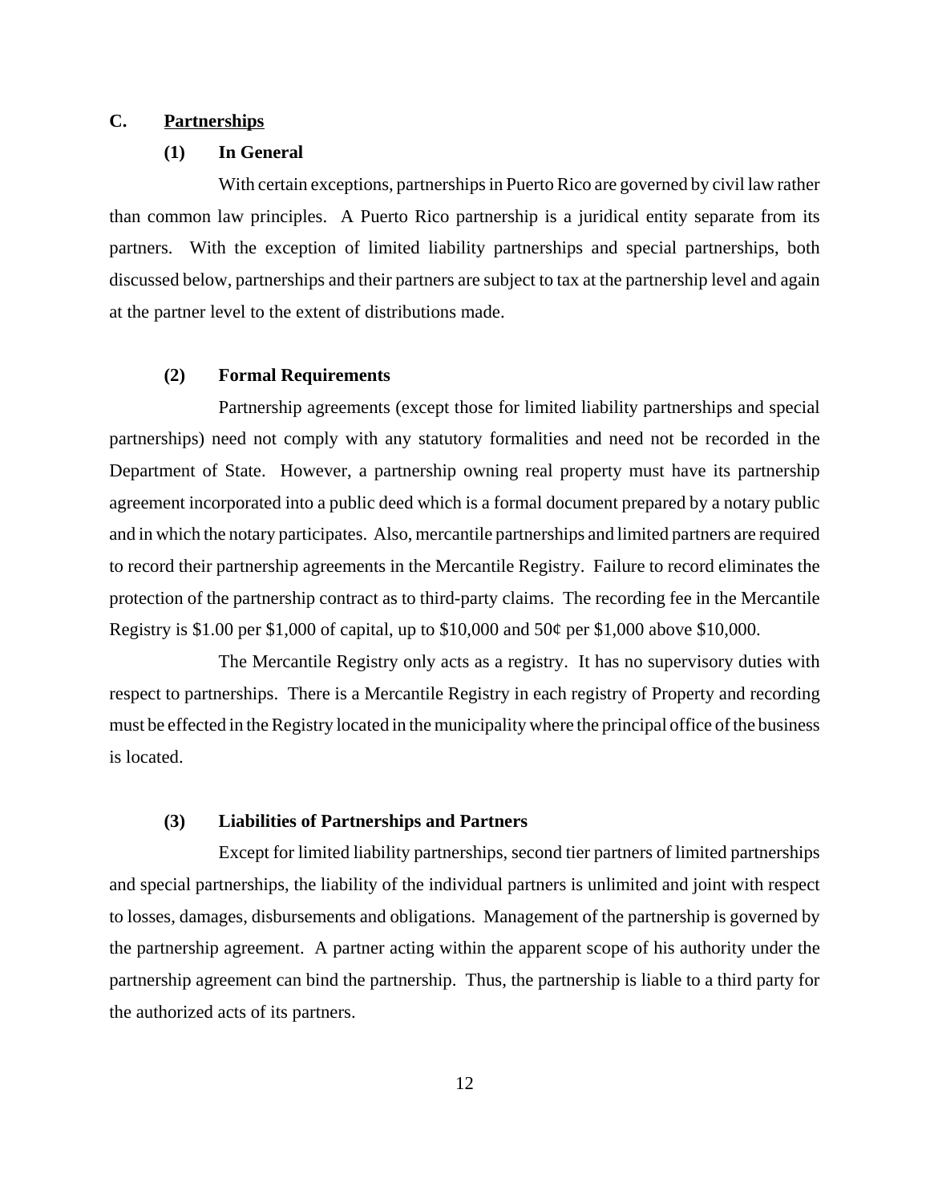## C. Partnerships

### (1) In General

With certain exceptions, partnerships in Puerto Rico are governed by civil law rather than common law principles. A Puerto Rico partnership is a juridical entity separate from its partners. With the exception of limited liability partnerships and special partnerships, both discussed below, partnerships and their partners are subject to tax at the partnership level and again at the partner level to the extent of distributions made.

### (2) Formal Requirements

Partnership agreements (except those for limited liability partnerships and special partnerships) need not comply with any statutory formalities and need not be recorded in the Department of State. However, a partnership owning real property must have its partnership agreement incorporated into a public deed which is a formal document prepared by a notary public and in which the notary participates. Also, mercantile partnerships and limited partners are required to record their partnership agreements in the Mercantile Registry. Failure to record eliminates the protection of the partnership contract as to third-party claims. The recording fee in the Mercantile Registry is $1.00 per $1,000 of capital, up to $10,000 and 50¢ per $1,000 above $10,000.

The Mercantile Registry only acts as a registry. It has no supervisory duties with respect to partnerships. There is a Mercantile Registry in each registry of Property and recording must be effected in the Registry located in the municipality where the principal office of the business is located.

### (3) Liabilities of Partnerships and Partners

Except for limited liability partnerships, second tier partners of limited partnerships and special partnerships, the liability of the individual partners is unlimited and joint with respect to losses, damages, disbursements and obligations. Management of the partnership is governed by the partnership agreement. A partner acting within the apparent scope of his authority under the partnership agreement can bind the partnership. Thus, the partnership is liable to a third party for the authorized acts of its partners.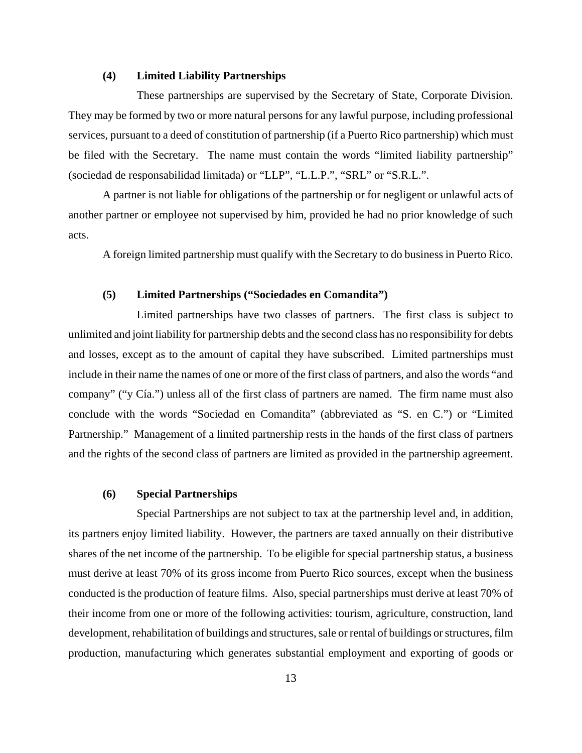### (4) Limited Liability Partnerships

These partnerships are supervised by the Secretary of State, Corporate Division. They may be formed by two or more natural persons for any lawful purpose, including professional services, pursuant to a deed of constitution of partnership (if a Puerto Rico partnership) which must be filed with the Secretary. The name must contain the words "limited liability partnership" (sociedad de responsabilidad limitada) or "LLP", "L.L.P.", "SRL" or "S.R.L.".

A partner is not liable for obligations of the partnership or for negligent or unlawful acts of another partner or employee not supervised by him, provided he had no prior knowledge of such acts.

A foreign limited partnership must qualify with the Secretary to do business in Puerto Rico.

### (5) Limited Partnerships ("Sociedades en Comandita")

Limited partnerships have two classes of partners. The first class is subject to unlimited and joint liability for partnership debts and the second class has no responsibility for debts and losses, except as to the amount of capital they have subscribed. Limited partnerships must include in their name the names of one or more of the first class of partners, and also the words "and company" ("y Cía.") unless all of the first class of partners are named. The firm name must also conclude with the words "Sociedad en Comandita" (abbreviated as "S. en C.") or "Limited Partnership." Management of a limited partnership rests in the hands of the first class of partners and the rights of the second class of partners are limited as provided in the partnership agreement.

### (6) Special Partnerships

Special Partnerships are not subject to tax at the partnership level and, in addition, its partners enjoy limited liability. However, the partners are taxed annually on their distributive shares of the net income of the partnership. To be eligible for special partnership status, a business must derive at least 70% of its gross income from Puerto Rico sources, except when the business conducted is the production of feature films. Also, special partnerships must derive at least 70% of their income from one or more of the following activities: tourism, agriculture, construction, land development, rehabilitation of buildings and structures, sale or rental of buildings or structures, film production, manufacturing which generates substantial employment and exporting of goods or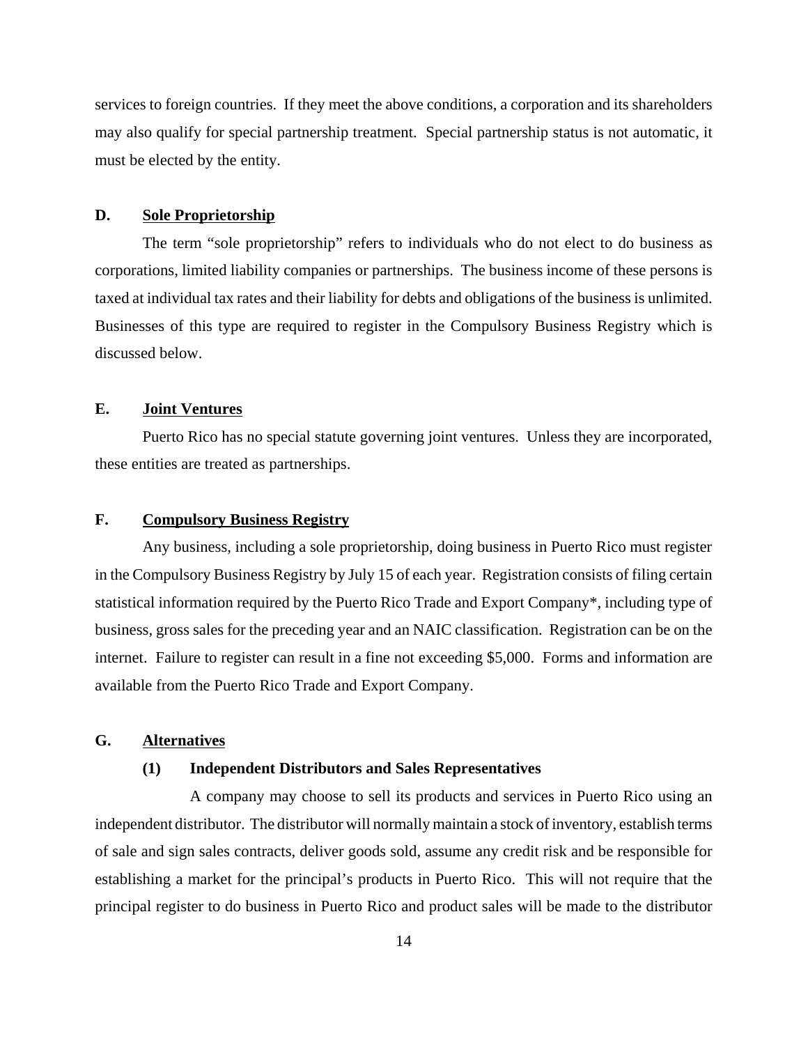services to foreign countries. If they meet the above conditions, a corporation and its shareholders may also qualify for special partnership treatment. Special partnership status is not automatic, it must be elected by the entity.

## D. Sole Proprietorship

The term "sole proprietorship" refers to individuals who do not elect to do business as corporations, limited liability companies or partnerships. The business income of these persons is taxed at individual tax rates and their liability for debts and obligations of the business is unlimited. Businesses of this type are required to register in the Compulsory Business Registry which is discussed below.

## E. Joint Ventures

Puerto Rico has no special statute governing joint ventures. Unless they are incorporated, these entities are treated as partnerships.

## F. Compulsory Business Registry

Any business, including a sole proprietorship, doing business in Puerto Rico must register in the Compulsory Business Registry by July 15 of each year. Registration consists of filing certain statistical information required by the Puerto Rico Trade and Export Company*, including type of business, gross sales for the preceding year and an NAIC classification. Registration can be on the internet. Failure to register can result in a fine not exceeding $5,000. Forms and information are available from the Puerto Rico Trade and Export Company.

## G. Alternatives

### (1) Independent Distributors and Sales Representatives

A company may choose to sell its products and services in Puerto Rico using an independent distributor. The distributor will normally maintain a stock of inventory, establish terms of sale and sign sales contracts, deliver goods sold, assume any credit risk and be responsible for establishing a market for the principal's products in Puerto Rico. This will not require that the principal register to do business in Puerto Rico and product sales will be made to the distributor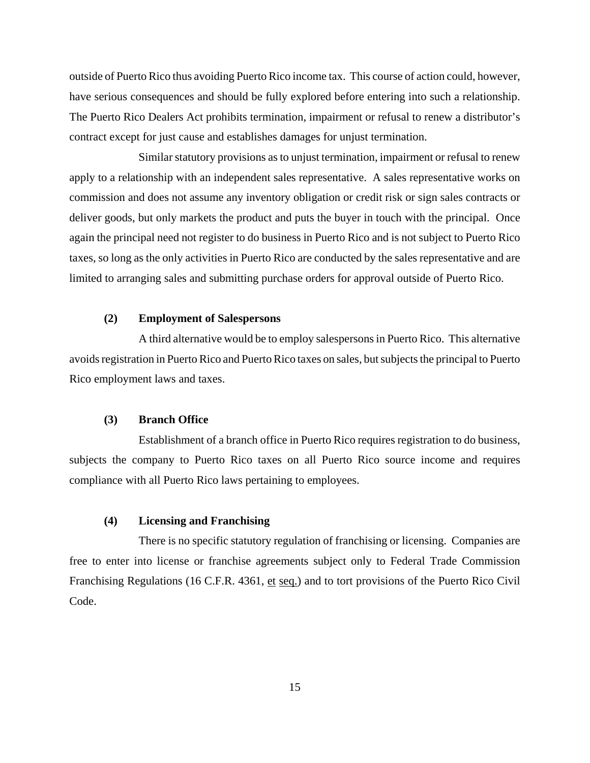outside of Puerto Rico thus avoiding Puerto Rico income tax. This course of action could, however, have serious consequences and should be fully explored before entering into such a relationship. The Puerto Rico Dealers Act prohibits termination, impairment or refusal to renew a distributor's contract except for just cause and establishes damages for unjust termination.

Similar statutory provisions as to unjust termination, impairment or refusal to renew apply to a relationship with an independent sales representative. A sales representative works on commission and does not assume any inventory obligation or credit risk or sign sales contracts or deliver goods, but only markets the product and puts the buyer in touch with the principal. Once again the principal need not register to do business in Puerto Rico and is not subject to Puerto Rico taxes, so long as the only activities in Puerto Rico are conducted by the sales representative and are limited to arranging sales and submitting purchase orders for approval outside of Puerto Rico.

**(2) Employment of Salespersons**

A third alternative would be to employ salespersons in Puerto Rico. This alternative avoids registration in Puerto Rico and Puerto Rico taxes on sales, but subjects the principal to Puerto Rico employment laws and taxes.

**(3) Branch Office**

Establishment of a branch office in Puerto Rico requires registration to do business, subjects the company to Puerto Rico taxes on all Puerto Rico source income and requires compliance with all Puerto Rico laws pertaining to employees.

**(4) Licensing and Franchising**

There is no specific statutory regulation of franchising or licensing. Companies are free to enter into license or franchise agreements subject only to Federal Trade Commission Franchising Regulations (16 C.F.R. 4361, et seq.) and to tort provisions of the Puerto Rico Civil Code.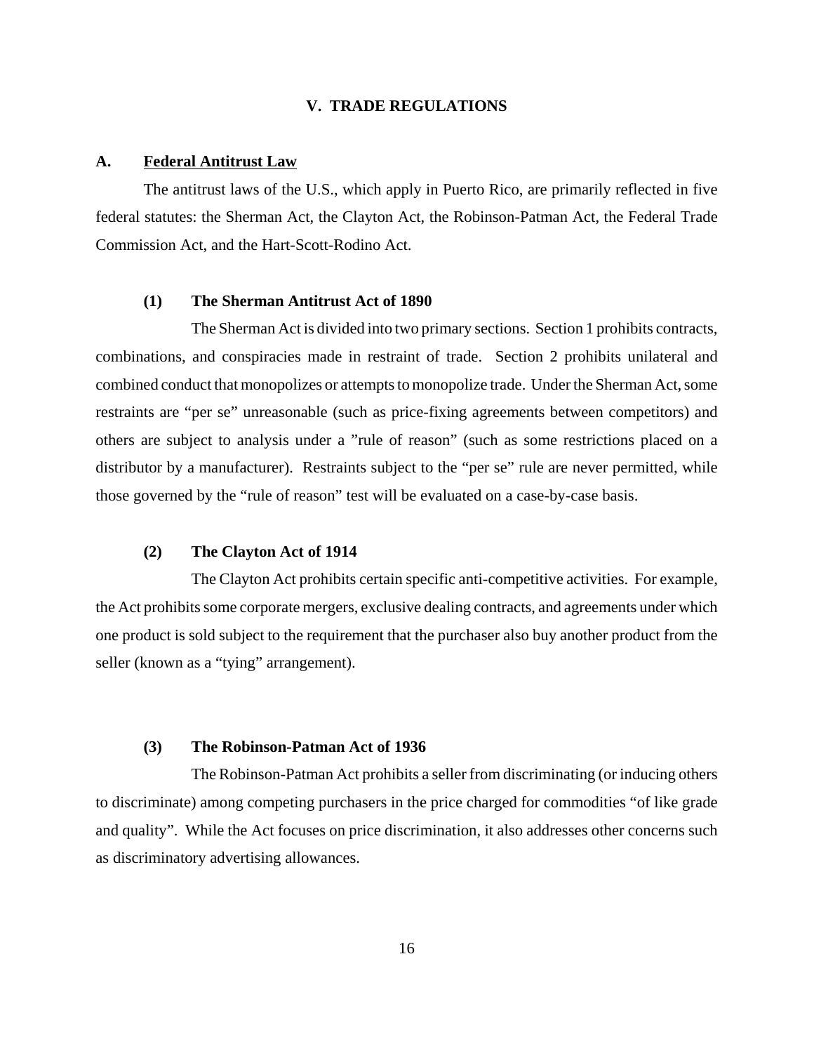# V. TRADE REGULATIONS

## A. Federal Antitrust Law

The antitrust laws of the U.S., which apply in Puerto Rico, are primarily reflected in five federal statutes: the Sherman Act, the Clayton Act, the Robinson-Patman Act, the Federal Trade Commission Act, and the Hart-Scott-Rodino Act.

### (1) The Sherman Antitrust Act of 1890

The Sherman Act is divided into two primary sections. Section 1 prohibits contracts, combinations, and conspiracies made in restraint of trade. Section 2 prohibits unilateral and combined conduct that monopolizes or attempts to monopolize trade. Under the Sherman Act, some restraints are "per se" unreasonable (such as price-fixing agreements between competitors) and others are subject to analysis under a "rule of reason" (such as some restrictions placed on a distributor by a manufacturer). Restraints subject to the "per se" rule are never permitted, while those governed by the "rule of reason" test will be evaluated on a case-by-case basis.

### (2) The Clayton Act of 1914

The Clayton Act prohibits certain specific anti-competitive activities. For example, the Act prohibits some corporate mergers, exclusive dealing contracts, and agreements under which one product is sold subject to the requirement that the purchaser also buy another product from the seller (known as a "tying" arrangement).

### (3) The Robinson-Patman Act of 1936

The Robinson-Patman Act prohibits a seller from discriminating (or inducing others to discriminate) among competing purchasers in the price charged for commodities "of like grade and quality". While the Act focuses on price discrimination, it also addresses other concerns such as discriminatory advertising allowances.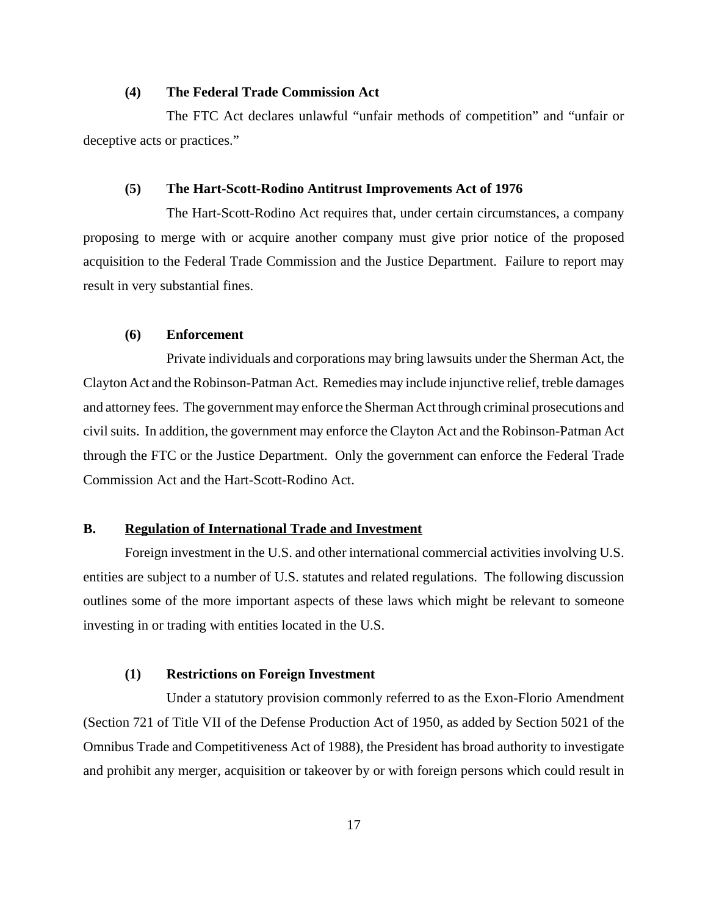#### (4) The Federal Trade Commission Act

The FTC Act declares unlawful "unfair methods of competition" and "unfair or deceptive acts or practices."

#### (5) The Hart-Scott-Rodino Antitrust Improvements Act of 1976

The Hart-Scott-Rodino Act requires that, under certain circumstances, a company proposing to merge with or acquire another company must give prior notice of the proposed acquisition to the Federal Trade Commission and the Justice Department. Failure to report may result in very substantial fines.

#### (6) Enforcement

Private individuals and corporations may bring lawsuits under the Sherman Act, the Clayton Act and the Robinson-Patman Act. Remedies may include injunctive relief, treble damages and attorney fees. The government may enforce the Sherman Act through criminal prosecutions and civil suits. In addition, the government may enforce the Clayton Act and the Robinson-Patman Act through the FTC or the Justice Department. Only the government can enforce the Federal Trade Commission Act and the Hart-Scott-Rodino Act.

### B. Regulation of International Trade and Investment

Foreign investment in the U.S. and other international commercial activities involving U.S. entities are subject to a number of U.S. statutes and related regulations. The following discussion outlines some of the more important aspects of these laws which might be relevant to someone investing in or trading with entities located in the U.S.

#### (1) Restrictions on Foreign Investment

Under a statutory provision commonly referred to as the Exon-Florio Amendment (Section 721 of Title VII of the Defense Production Act of 1950, as added by Section 5021 of the Omnibus Trade and Competitiveness Act of 1988), the President has broad authority to investigate and prohibit any merger, acquisition or takeover by or with foreign persons which could result in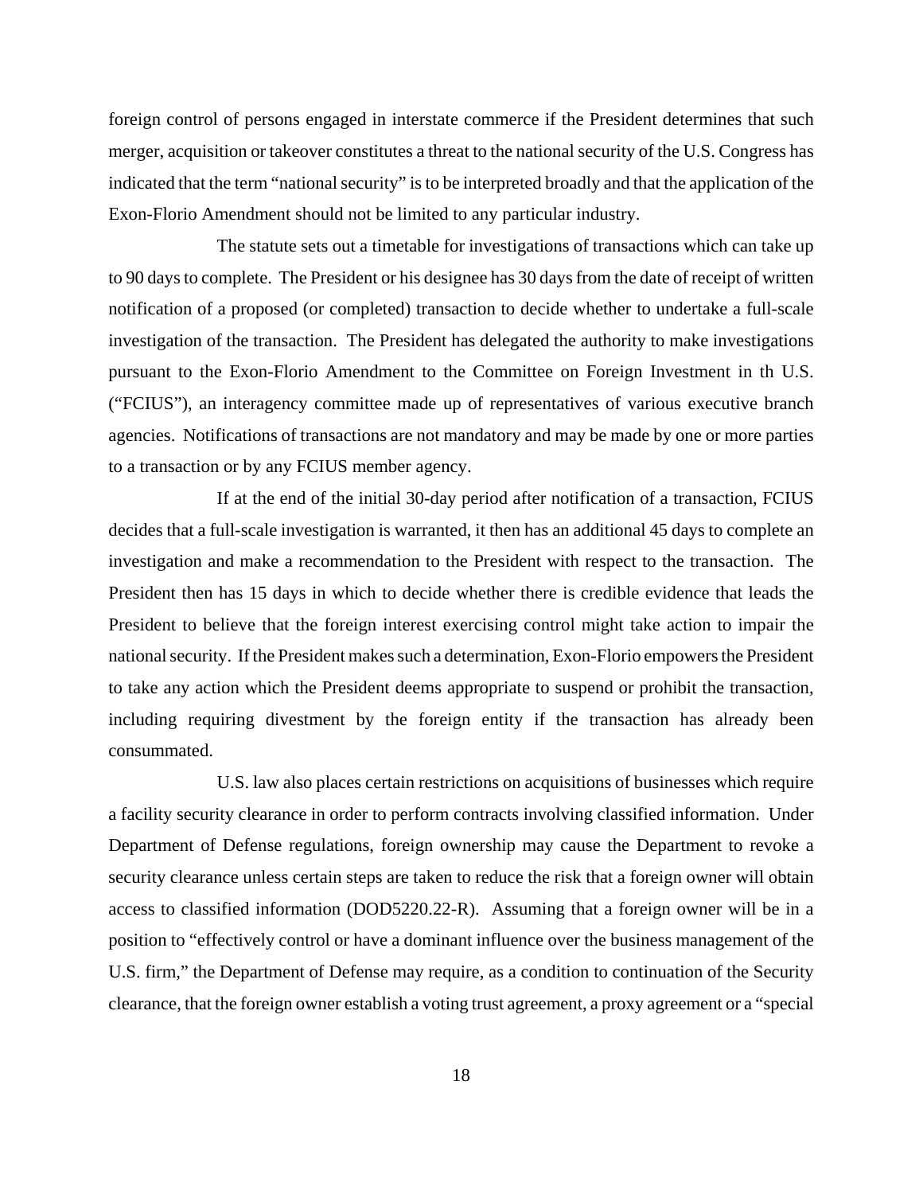foreign control of persons engaged in interstate commerce if the President determines that such merger, acquisition or takeover constitutes a threat to the national security of the U.S. Congress has indicated that the term "national security" is to be interpreted broadly and that the application of the Exon-Florio Amendment should not be limited to any particular industry.

The statute sets out a timetable for investigations of transactions which can take up to 90 days to complete. The President or his designee has 30 days from the date of receipt of written notification of a proposed (or completed) transaction to decide whether to undertake a full-scale investigation of the transaction. The President has delegated the authority to make investigations pursuant to the Exon-Florio Amendment to the Committee on Foreign Investment in th U.S. ("FCIUS"), an interagency committee made up of representatives of various executive branch agencies. Notifications of transactions are not mandatory and may be made by one or more parties to a transaction or by any FCIUS member agency.

If at the end of the initial 30-day period after notification of a transaction, FCIUS decides that a full-scale investigation is warranted, it then has an additional 45 days to complete an investigation and make a recommendation to the President with respect to the transaction. The President then has 15 days in which to decide whether there is credible evidence that leads the President to believe that the foreign interest exercising control might take action to impair the national security. If the President makes such a determination, Exon-Florio empowers the President to take any action which the President deems appropriate to suspend or prohibit the transaction, including requiring divestment by the foreign entity if the transaction has already been consummated.

U.S. law also places certain restrictions on acquisitions of businesses which require a facility security clearance in order to perform contracts involving classified information. Under Department of Defense regulations, foreign ownership may cause the Department to revoke a security clearance unless certain steps are taken to reduce the risk that a foreign owner will obtain access to classified information (DOD5220.22-R). Assuming that a foreign owner will be in a position to "effectively control or have a dominant influence over the business management of the U.S. firm," the Department of Defense may require, as a condition to continuation of the Security clearance, that the foreign owner establish a voting trust agreement, a proxy agreement or a "special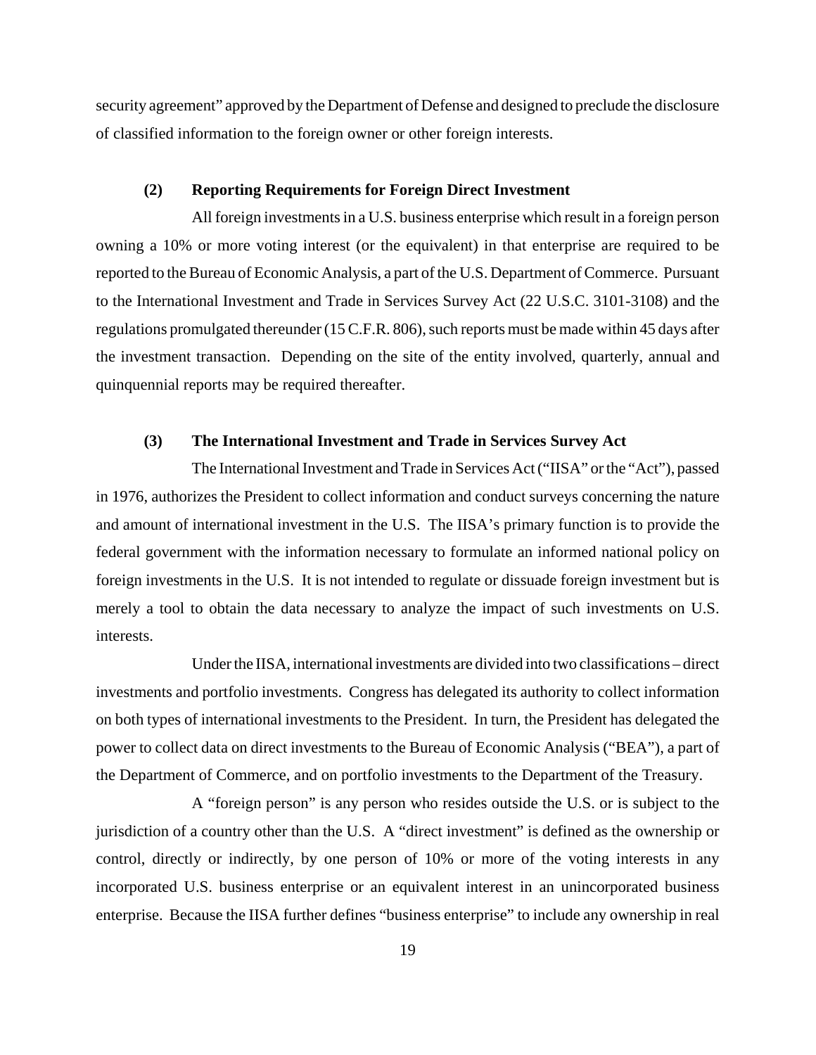security agreement" approved by the Department of Defense and designed to preclude the disclosure of classified information to the foreign owner or other foreign interests.

### (2) Reporting Requirements for Foreign Direct Investment

All foreign investments in a U.S. business enterprise which result in a foreign person owning a 10% or more voting interest (or the equivalent) in that enterprise are required to be reported to the Bureau of Economic Analysis, a part of the U.S. Department of Commerce. Pursuant to the International Investment and Trade in Services Survey Act (22 U.S.C. 3101-3108) and the regulations promulgated thereunder (15 C.F.R. 806), such reports must be made within 45 days after the investment transaction. Depending on the site of the entity involved, quarterly, annual and quinquennial reports may be required thereafter.

### (3) The International Investment and Trade in Services Survey Act

The International Investment and Trade in Services Act ("IISA" or the "Act"), passed in 1976, authorizes the President to collect information and conduct surveys concerning the nature and amount of international investment in the U.S. The IISA's primary function is to provide the federal government with the information necessary to formulate an informed national policy on foreign investments in the U.S. It is not intended to regulate or dissuade foreign investment but is merely a tool to obtain the data necessary to analyze the impact of such investments on U.S. interests.

Under the IISA, international investments are divided into two classifications – direct investments and portfolio investments. Congress has delegated its authority to collect information on both types of international investments to the President. In turn, the President has delegated the power to collect data on direct investments to the Bureau of Economic Analysis ("BEA"), a part of the Department of Commerce, and on portfolio investments to the Department of the Treasury.

A "foreign person" is any person who resides outside the U.S. or is subject to the jurisdiction of a country other than the U.S. A "direct investment" is defined as the ownership or control, directly or indirectly, by one person of 10% or more of the voting interests in any incorporated U.S. business enterprise or an equivalent interest in an unincorporated business enterprise. Because the IISA further defines "business enterprise" to include any ownership in real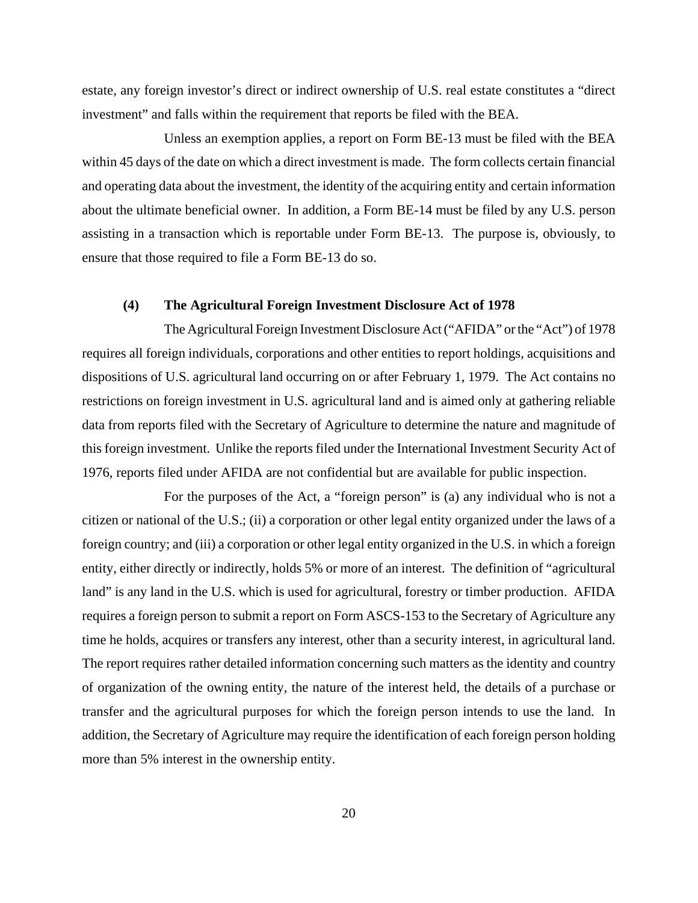estate, any foreign investor's direct or indirect ownership of U.S. real estate constitutes a "direct investment" and falls within the requirement that reports be filed with the BEA.

Unless an exemption applies, a report on Form BE-13 must be filed with the BEA within 45 days of the date on which a direct investment is made. The form collects certain financial and operating data about the investment, the identity of the acquiring entity and certain information about the ultimate beneficial owner. In addition, a Form BE-14 must be filed by any U.S. person assisting in a transaction which is reportable under Form BE-13. The purpose is, obviously, to ensure that those required to file a Form BE-13 do so.

### (4) The Agricultural Foreign Investment Disclosure Act of 1978

The Agricultural Foreign Investment Disclosure Act ("AFIDA" or the "Act") of 1978 requires all foreign individuals, corporations and other entities to report holdings, acquisitions and dispositions of U.S. agricultural land occurring on or after February 1, 1979. The Act contains no restrictions on foreign investment in U.S. agricultural land and is aimed only at gathering reliable data from reports filed with the Secretary of Agriculture to determine the nature and magnitude of this foreign investment. Unlike the reports filed under the International Investment Security Act of 1976, reports filed under AFIDA are not confidential but are available for public inspection.

For the purposes of the Act, a "foreign person" is (a) any individual who is not a citizen or national of the U.S.; (ii) a corporation or other legal entity organized under the laws of a foreign country; and (iii) a corporation or other legal entity organized in the U.S. in which a foreign entity, either directly or indirectly, holds 5% or more of an interest. The definition of "agricultural land" is any land in the U.S. which is used for agricultural, forestry or timber production. AFIDA requires a foreign person to submit a report on Form ASCS-153 to the Secretary of Agriculture any time he holds, acquires or transfers any interest, other than a security interest, in agricultural land. The report requires rather detailed information concerning such matters as the identity and country of organization of the owning entity, the nature of the interest held, the details of a purchase or transfer and the agricultural purposes for which the foreign person intends to use the land. In addition, the Secretary of Agriculture may require the identification of each foreign person holding more than 5% interest in the ownership entity.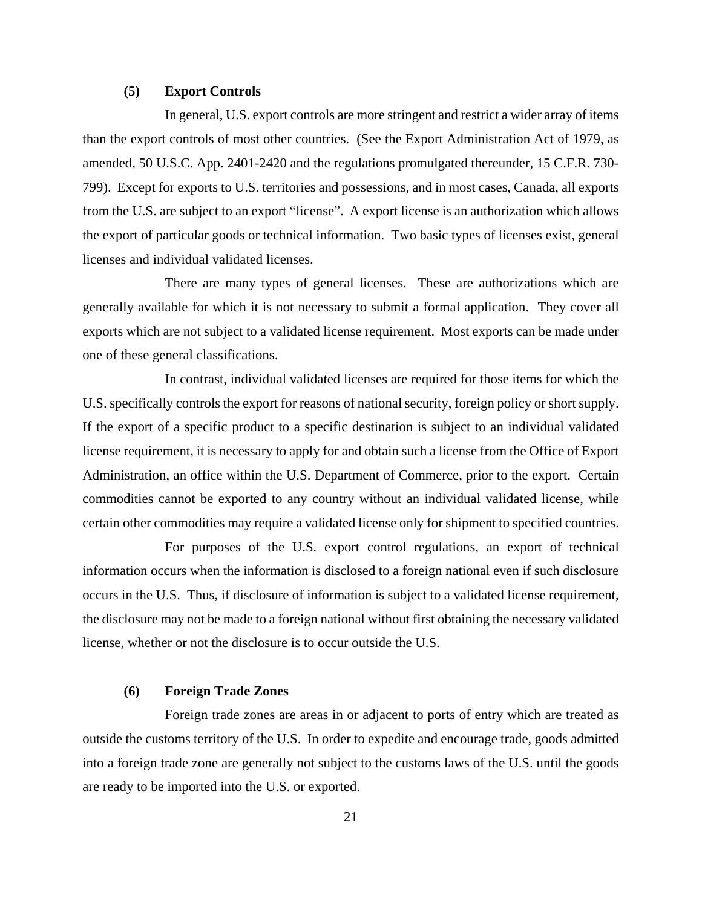### (5) Export Controls

In general, U.S. export controls are more stringent and restrict a wider array of items than the export controls of most other countries. (See the Export Administration Act of 1979, as amended, 50 U.S.C. App. 2401-2420 and the regulations promulgated thereunder, 15 C.F.R. 730-799). Except for exports to U.S. territories and possessions, and in most cases, Canada, all exports from the U.S. are subject to an export "license". A export license is an authorization which allows the export of particular goods or technical information. Two basic types of licenses exist, general licenses and individual validated licenses.

There are many types of general licenses. These are authorizations which are generally available for which it is not necessary to submit a formal application. They cover all exports which are not subject to a validated license requirement. Most exports can be made under one of these general classifications.

In contrast, individual validated licenses are required for those items for which the U.S. specifically controls the export for reasons of national security, foreign policy or short supply. If the export of a specific product to a specific destination is subject to an individual validated license requirement, it is necessary to apply for and obtain such a license from the Office of Export Administration, an office within the U.S. Department of Commerce, prior to the export. Certain commodities cannot be exported to any country without an individual validated license, while certain other commodities may require a validated license only for shipment to specified countries.

For purposes of the U.S. export control regulations, an export of technical information occurs when the information is disclosed to a foreign national even if such disclosure occurs in the U.S. Thus, if disclosure of information is subject to a validated license requirement, the disclosure may not be made to a foreign national without first obtaining the necessary validated license, whether or not the disclosure is to occur outside the U.S.

### (6) Foreign Trade Zones

Foreign trade zones are areas in or adjacent to ports of entry which are treated as outside the customs territory of the U.S. In order to expedite and encourage trade, goods admitted into a foreign trade zone are generally not subject to the customs laws of the U.S. until the goods are ready to be imported into the U.S. or exported.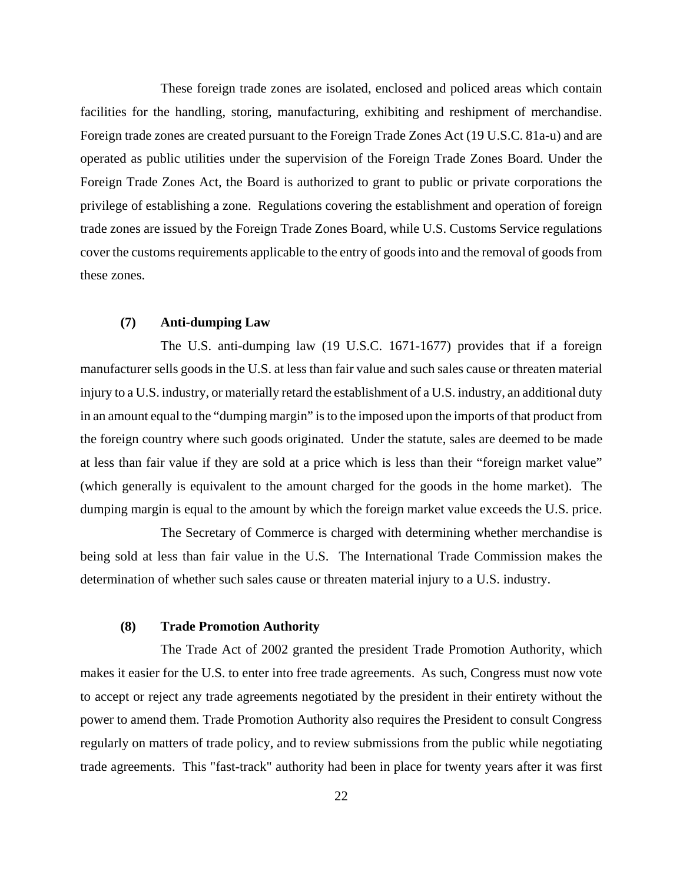These foreign trade zones are isolated, enclosed and policed areas which contain facilities for the handling, storing, manufacturing, exhibiting and reshipment of merchandise. Foreign trade zones are created pursuant to the Foreign Trade Zones Act (19 U.S.C. 81a-u) and are operated as public utilities under the supervision of the Foreign Trade Zones Board. Under the Foreign Trade Zones Act, the Board is authorized to grant to public or private corporations the privilege of establishing a zone. Regulations covering the establishment and operation of foreign trade zones are issued by the Foreign Trade Zones Board, while U.S. Customs Service regulations cover the customs requirements applicable to the entry of goods into and the removal of goods from these zones.

### (7) Anti-dumping Law

The U.S. anti-dumping law (19 U.S.C. 1671-1677) provides that if a foreign manufacturer sells goods in the U.S. at less than fair value and such sales cause or threaten material injury to a U.S. industry, or materially retard the establishment of a U.S. industry, an additional duty in an amount equal to the "dumping margin" is to the imposed upon the imports of that product from the foreign country where such goods originated. Under the statute, sales are deemed to be made at less than fair value if they are sold at a price which is less than their "foreign market value" (which generally is equivalent to the amount charged for the goods in the home market). The dumping margin is equal to the amount by which the foreign market value exceeds the U.S. price.

The Secretary of Commerce is charged with determining whether merchandise is being sold at less than fair value in the U.S. The International Trade Commission makes the determination of whether such sales cause or threaten material injury to a U.S. industry.

### (8) Trade Promotion Authority

The Trade Act of 2002 granted the president Trade Promotion Authority, which makes it easier for the U.S. to enter into free trade agreements. As such, Congress must now vote to accept or reject any trade agreements negotiated by the president in their entirety without the power to amend them. Trade Promotion Authority also requires the President to consult Congress regularly on matters of trade policy, and to review submissions from the public while negotiating trade agreements. This "fast-track" authority had been in place for twenty years after it was first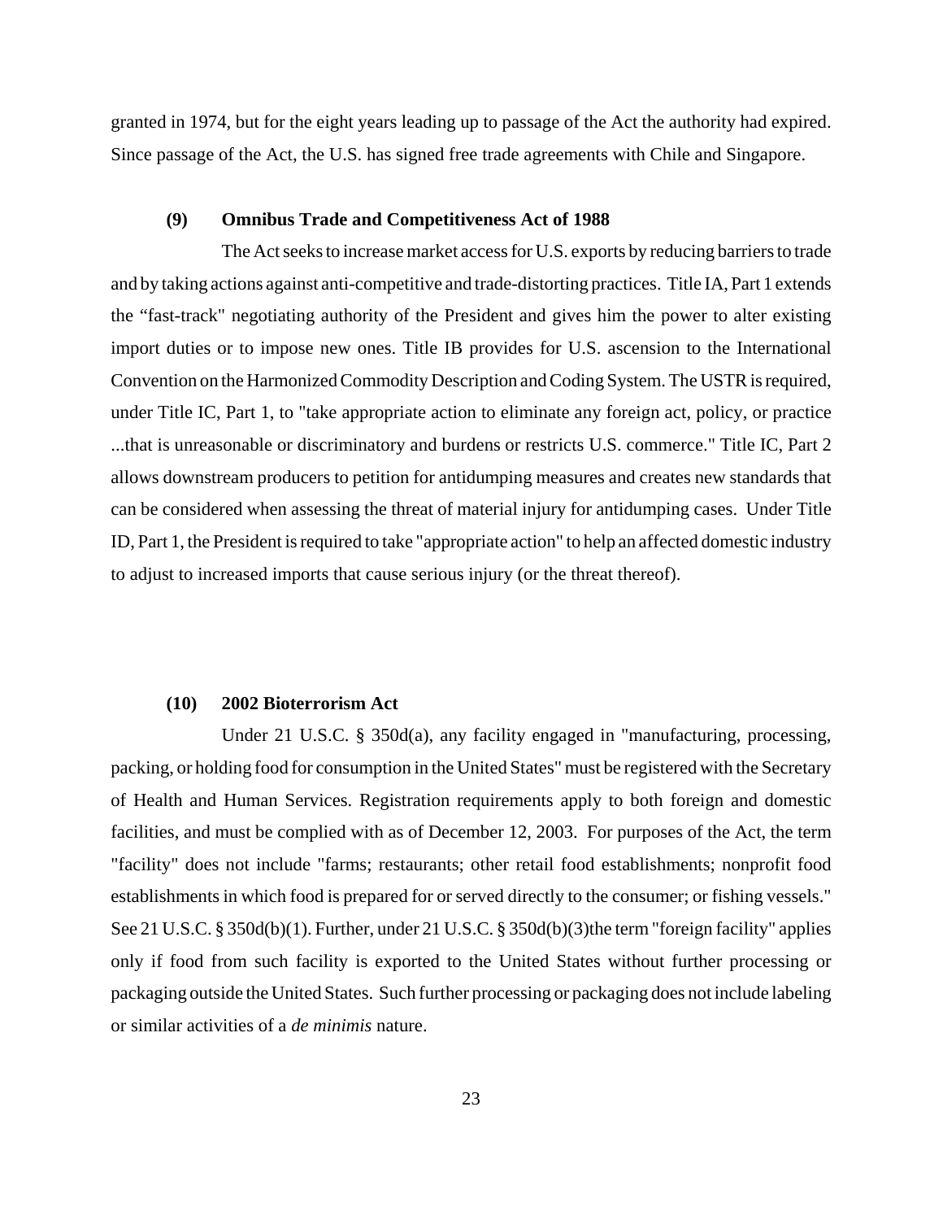granted in 1974, but for the eight years leading up to passage of the Act the authority had expired. Since passage of the Act, the U.S. has signed free trade agreements with Chile and Singapore.

### (9) Omnibus Trade and Competitiveness Act of 1988

The Act seeks to increase market access for U.S. exports by reducing barriers to trade and by taking actions against anti-competitive and trade-distorting practices. Title IA, Part 1 extends the "fast-track" negotiating authority of the President and gives him the power to alter existing import duties or to impose new ones. Title IB provides for U.S. ascension to the International Convention on the Harmonized Commodity Description and Coding System. The USTR is required, under Title IC, Part 1, to "take appropriate action to eliminate any foreign act, policy, or practice ...that is unreasonable or discriminatory and burdens or restricts U.S. commerce." Title IC, Part 2 allows downstream producers to petition for antidumping measures and creates new standards that can be considered when assessing the threat of material injury for antidumping cases. Under Title ID, Part 1, the President is required to take "appropriate action" to help an affected domestic industry to adjust to increased imports that cause serious injury (or the threat thereof).

### (10) 2002 Bioterrorism Act

Under 21 U.S.C. § 350d(a), any facility engaged in "manufacturing, processing, packing, or holding food for consumption in the United States" must be registered with the Secretary of Health and Human Services. Registration requirements apply to both foreign and domestic facilities, and must be complied with as of December 12, 2003. For purposes of the Act, the term "facility" does not include "farms; restaurants; other retail food establishments; nonprofit food establishments in which food is prepared for or served directly to the consumer; or fishing vessels." See 21 U.S.C. § 350d(b)(1). Further, under 21 U.S.C. § 350d(b)(3)the term "foreign facility" applies only if food from such facility is exported to the United States without further processing or packaging outside the United States. Such further processing or packaging does not include labeling or similar activities of a *de minimis* nature.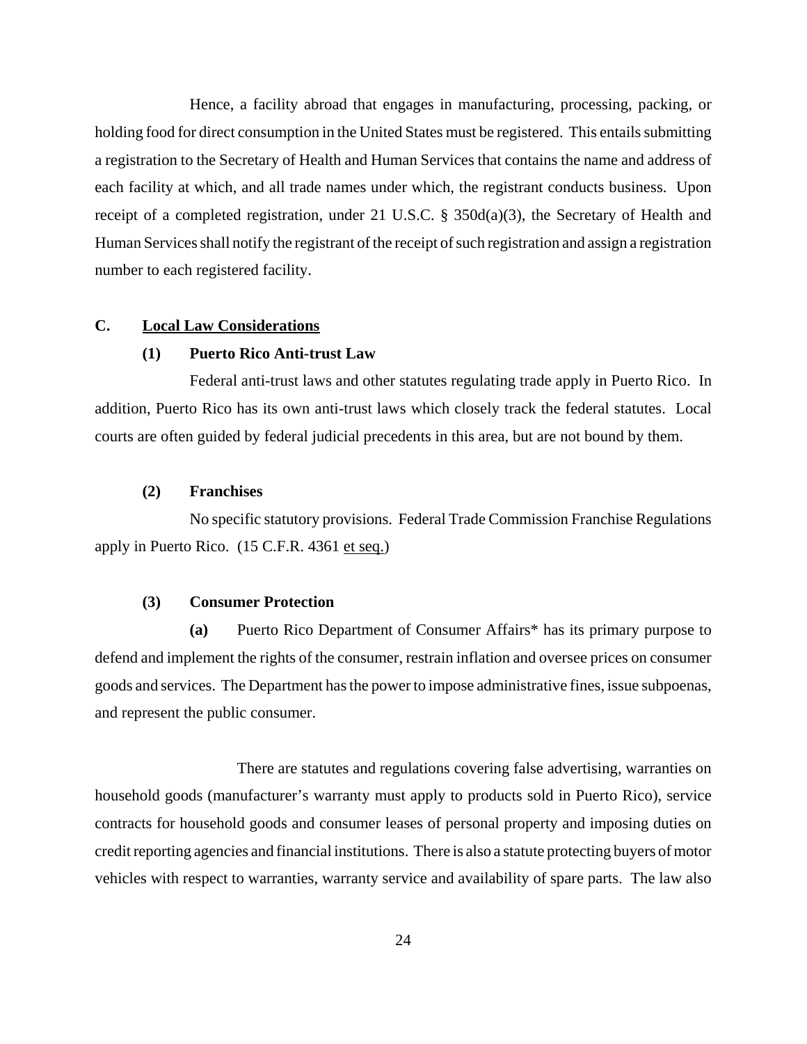Hence, a facility abroad that engages in manufacturing, processing, packing, or holding food for direct consumption in the United States must be registered. This entails submitting a registration to the Secretary of Health and Human Services that contains the name and address of each facility at which, and all trade names under which, the registrant conducts business. Upon receipt of a completed registration, under 21 U.S.C. § 350d(a)(3), the Secretary of Health and Human Services shall notify the registrant of the receipt of such registration and assign a registration number to each registered facility.

## C. Local Law Considerations

### (1) Puerto Rico Anti-trust Law

Federal anti-trust laws and other statutes regulating trade apply in Puerto Rico. In addition, Puerto Rico has its own anti-trust laws which closely track the federal statutes. Local courts are often guided by federal judicial precedents in this area, but are not bound by them.

### (2) Franchises

No specific statutory provisions. Federal Trade Commission Franchise Regulations apply in Puerto Rico. (15 C.F.R. 4361 et seq.)

### (3) Consumer Protection

**(a)** Puerto Rico Department of Consumer Affairs* has its primary purpose to defend and implement the rights of the consumer, restrain inflation and oversee prices on consumer goods and services. The Department has the power to impose administrative fines, issue subpoenas, and represent the public consumer.

There are statutes and regulations covering false advertising, warranties on household goods (manufacturer's warranty must apply to products sold in Puerto Rico), service contracts for household goods and consumer leases of personal property and imposing duties on credit reporting agencies and financial institutions. There is also a statute protecting buyers of motor vehicles with respect to warranties, warranty service and availability of spare parts. The law also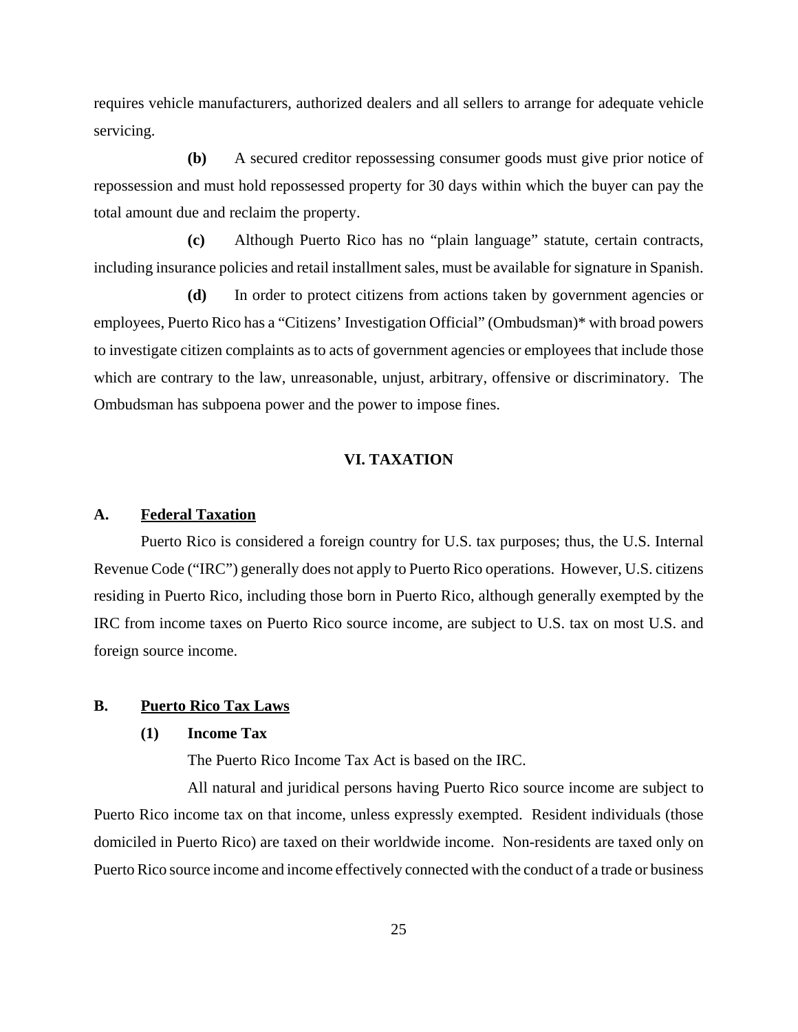requires vehicle manufacturers, authorized dealers and all sellers to arrange for adequate vehicle servicing.

**(b)** A secured creditor repossessing consumer goods must give prior notice of repossession and must hold repossessed property for 30 days within which the buyer can pay the total amount due and reclaim the property.

**(c)** Although Puerto Rico has no "plain language" statute, certain contracts, including insurance policies and retail installment sales, must be available for signature in Spanish.

**(d)** In order to protect citizens from actions taken by government agencies or employees, Puerto Rico has a "Citizens' Investigation Official" (Ombudsman)* with broad powers to investigate citizen complaints as to acts of government agencies or employees that include those which are contrary to the law, unreasonable, unjust, arbitrary, offensive or discriminatory. The Ombudsman has subpoena power and the power to impose fines.

## VI. TAXATION

### A. Federal Taxation

Puerto Rico is considered a foreign country for U.S. tax purposes; thus, the U.S. Internal Revenue Code ("IRC") generally does not apply to Puerto Rico operations. However, U.S. citizens residing in Puerto Rico, including those born in Puerto Rico, although generally exempted by the IRC from income taxes on Puerto Rico source income, are subject to U.S. tax on most U.S. and foreign source income.

### B. Puerto Rico Tax Laws

#### (1) Income Tax

The Puerto Rico Income Tax Act is based on the IRC.

All natural and juridical persons having Puerto Rico source income are subject to Puerto Rico income tax on that income, unless expressly exempted. Resident individuals (those domiciled in Puerto Rico) are taxed on their worldwide income. Non-residents are taxed only on Puerto Rico source income and income effectively connected with the conduct of a trade or business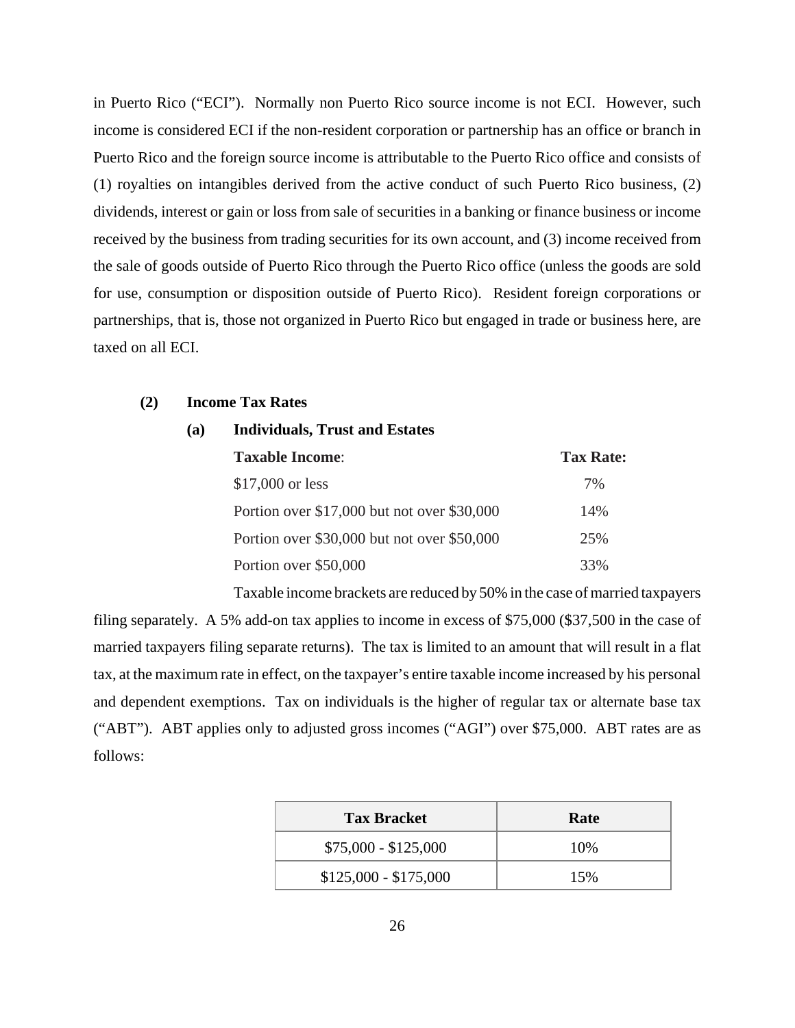in Puerto Rico ("ECI"). Normally non Puerto Rico source income is not ECI. However, such income is considered ECI if the non-resident corporation or partnership has an office or branch in Puerto Rico and the foreign source income is attributable to the Puerto Rico office and consists of (1) royalties on intangibles derived from the active conduct of such Puerto Rico business, (2) dividends, interest or gain or loss from sale of securities in a banking or finance business or income received by the business from trading securities for its own account, and (3) income received from the sale of goods outside of Puerto Rico through the Puerto Rico office (unless the goods are sold for use, consumption or disposition outside of Puerto Rico). Resident foreign corporations or partnerships, that is, those not organized in Puerto Rico but engaged in trade or business here, are taxed on all ECI.

**(2) Income Tax Rates**

**(a) Individuals, Trust and Estates**

| **Taxable Income**: | **Tax Rate:** |
|---|---|
| $17,000 or less | 7% |
| Portion over $17,000 but not over $30,000 | 14% |
| Portion over $30,000 but not over $50,000 | 25% |
| Portion over $50,000 | 33% |

Taxable income brackets are reduced by 50% in the case of married taxpayers filing separately. A 5% add-on tax applies to income in excess of $75,000 ($37,500 in the case of married taxpayers filing separate returns). The tax is limited to an amount that will result in a flat tax, at the maximum rate in effect, on the taxpayer's entire taxable income increased by his personal and dependent exemptions. Tax on individuals is the higher of regular tax or alternate base tax ("ABT"). ABT applies only to adjusted gross incomes ("AGI") over $75,000. ABT rates are as follows:

| Tax Bracket | Rate |
|---|---|
| $75,000 - $125,000 | 10% |
| $125,000 - $175,000 | 15% |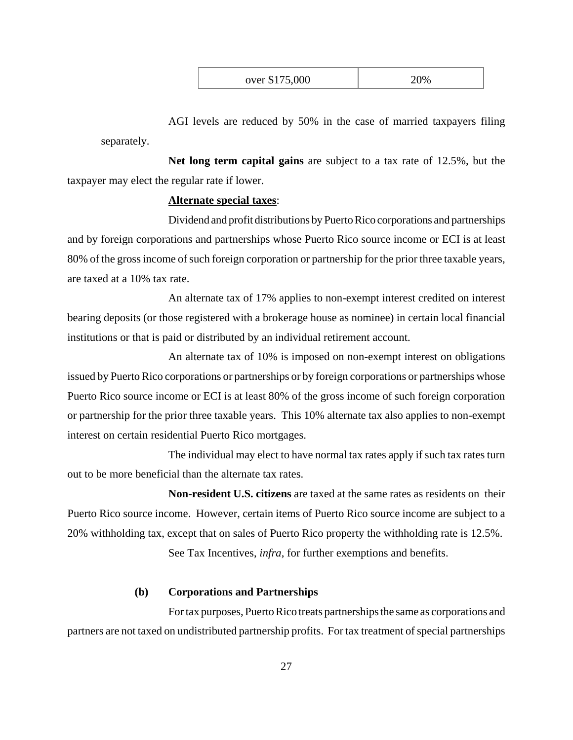| over $175,000 | 20% |
| --- | --- |

AGI levels are reduced by 50% in the case of married taxpayers filing separately.

**Net long term capital gains** are subject to a tax rate of 12.5%, but the taxpayer may elect the regular rate if lower.

**Alternate special taxes**:

Dividend and profit distributions by Puerto Rico corporations and partnerships and by foreign corporations and partnerships whose Puerto Rico source income or ECI is at least 80% of the gross income of such foreign corporation or partnership for the prior three taxable years, are taxed at a 10% tax rate.

An alternate tax of 17% applies to non-exempt interest credited on interest bearing deposits (or those registered with a brokerage house as nominee) in certain local financial institutions or that is paid or distributed by an individual retirement account.

An alternate tax of 10% is imposed on non-exempt interest on obligations issued by Puerto Rico corporations or partnerships or by foreign corporations or partnerships whose Puerto Rico source income or ECI is at least 80% of the gross income of such foreign corporation or partnership for the prior three taxable years. This 10% alternate tax also applies to non-exempt interest on certain residential Puerto Rico mortgages.

The individual may elect to have normal tax rates apply if such tax rates turn out to be more beneficial than the alternate tax rates.

**Non-resident U.S. citizens** are taxed at the same rates as residents on their Puerto Rico source income. However, certain items of Puerto Rico source income are subject to a 20% withholding tax, except that on sales of Puerto Rico property the withholding rate is 12.5%.

See Tax Incentives, *infra*, for further exemptions and benefits.

**(b) Corporations and Partnerships**

For tax purposes, Puerto Rico treats partnerships the same as corporations and partners are not taxed on undistributed partnership profits. For tax treatment of special partnerships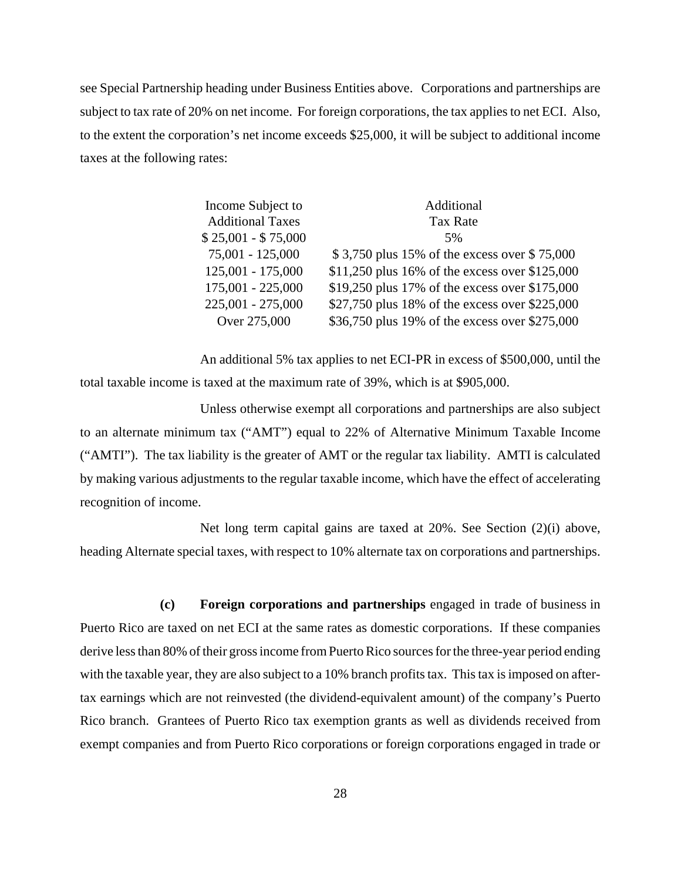see Special Partnership heading under Business Entities above. Corporations and partnerships are subject to tax rate of 20% on net income. For foreign corporations, the tax applies to net ECI. Also, to the extent the corporation's net income exceeds $25,000, it will be subject to additional income taxes at the following rates:

| Income Subject to Additional Taxes | Additional Tax Rate |
|---|---|
| $ 25,001 - $ 75,000 | 5% |
| 75,001 - 125,000 | $ 3,750 plus 15% of the excess over $ 75,000 |
| 125,001 - 175,000 | $11,250 plus 16% of the excess over $125,000 |
| 175,001 - 225,000 | $19,250 plus 17% of the excess over $175,000 |
| 225,001 - 275,000 | $27,750 plus 18% of the excess over $225,000 |
| Over 275,000 | $36,750 plus 19% of the excess over $275,000 |

An additional 5% tax applies to net ECI-PR in excess of $500,000, until the total taxable income is taxed at the maximum rate of 39%, which is at $905,000.

Unless otherwise exempt all corporations and partnerships are also subject to an alternate minimum tax ("AMT") equal to 22% of Alternative Minimum Taxable Income ("AMTI"). The tax liability is the greater of AMT or the regular tax liability. AMTI is calculated by making various adjustments to the regular taxable income, which have the effect of accelerating recognition of income.

Net long term capital gains are taxed at 20%. See Section (2)(i) above, heading Alternate special taxes, with respect to 10% alternate tax on corporations and partnerships.

**(c) Foreign corporations and partnerships** engaged in trade of business in Puerto Rico are taxed on net ECI at the same rates as domestic corporations. If these companies derive less than 80% of their gross income from Puerto Rico sources for the three-year period ending with the taxable year, they are also subject to a 10% branch profits tax. This tax is imposed on after-tax earnings which are not reinvested (the dividend-equivalent amount) of the company's Puerto Rico branch. Grantees of Puerto Rico tax exemption grants as well as dividends received from exempt companies and from Puerto Rico corporations or foreign corporations engaged in trade or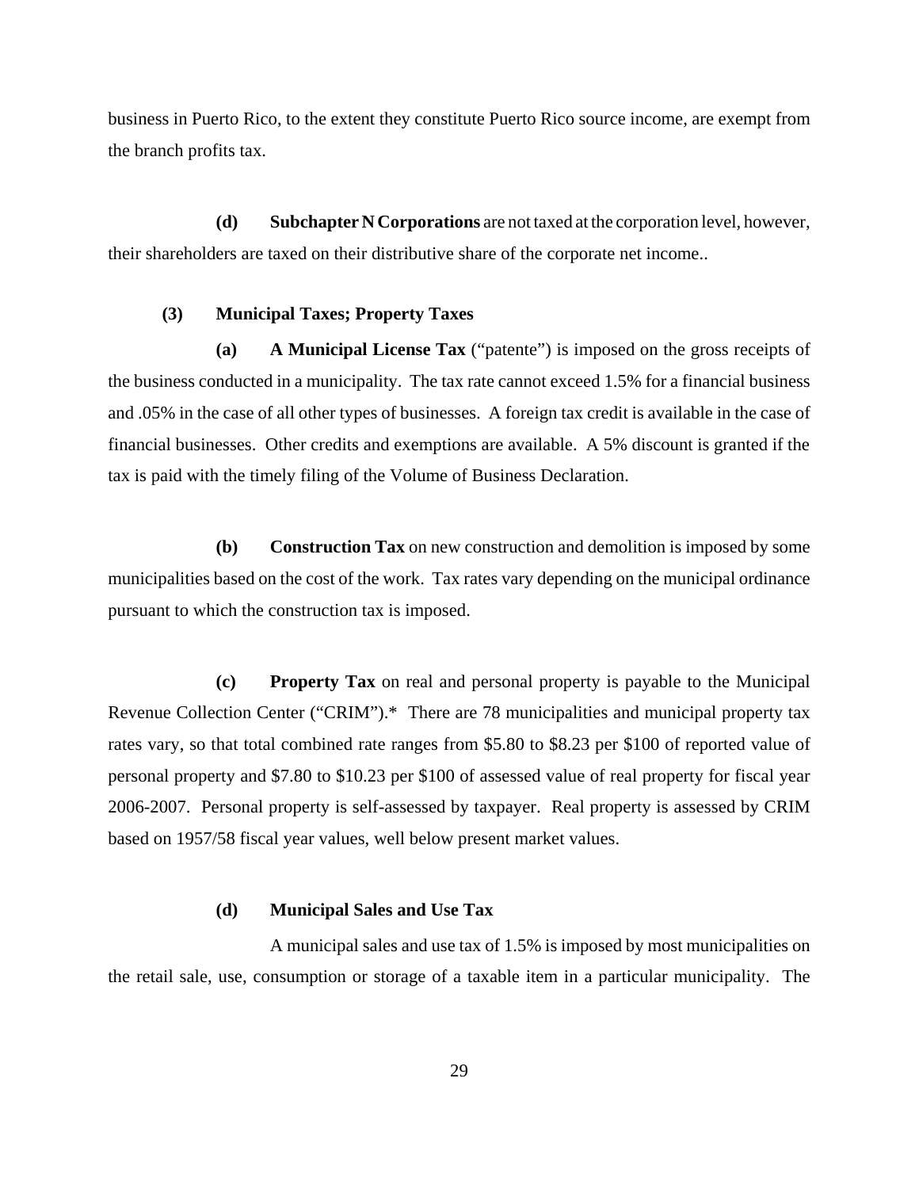business in Puerto Rico, to the extent they constitute Puerto Rico source income, are exempt from the branch profits tax.

**(d) Subchapter N Corporations** are not taxed at the corporation level, however, their shareholders are taxed on their distributive share of the corporate net income..

### (3) Municipal Taxes; Property Taxes

**(a) A Municipal License Tax** ("patente") is imposed on the gross receipts of the business conducted in a municipality. The tax rate cannot exceed 1.5% for a financial business and .05% in the case of all other types of businesses. A foreign tax credit is available in the case of financial businesses. Other credits and exemptions are available. A 5% discount is granted if the tax is paid with the timely filing of the Volume of Business Declaration.

**(b) Construction Tax** on new construction and demolition is imposed by some municipalities based on the cost of the work. Tax rates vary depending on the municipal ordinance pursuant to which the construction tax is imposed.

**(c) Property Tax** on real and personal property is payable to the Municipal Revenue Collection Center ("CRIM").* There are 78 municipalities and municipal property tax rates vary, so that total combined rate ranges from $5.80 to $8.23 per $100 of reported value of personal property and $7.80 to $10.23 per $100 of assessed value of real property for fiscal year 2006-2007. Personal property is self-assessed by taxpayer. Real property is assessed by CRIM based on 1957/58 fiscal year values, well below present market values.

**(d) Municipal Sales and Use Tax**

A municipal sales and use tax of 1.5% is imposed by most municipalities on the retail sale, use, consumption or storage of a taxable item in a particular municipality. The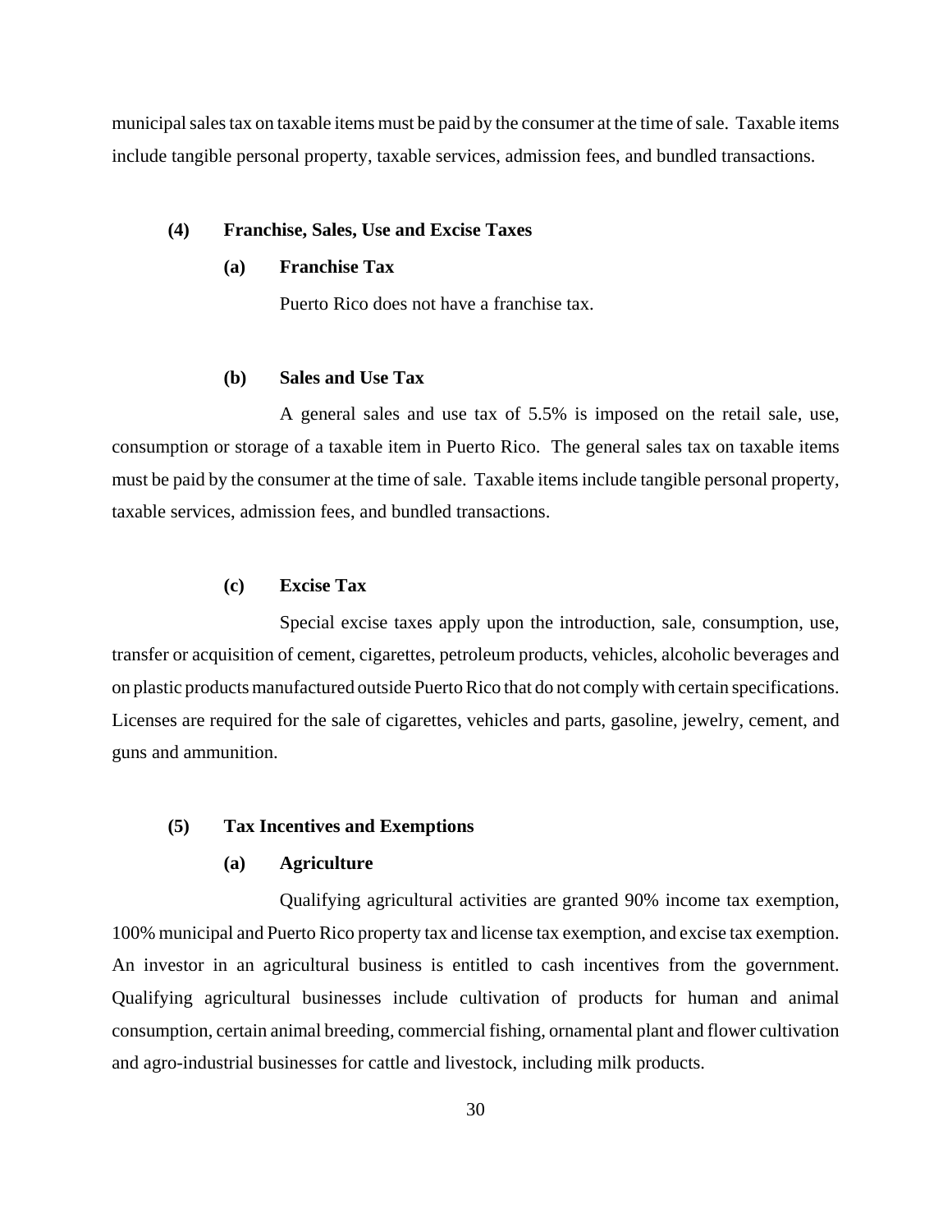municipal sales tax on taxable items must be paid by the consumer at the time of sale. Taxable items include tangible personal property, taxable services, admission fees, and bundled transactions.

### (4) Franchise, Sales, Use and Excise Taxes

#### (a) Franchise Tax

Puerto Rico does not have a franchise tax.

#### (b) Sales and Use Tax

A general sales and use tax of 5.5% is imposed on the retail sale, use, consumption or storage of a taxable item in Puerto Rico. The general sales tax on taxable items must be paid by the consumer at the time of sale. Taxable items include tangible personal property, taxable services, admission fees, and bundled transactions.

#### (c) Excise Tax

Special excise taxes apply upon the introduction, sale, consumption, use, transfer or acquisition of cement, cigarettes, petroleum products, vehicles, alcoholic beverages and on plastic products manufactured outside Puerto Rico that do not comply with certain specifications. Licenses are required for the sale of cigarettes, vehicles and parts, gasoline, jewelry, cement, and guns and ammunition.

### (5) Tax Incentives and Exemptions

#### (a) Agriculture

Qualifying agricultural activities are granted 90% income tax exemption, 100% municipal and Puerto Rico property tax and license tax exemption, and excise tax exemption. An investor in an agricultural business is entitled to cash incentives from the government. Qualifying agricultural businesses include cultivation of products for human and animal consumption, certain animal breeding, commercial fishing, ornamental plant and flower cultivation and agro-industrial businesses for cattle and livestock, including milk products.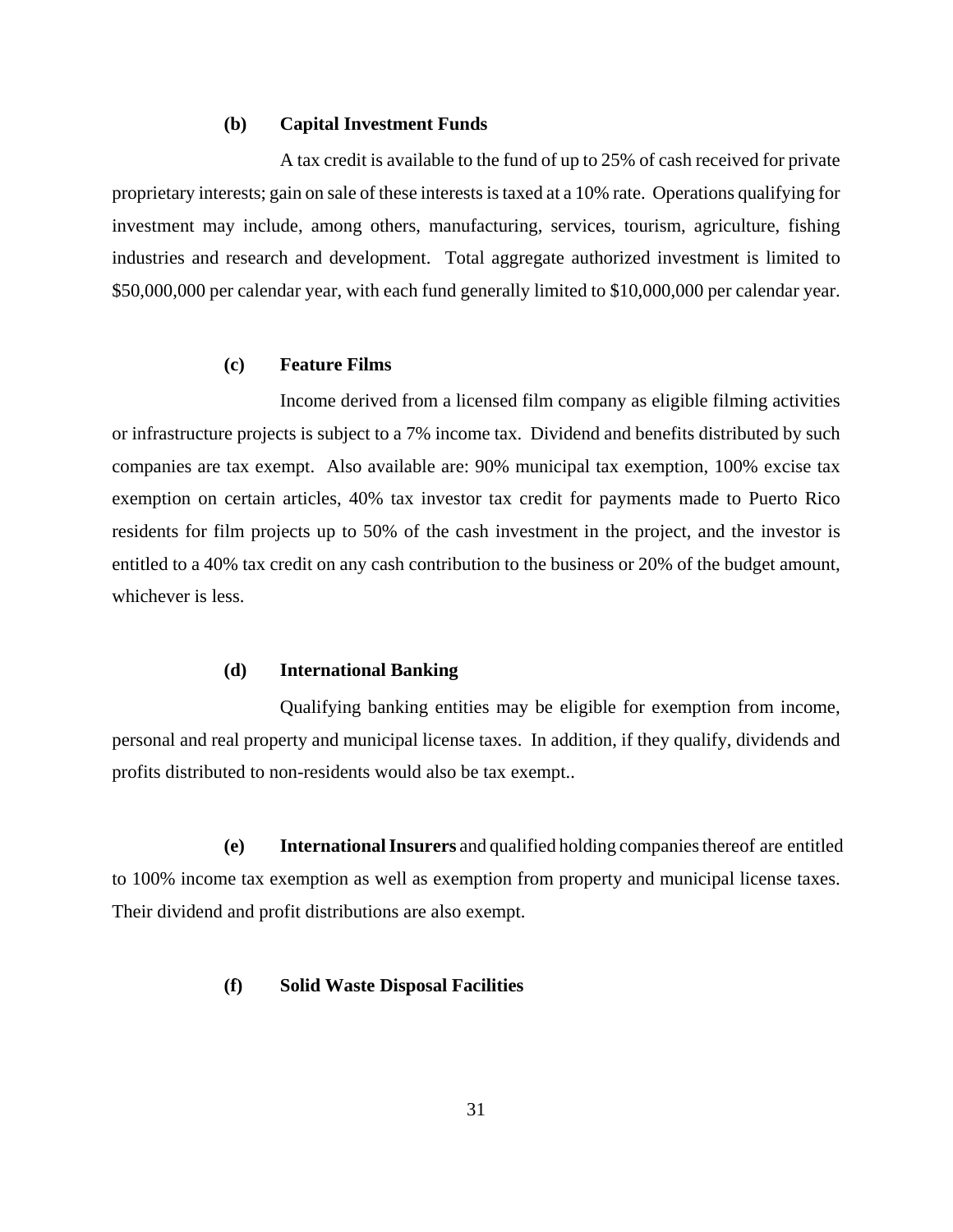**(b) Capital Investment Funds**

A tax credit is available to the fund of up to 25% of cash received for private proprietary interests; gain on sale of these interests is taxed at a 10% rate. Operations qualifying for investment may include, among others, manufacturing, services, tourism, agriculture, fishing industries and research and development. Total aggregate authorized investment is limited to $50,000,000 per calendar year, with each fund generally limited to $10,000,000 per calendar year.

**(c) Feature Films**

Income derived from a licensed film company as eligible filming activities or infrastructure projects is subject to a 7% income tax. Dividend and benefits distributed by such companies are tax exempt. Also available are: 90% municipal tax exemption, 100% excise tax exemption on certain articles, 40% tax investor tax credit for payments made to Puerto Rico residents for film projects up to 50% of the cash investment in the project, and the investor is entitled to a 40% tax credit on any cash contribution to the business or 20% of the budget amount, whichever is less.

**(d) International Banking**

Qualifying banking entities may be eligible for exemption from income, personal and real property and municipal license taxes. In addition, if they qualify, dividends and profits distributed to non-residents would also be tax exempt..

**(e) International Insurers** and qualified holding companies thereof are entitled to 100% income tax exemption as well as exemption from property and municipal license taxes. Their dividend and profit distributions are also exempt.

**(f) Solid Waste Disposal Facilities**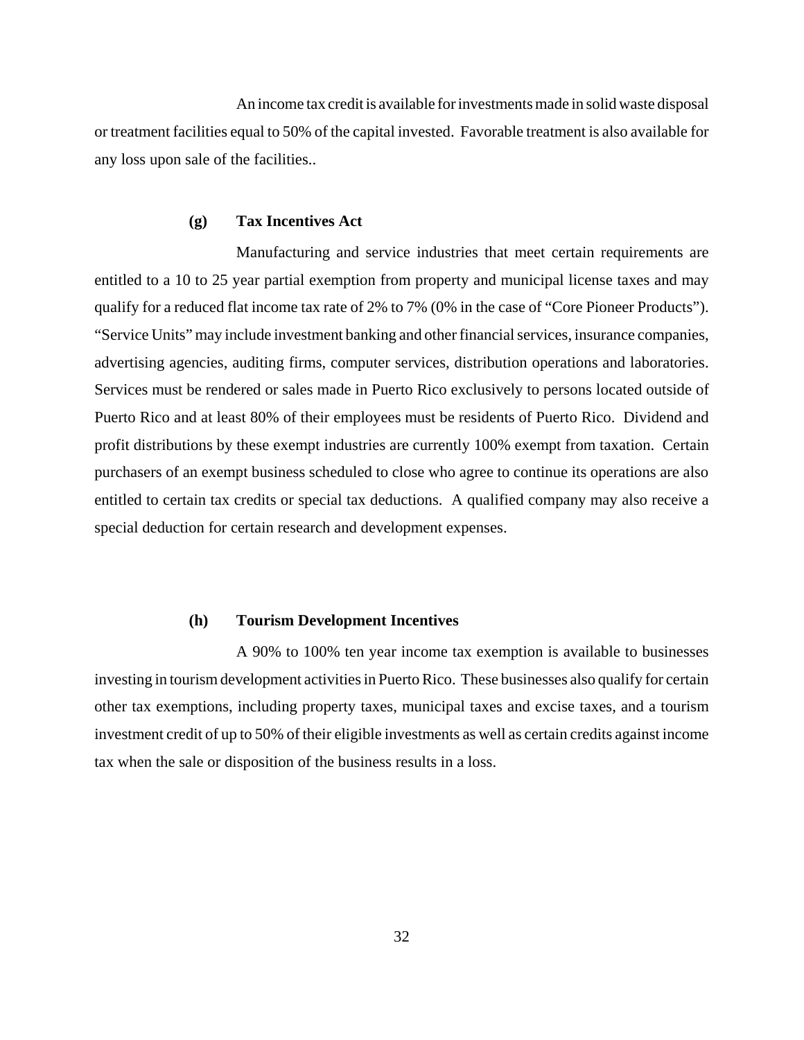An income tax credit is available for investments made in solid waste disposal or treatment facilities equal to 50% of the capital invested. Favorable treatment is also available for any loss upon sale of the facilities..

**(g) Tax Incentives Act**

Manufacturing and service industries that meet certain requirements are entitled to a 10 to 25 year partial exemption from property and municipal license taxes and may qualify for a reduced flat income tax rate of 2% to 7% (0% in the case of "Core Pioneer Products"). "Service Units" may include investment banking and other financial services, insurance companies, advertising agencies, auditing firms, computer services, distribution operations and laboratories. Services must be rendered or sales made in Puerto Rico exclusively to persons located outside of Puerto Rico and at least 80% of their employees must be residents of Puerto Rico. Dividend and profit distributions by these exempt industries are currently 100% exempt from taxation. Certain purchasers of an exempt business scheduled to close who agree to continue its operations are also entitled to certain tax credits or special tax deductions. A qualified company may also receive a special deduction for certain research and development expenses.

**(h) Tourism Development Incentives**

A 90% to 100% ten year income tax exemption is available to businesses investing in tourism development activities in Puerto Rico. These businesses also qualify for certain other tax exemptions, including property taxes, municipal taxes and excise taxes, and a tourism investment credit of up to 50% of their eligible investments as well as certain credits against income tax when the sale or disposition of the business results in a loss.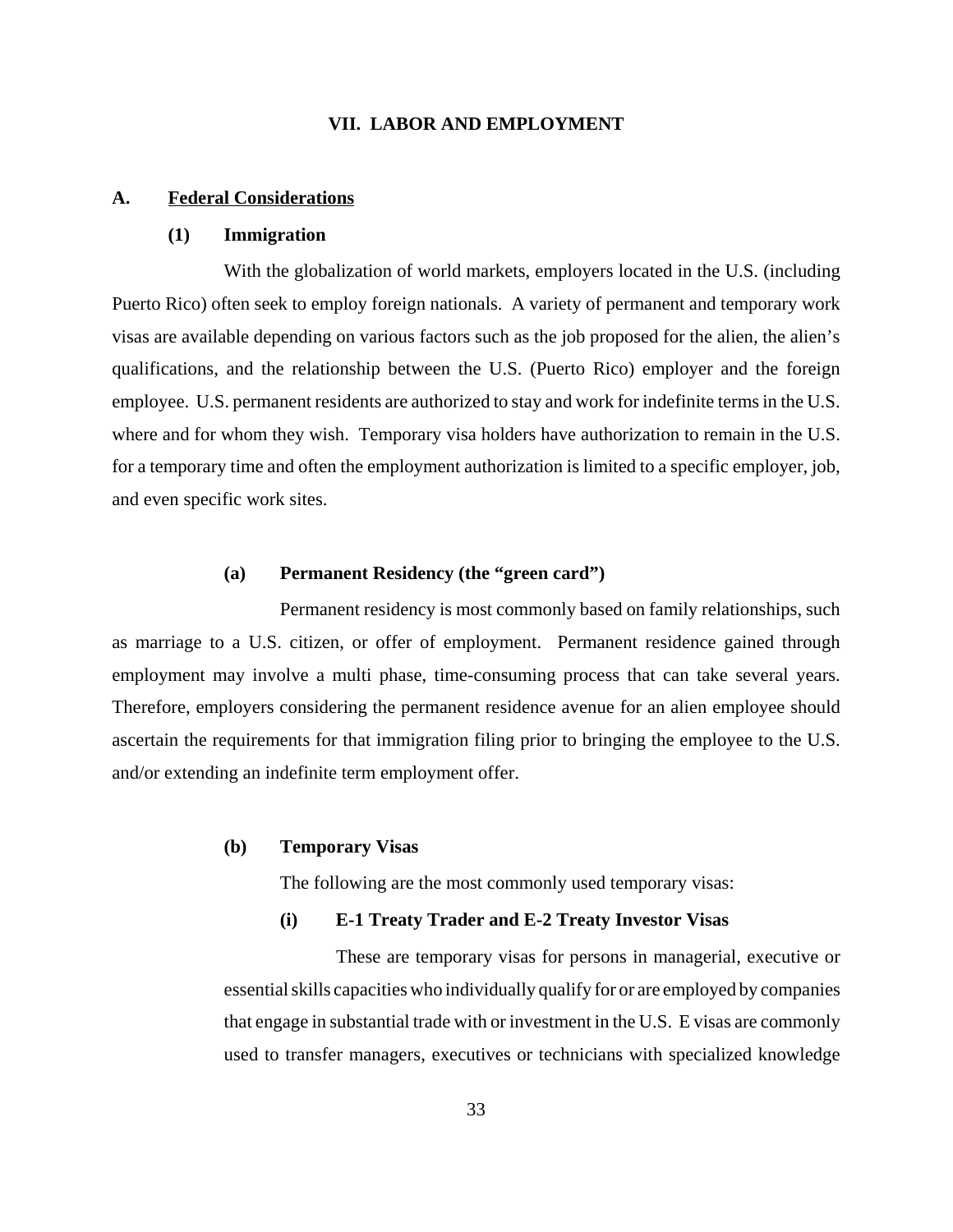# VII. LABOR AND EMPLOYMENT

## A. Federal Considerations

### (1) Immigration

With the globalization of world markets, employers located in the U.S. (including Puerto Rico) often seek to employ foreign nationals. A variety of permanent and temporary work visas are available depending on various factors such as the job proposed for the alien, the alien's qualifications, and the relationship between the U.S. (Puerto Rico) employer and the foreign employee. U.S. permanent residents are authorized to stay and work for indefinite terms in the U.S. where and for whom they wish. Temporary visa holders have authorization to remain in the U.S. for a temporary time and often the employment authorization is limited to a specific employer, job, and even specific work sites.

#### (a) Permanent Residency (the "green card")

Permanent residency is most commonly based on family relationships, such as marriage to a U.S. citizen, or offer of employment. Permanent residence gained through employment may involve a multi phase, time-consuming process that can take several years. Therefore, employers considering the permanent residence avenue for an alien employee should ascertain the requirements for that immigration filing prior to bringing the employee to the U.S. and/or extending an indefinite term employment offer.

#### (b) Temporary Visas

The following are the most commonly used temporary visas:

##### (i) E-1 Treaty Trader and E-2 Treaty Investor Visas

These are temporary visas for persons in managerial, executive or essential skills capacities who individually qualify for or are employed by companies that engage in substantial trade with or investment in the U.S. E visas are commonly used to transfer managers, executives or technicians with specialized knowledge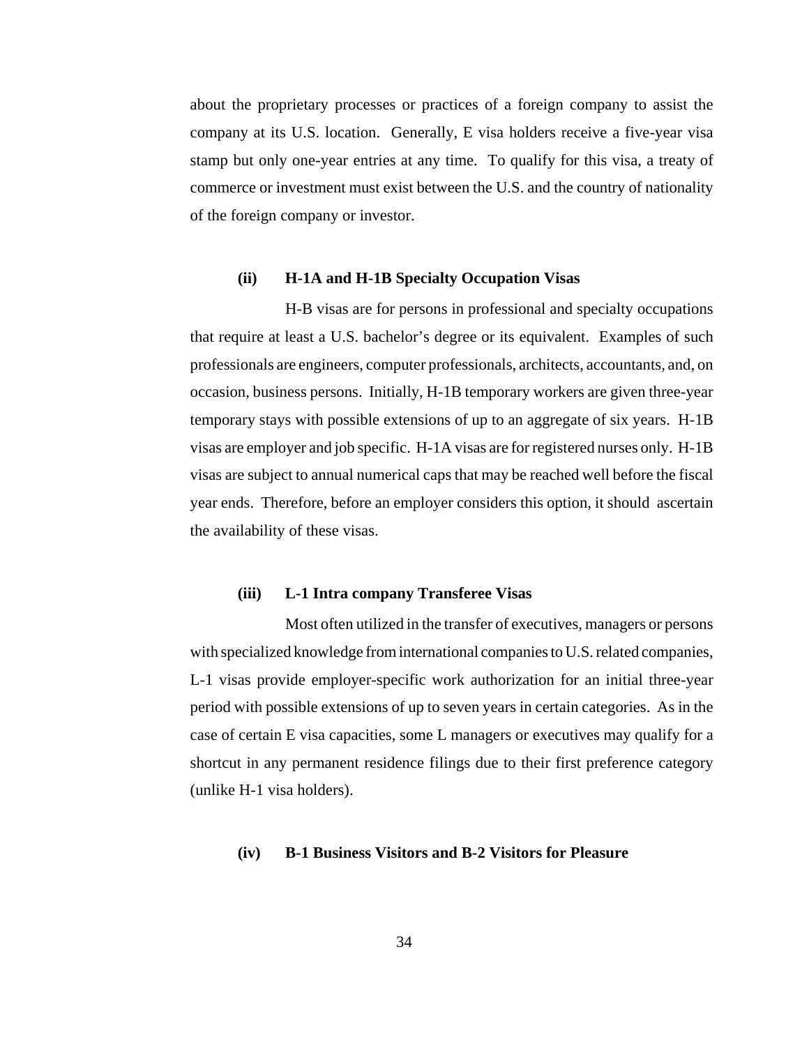about the proprietary processes or practices of a foreign company to assist the company at its U.S. location. Generally, E visa holders receive a five-year visa stamp but only one-year entries at any time. To qualify for this visa, a treaty of commerce or investment must exist between the U.S. and the country of nationality of the foreign company or investor.

#### (ii) H-1A and H-1B Specialty Occupation Visas

H-B visas are for persons in professional and specialty occupations that require at least a U.S. bachelor's degree or its equivalent. Examples of such professionals are engineers, computer professionals, architects, accountants, and, on occasion, business persons. Initially, H-1B temporary workers are given three-year temporary stays with possible extensions of up to an aggregate of six years. H-1B visas are employer and job specific. H-1A visas are for registered nurses only. H-1B visas are subject to annual numerical caps that may be reached well before the fiscal year ends. Therefore, before an employer considers this option, it should ascertain the availability of these visas.

#### (iii) L-1 Intra company Transferee Visas

Most often utilized in the transfer of executives, managers or persons with specialized knowledge from international companies to U.S. related companies, L-1 visas provide employer-specific work authorization for an initial three-year period with possible extensions of up to seven years in certain categories. As in the case of certain E visa capacities, some L managers or executives may qualify for a shortcut in any permanent residence filings due to their first preference category (unlike H-1 visa holders).

#### (iv) B-1 Business Visitors and B-2 Visitors for Pleasure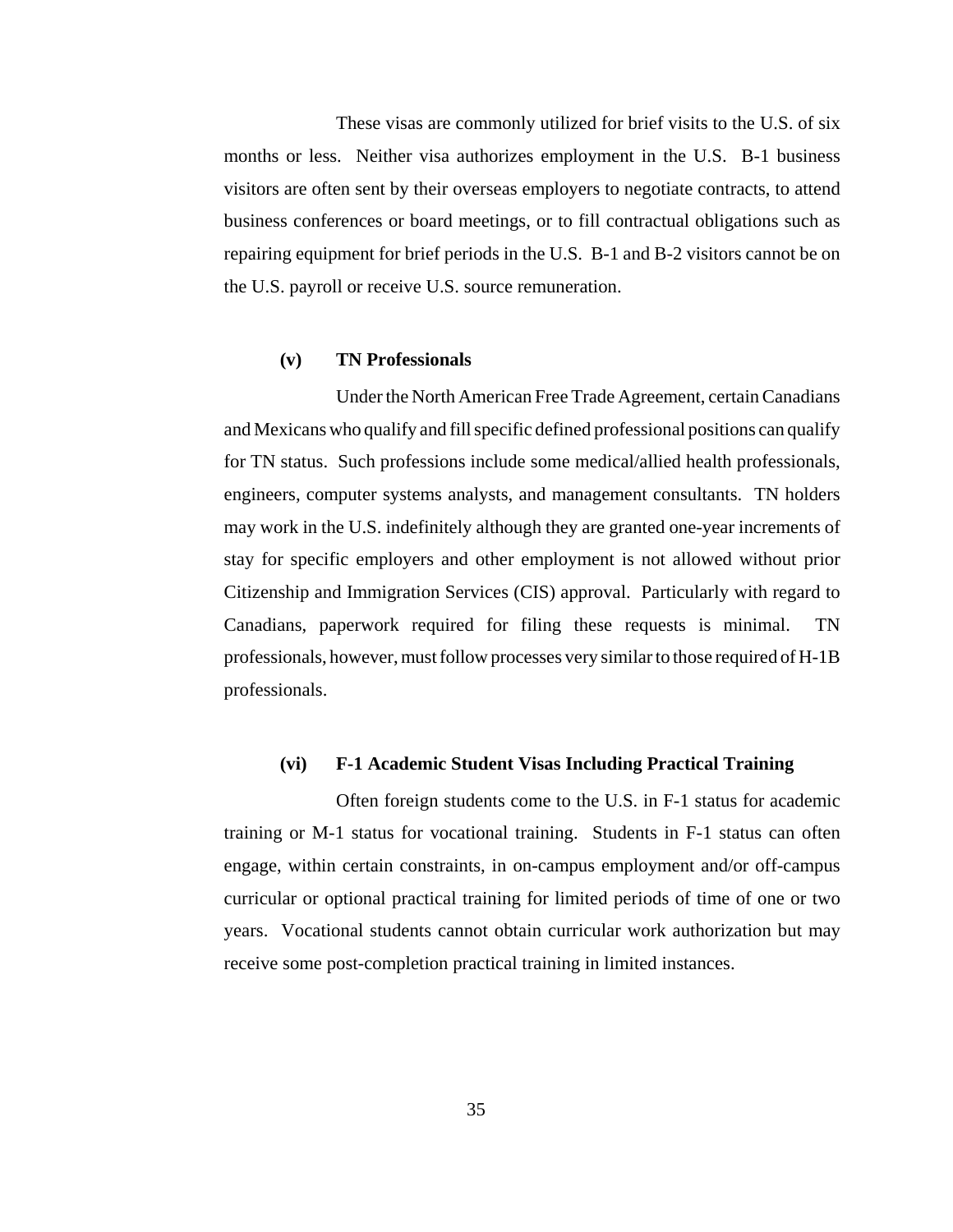These visas are commonly utilized for brief visits to the U.S. of six months or less. Neither visa authorizes employment in the U.S. B-1 business visitors are often sent by their overseas employers to negotiate contracts, to attend business conferences or board meetings, or to fill contractual obligations such as repairing equipment for brief periods in the U.S. B-1 and B-2 visitors cannot be on the U.S. payroll or receive U.S. source remuneration.

**(v) TN Professionals**

Under the North American Free Trade Agreement, certain Canadians and Mexicans who qualify and fill specific defined professional positions can qualify for TN status. Such professions include some medical/allied health professionals, engineers, computer systems analysts, and management consultants. TN holders may work in the U.S. indefinitely although they are granted one-year increments of stay for specific employers and other employment is not allowed without prior Citizenship and Immigration Services (CIS) approval. Particularly with regard to Canadians, paperwork required for filing these requests is minimal. TN professionals, however, must follow processes very similar to those required of H-1B professionals.

**(vi) F-1 Academic Student Visas Including Practical Training**

Often foreign students come to the U.S. in F-1 status for academic training or M-1 status for vocational training. Students in F-1 status can often engage, within certain constraints, in on-campus employment and/or off-campus curricular or optional practical training for limited periods of time of one or two years. Vocational students cannot obtain curricular work authorization but may receive some post-completion practical training in limited instances.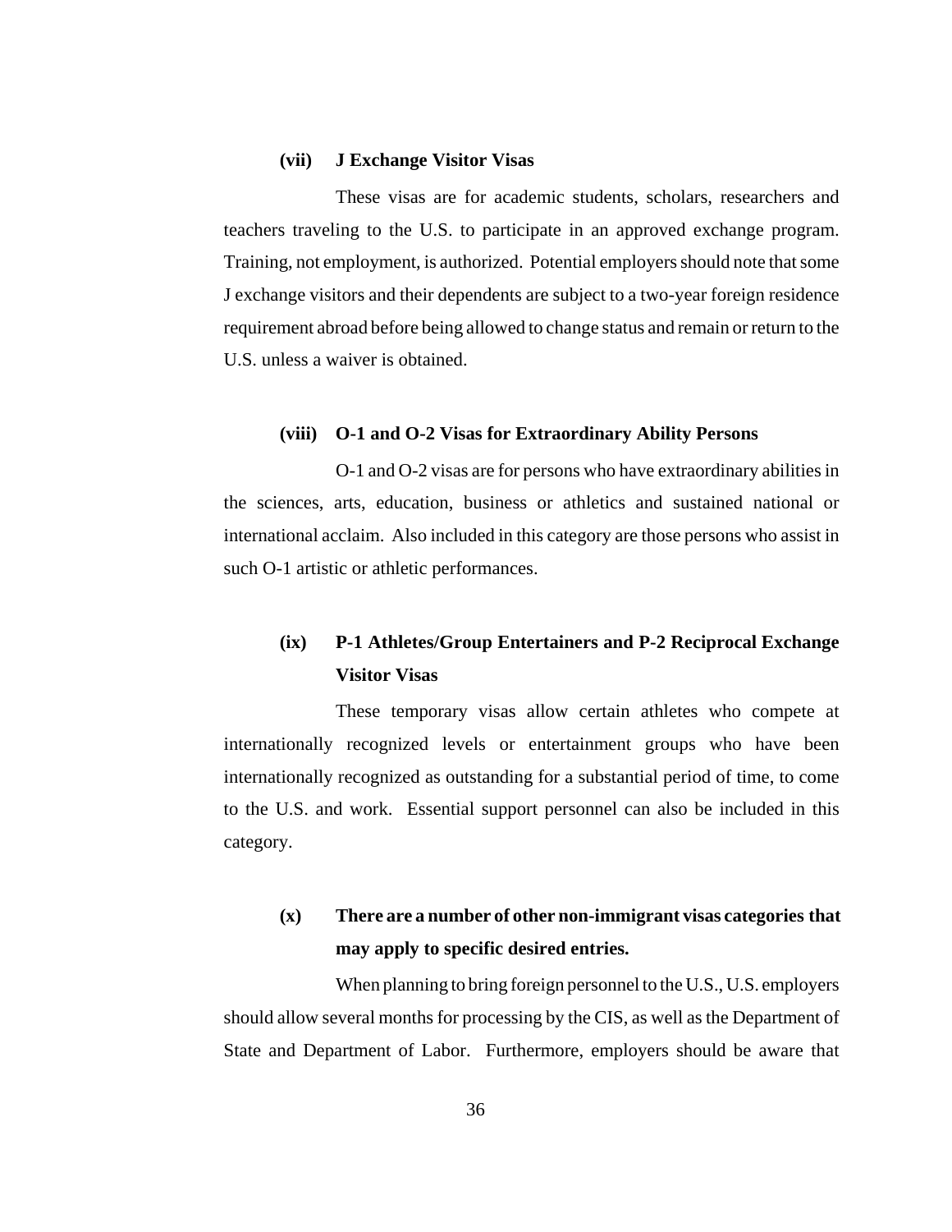**(vii) J Exchange Visitor Visas**

These visas are for academic students, scholars, researchers and teachers traveling to the U.S. to participate in an approved exchange program. Training, not employment, is authorized. Potential employers should note that some J exchange visitors and their dependents are subject to a two-year foreign residence requirement abroad before being allowed to change status and remain or return to the U.S. unless a waiver is obtained.

**(viii) O-1 and O-2 Visas for Extraordinary Ability Persons**

O-1 and O-2 visas are for persons who have extraordinary abilities in the sciences, arts, education, business or athletics and sustained national or international acclaim. Also included in this category are those persons who assist in such O-1 artistic or athletic performances.

**(ix) P-1 Athletes/Group Entertainers and P-2 Reciprocal Exchange Visitor Visas**

These temporary visas allow certain athletes who compete at internationally recognized levels or entertainment groups who have been internationally recognized as outstanding for a substantial period of time, to come to the U.S. and work. Essential support personnel can also be included in this category.

**(x) There are a number of other non-immigrant visas categories that may apply to specific desired entries.**

When planning to bring foreign personnel to the U.S., U.S. employers should allow several months for processing by the CIS, as well as the Department of State and Department of Labor. Furthermore, employers should be aware that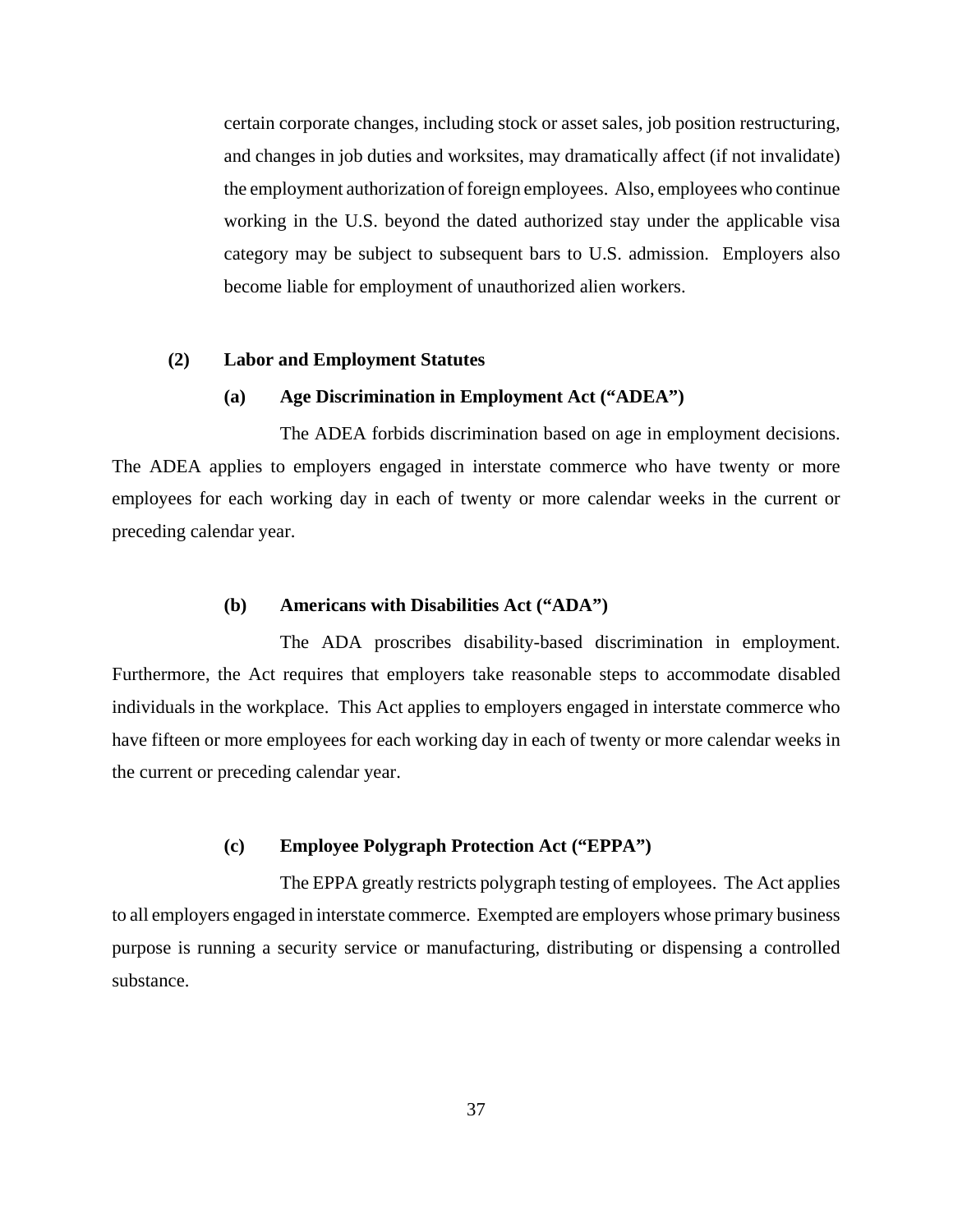certain corporate changes, including stock or asset sales, job position restructuring, and changes in job duties and worksites, may dramatically affect (if not invalidate) the employment authorization of foreign employees. Also, employees who continue working in the U.S. beyond the dated authorized stay under the applicable visa category may be subject to subsequent bars to U.S. admission. Employers also become liable for employment of unauthorized alien workers.

**(2) Labor and Employment Statutes**

**(a) Age Discrimination in Employment Act ("ADEA")**

The ADEA forbids discrimination based on age in employment decisions. The ADEA applies to employers engaged in interstate commerce who have twenty or more employees for each working day in each of twenty or more calendar weeks in the current or preceding calendar year.

**(b) Americans with Disabilities Act ("ADA")**

The ADA proscribes disability-based discrimination in employment. Furthermore, the Act requires that employers take reasonable steps to accommodate disabled individuals in the workplace. This Act applies to employers engaged in interstate commerce who have fifteen or more employees for each working day in each of twenty or more calendar weeks in the current or preceding calendar year.

**(c) Employee Polygraph Protection Act ("EPPA")**

The EPPA greatly restricts polygraph testing of employees. The Act applies to all employers engaged in interstate commerce. Exempted are employers whose primary business purpose is running a security service or manufacturing, distributing or dispensing a controlled substance.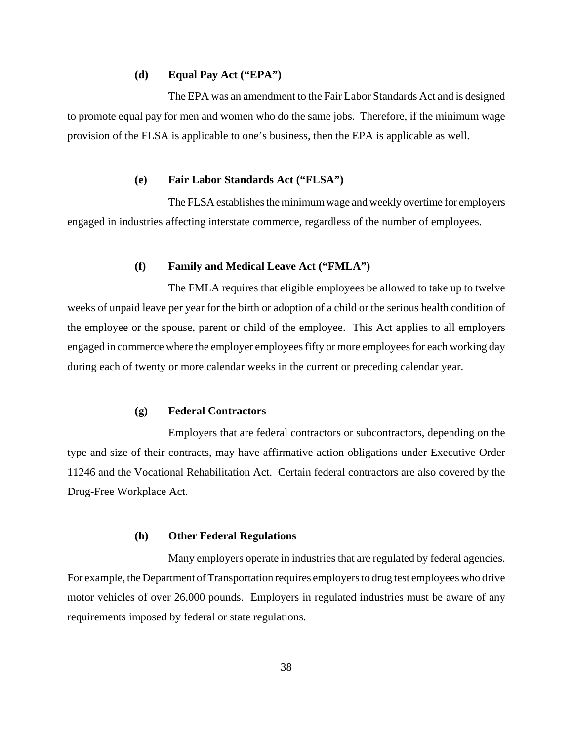#### (d) Equal Pay Act (“EPA”)

The EPA was an amendment to the Fair Labor Standards Act and is designed to promote equal pay for men and women who do the same jobs. Therefore, if the minimum wage provision of the FLSA is applicable to one’s business, then the EPA is applicable as well.

#### (e) Fair Labor Standards Act (“FLSA”)

The FLSA establishes the minimum wage and weekly overtime for employers engaged in industries affecting interstate commerce, regardless of the number of employees.

#### (f) Family and Medical Leave Act (“FMLA”)

The FMLA requires that eligible employees be allowed to take up to twelve weeks of unpaid leave per year for the birth or adoption of a child or the serious health condition of the employee or the spouse, parent or child of the employee. This Act applies to all employers engaged in commerce where the employer employees fifty or more employees for each working day during each of twenty or more calendar weeks in the current or preceding calendar year.

#### (g) Federal Contractors

Employers that are federal contractors or subcontractors, depending on the type and size of their contracts, may have affirmative action obligations under Executive Order 11246 and the Vocational Rehabilitation Act. Certain federal contractors are also covered by the Drug-Free Workplace Act.

#### (h) Other Federal Regulations

Many employers operate in industries that are regulated by federal agencies. For example, the Department of Transportation requires employers to drug test employees who drive motor vehicles of over 26,000 pounds. Employers in regulated industries must be aware of any requirements imposed by federal or state regulations.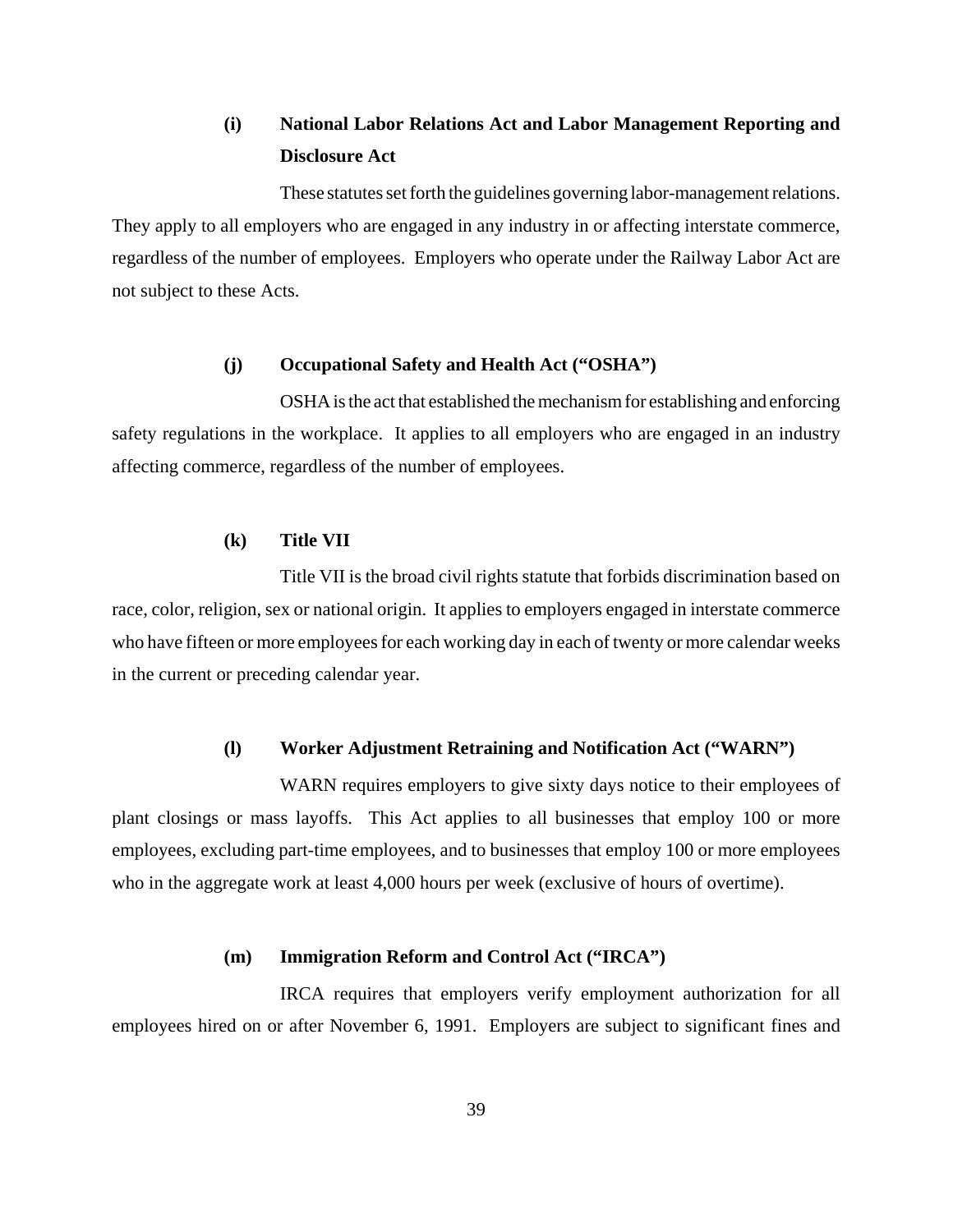#### (i) National Labor Relations Act and Labor Management Reporting and Disclosure Act

These statutes set forth the guidelines governing labor-management relations. They apply to all employers who are engaged in any industry in or affecting interstate commerce, regardless of the number of employees. Employers who operate under the Railway Labor Act are not subject to these Acts.

#### (j) Occupational Safety and Health Act ("OSHA")

OSHA is the act that established the mechanism for establishing and enforcing safety regulations in the workplace. It applies to all employers who are engaged in an industry affecting commerce, regardless of the number of employees.

#### (k) Title VII

Title VII is the broad civil rights statute that forbids discrimination based on race, color, religion, sex or national origin. It applies to employers engaged in interstate commerce who have fifteen or more employees for each working day in each of twenty or more calendar weeks in the current or preceding calendar year.

#### (l) Worker Adjustment Retraining and Notification Act ("WARN")

WARN requires employers to give sixty days notice to their employees of plant closings or mass layoffs. This Act applies to all businesses that employ 100 or more employees, excluding part-time employees, and to businesses that employ 100 or more employees who in the aggregate work at least 4,000 hours per week (exclusive of hours of overtime).

#### (m) Immigration Reform and Control Act ("IRCA")

IRCA requires that employers verify employment authorization for all employees hired on or after November 6, 1991. Employers are subject to significant fines and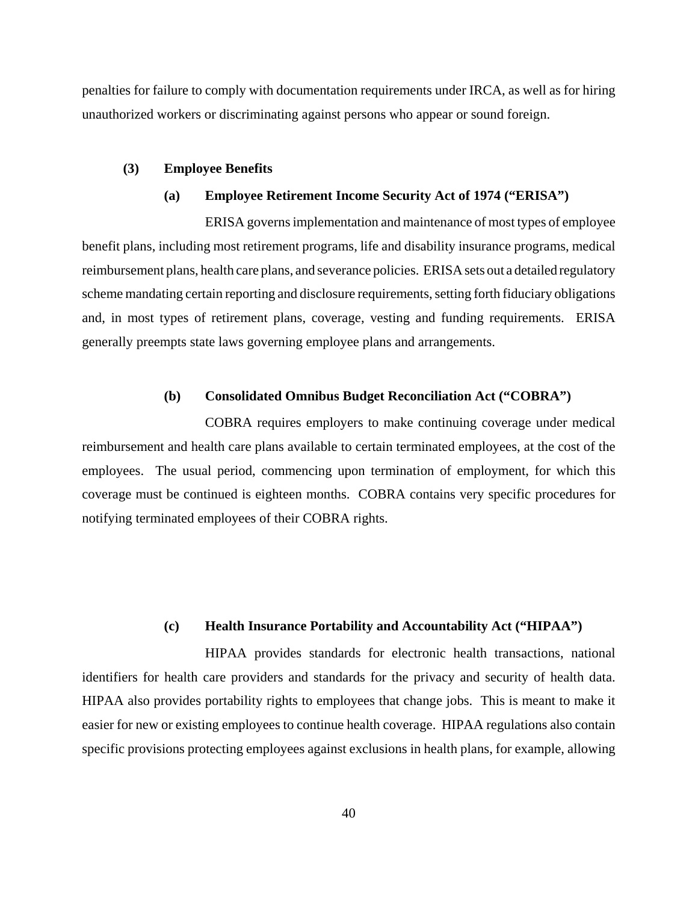penalties for failure to comply with documentation requirements under IRCA, as well as for hiring unauthorized workers or discriminating against persons who appear or sound foreign.

### (3) Employee Benefits

#### (a) Employee Retirement Income Security Act of 1974 ("ERISA")

ERISA governs implementation and maintenance of most types of employee benefit plans, including most retirement programs, life and disability insurance programs, medical reimbursement plans, health care plans, and severance policies. ERISA sets out a detailed regulatory scheme mandating certain reporting and disclosure requirements, setting forth fiduciary obligations and, in most types of retirement plans, coverage, vesting and funding requirements. ERISA generally preempts state laws governing employee plans and arrangements.

#### (b) Consolidated Omnibus Budget Reconciliation Act ("COBRA")

COBRA requires employers to make continuing coverage under medical reimbursement and health care plans available to certain terminated employees, at the cost of the employees. The usual period, commencing upon termination of employment, for which this coverage must be continued is eighteen months. COBRA contains very specific procedures for notifying terminated employees of their COBRA rights.

#### (c) Health Insurance Portability and Accountability Act ("HIPAA")

HIPAA provides standards for electronic health transactions, national identifiers for health care providers and standards for the privacy and security of health data. HIPAA also provides portability rights to employees that change jobs. This is meant to make it easier for new or existing employees to continue health coverage. HIPAA regulations also contain specific provisions protecting employees against exclusions in health plans, for example, allowing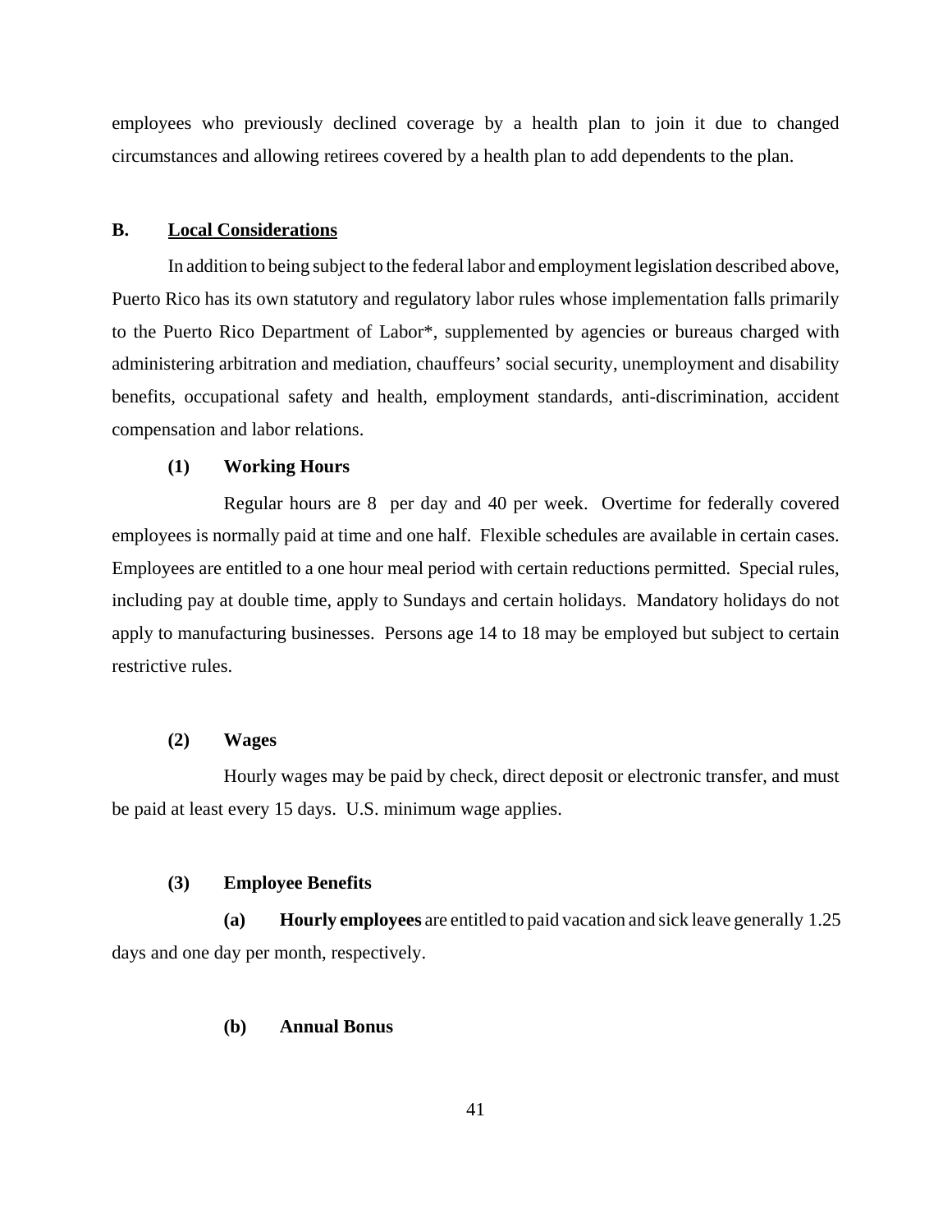employees who previously declined coverage by a health plan to join it due to changed circumstances and allowing retirees covered by a health plan to add dependents to the plan.

## B. Local Considerations

In addition to being subject to the federal labor and employment legislation described above, Puerto Rico has its own statutory and regulatory labor rules whose implementation falls primarily to the Puerto Rico Department of Labor*, supplemented by agencies or bureaus charged with administering arbitration and mediation, chauffeurs' social security, unemployment and disability benefits, occupational safety and health, employment standards, anti-discrimination, accident compensation and labor relations.

### (1) Working Hours

Regular hours are 8 per day and 40 per week. Overtime for federally covered employees is normally paid at time and one half. Flexible schedules are available in certain cases. Employees are entitled to a one hour meal period with certain reductions permitted. Special rules, including pay at double time, apply to Sundays and certain holidays. Mandatory holidays do not apply to manufacturing businesses. Persons age 14 to 18 may be employed but subject to certain restrictive rules.

### (2) Wages

Hourly wages may be paid by check, direct deposit or electronic transfer, and must be paid at least every 15 days. U.S. minimum wage applies.

### (3) Employee Benefits

**(a) Hourly employees** are entitled to paid vacation and sick leave generally 1.25 days and one day per month, respectively.

**(b) Annual Bonus**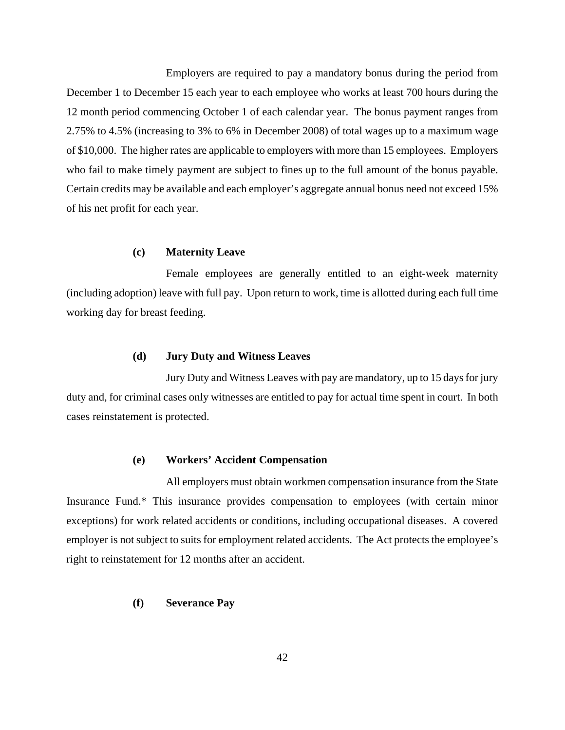Employers are required to pay a mandatory bonus during the period from December 1 to December 15 each year to each employee who works at least 700 hours during the 12 month period commencing October 1 of each calendar year. The bonus payment ranges from 2.75% to 4.5% (increasing to 3% to 6% in December 2008) of total wages up to a maximum wage of $10,000. The higher rates are applicable to employers with more than 15 employees. Employers who fail to make timely payment are subject to fines up to the full amount of the bonus payable. Certain credits may be available and each employer's aggregate annual bonus need not exceed 15% of his net profit for each year.

**(c) Maternity Leave**

Female employees are generally entitled to an eight-week maternity (including adoption) leave with full pay. Upon return to work, time is allotted during each full time working day for breast feeding.

**(d) Jury Duty and Witness Leaves**

Jury Duty and Witness Leaves with pay are mandatory, up to 15 days for jury duty and, for criminal cases only witnesses are entitled to pay for actual time spent in court. In both cases reinstatement is protected.

**(e) Workers' Accident Compensation**

All employers must obtain workmen compensation insurance from the State Insurance Fund.* This insurance provides compensation to employees (with certain minor exceptions) for work related accidents or conditions, including occupational diseases. A covered employer is not subject to suits for employment related accidents. The Act protects the employee's right to reinstatement for 12 months after an accident.

**(f) Severance Pay**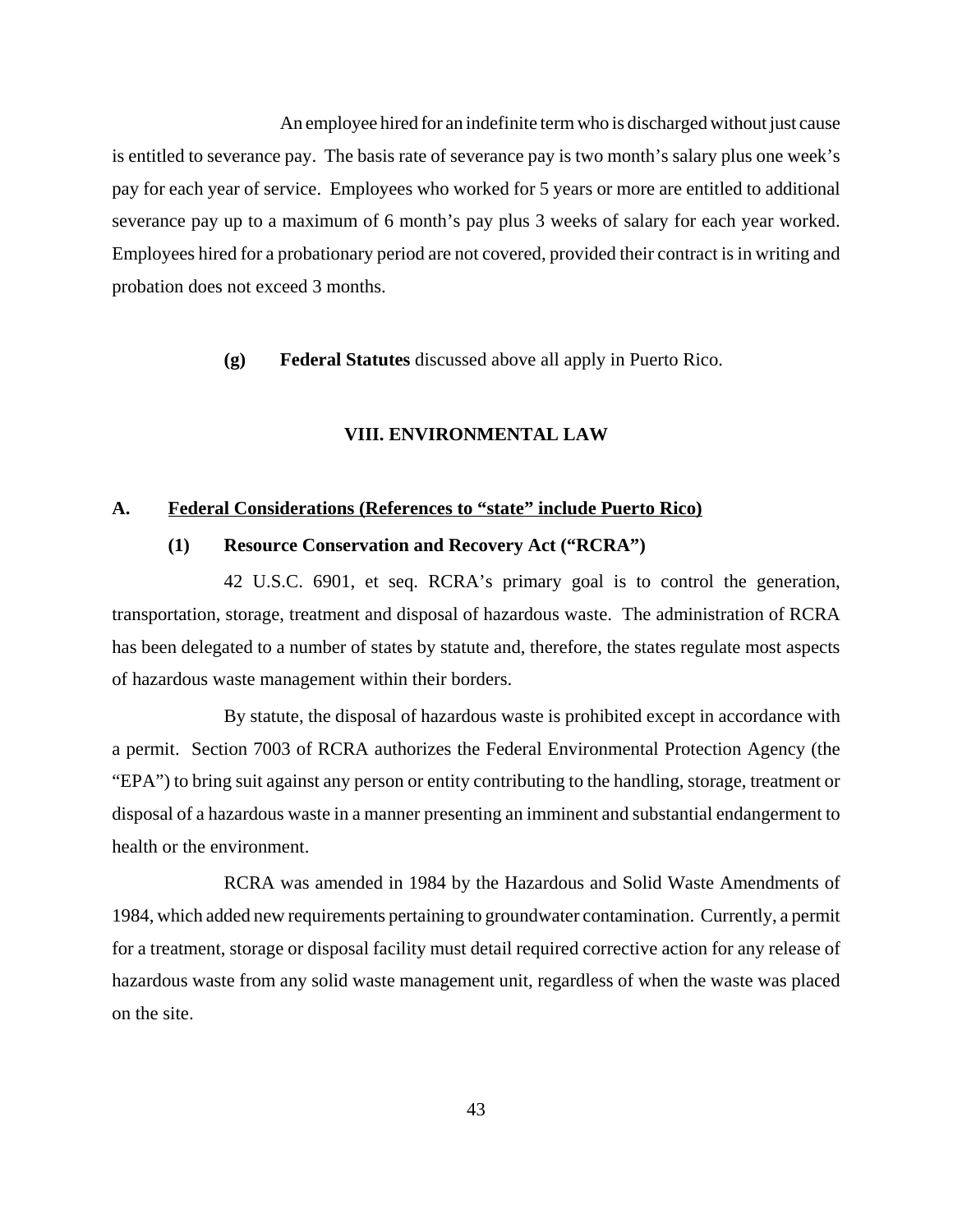An employee hired for an indefinite term who is discharged without just cause is entitled to severance pay. The basis rate of severance pay is two month's salary plus one week's pay for each year of service. Employees who worked for 5 years or more are entitled to additional severance pay up to a maximum of 6 month's pay plus 3 weeks of salary for each year worked. Employees hired for a probationary period are not covered, provided their contract is in writing and probation does not exceed 3 months.

**(g) Federal Statutes** discussed above all apply in Puerto Rico.

## VIII. ENVIRONMENTAL LAW

### A. Federal Considerations (References to "state" include Puerto Rico)

#### (1) Resource Conservation and Recovery Act ("RCRA")

42 U.S.C. 6901, et seq. RCRA's primary goal is to control the generation, transportation, storage, treatment and disposal of hazardous waste. The administration of RCRA has been delegated to a number of states by statute and, therefore, the states regulate most aspects of hazardous waste management within their borders.

By statute, the disposal of hazardous waste is prohibited except in accordance with a permit. Section 7003 of RCRA authorizes the Federal Environmental Protection Agency (the "EPA") to bring suit against any person or entity contributing to the handling, storage, treatment or disposal of a hazardous waste in a manner presenting an imminent and substantial endangerment to health or the environment.

RCRA was amended in 1984 by the Hazardous and Solid Waste Amendments of 1984, which added new requirements pertaining to groundwater contamination. Currently, a permit for a treatment, storage or disposal facility must detail required corrective action for any release of hazardous waste from any solid waste management unit, regardless of when the waste was placed on the site.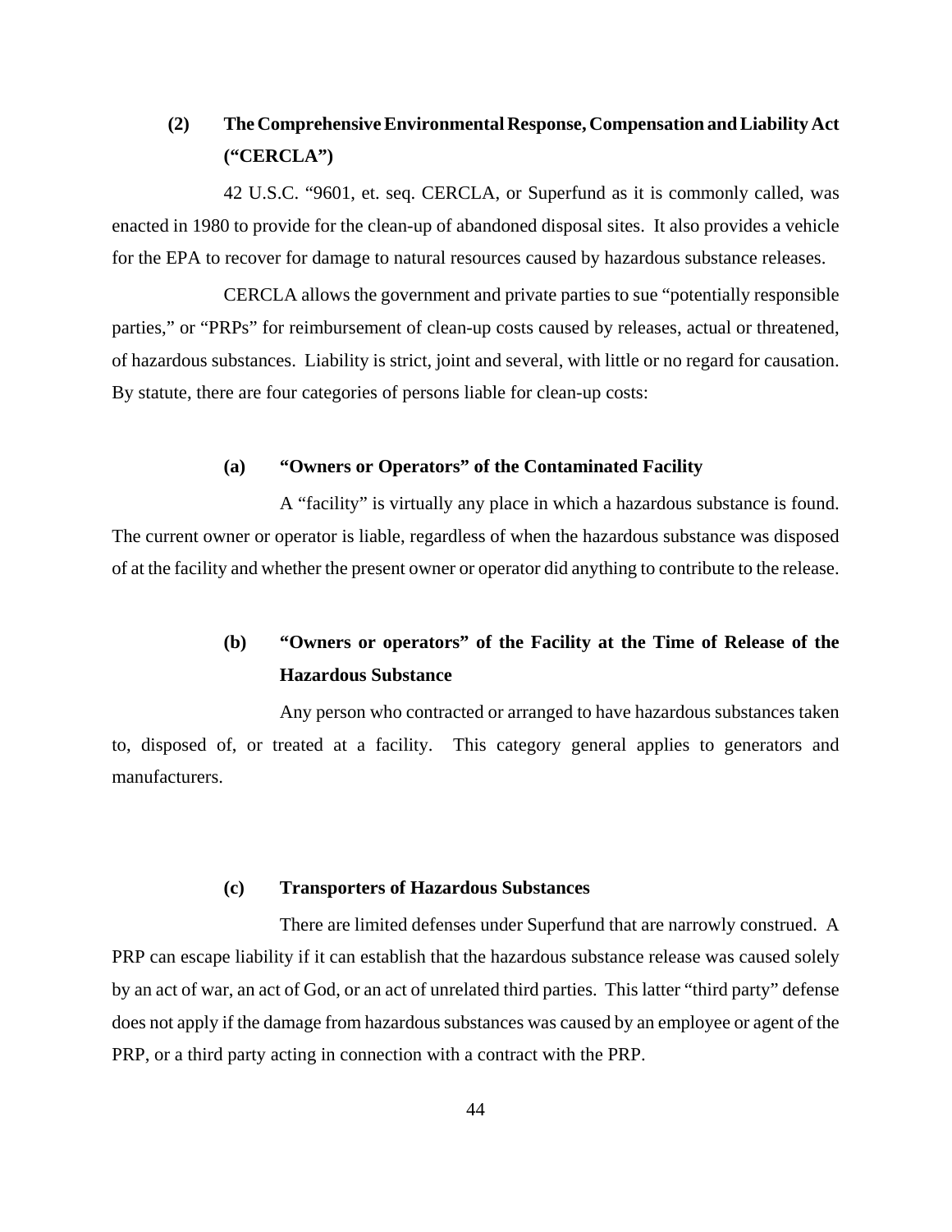## (2) The Comprehensive Environmental Response, Compensation and Liability Act ("CERCLA")

42 U.S.C. "9601, et. seq. CERCLA, or Superfund as it is commonly called, was enacted in 1980 to provide for the clean-up of abandoned disposal sites. It also provides a vehicle for the EPA to recover for damage to natural resources caused by hazardous substance releases.

CERCLA allows the government and private parties to sue "potentially responsible parties," or "PRPs" for reimbursement of clean-up costs caused by releases, actual or threatened, of hazardous substances. Liability is strict, joint and several, with little or no regard for causation. By statute, there are four categories of persons liable for clean-up costs:

### (a) "Owners or Operators" of the Contaminated Facility

A "facility" is virtually any place in which a hazardous substance is found. The current owner or operator is liable, regardless of when the hazardous substance was disposed of at the facility and whether the present owner or operator did anything to contribute to the release.

### (b) "Owners or operators" of the Facility at the Time of Release of the Hazardous Substance

Any person who contracted or arranged to have hazardous substances taken to, disposed of, or treated at a facility. This category general applies to generators and manufacturers.

### (c) Transporters of Hazardous Substances

There are limited defenses under Superfund that are narrowly construed. A PRP can escape liability if it can establish that the hazardous substance release was caused solely by an act of war, an act of God, or an act of unrelated third parties. This latter "third party" defense does not apply if the damage from hazardous substances was caused by an employee or agent of the PRP, or a third party acting in connection with a contract with the PRP.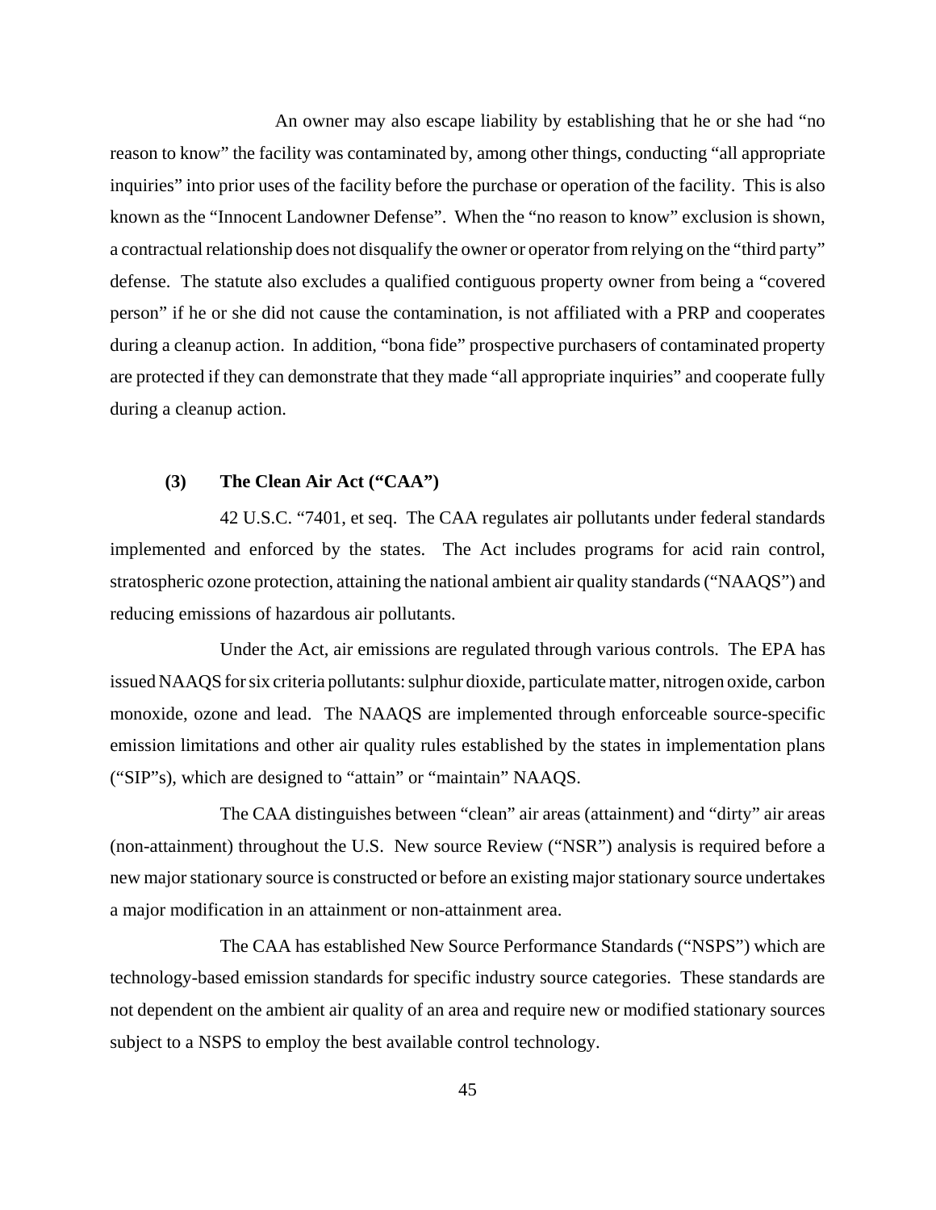An owner may also escape liability by establishing that he or she had "no reason to know" the facility was contaminated by, among other things, conducting "all appropriate inquiries" into prior uses of the facility before the purchase or operation of the facility. This is also known as the "Innocent Landowner Defense". When the "no reason to know" exclusion is shown, a contractual relationship does not disqualify the owner or operator from relying on the "third party" defense. The statute also excludes a qualified contiguous property owner from being a "covered person" if he or she did not cause the contamination, is not affiliated with a PRP and cooperates during a cleanup action. In addition, "bona fide" prospective purchasers of contaminated property are protected if they can demonstrate that they made "all appropriate inquiries" and cooperate fully during a cleanup action.

### (3) The Clean Air Act ("CAA")

42 U.S.C. "7401, et seq. The CAA regulates air pollutants under federal standards implemented and enforced by the states. The Act includes programs for acid rain control, stratospheric ozone protection, attaining the national ambient air quality standards ("NAAQS") and reducing emissions of hazardous air pollutants.

Under the Act, air emissions are regulated through various controls. The EPA has issued NAAQS for six criteria pollutants: sulphur dioxide, particulate matter, nitrogen oxide, carbon monoxide, ozone and lead. The NAAQS are implemented through enforceable source-specific emission limitations and other air quality rules established by the states in implementation plans ("SIP"s), which are designed to "attain" or "maintain" NAAQS.

The CAA distinguishes between "clean" air areas (attainment) and "dirty" air areas (non-attainment) throughout the U.S. New source Review ("NSR") analysis is required before a new major stationary source is constructed or before an existing major stationary source undertakes a major modification in an attainment or non-attainment area.

The CAA has established New Source Performance Standards ("NSPS") which are technology-based emission standards for specific industry source categories. These standards are not dependent on the ambient air quality of an area and require new or modified stationary sources subject to a NSPS to employ the best available control technology.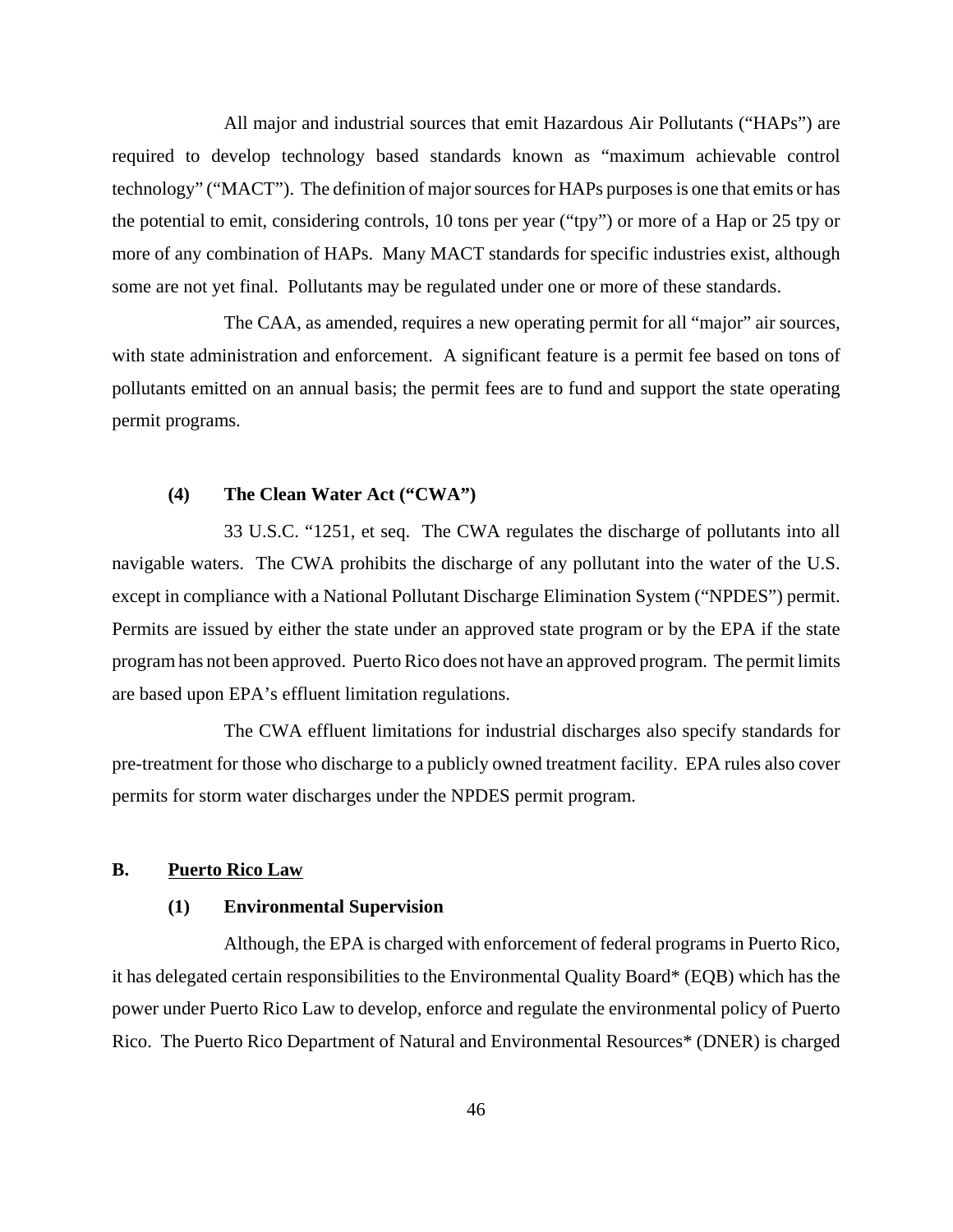All major and industrial sources that emit Hazardous Air Pollutants ("HAPs") are required to develop technology based standards known as "maximum achievable control technology" ("MACT"). The definition of major sources for HAPs purposes is one that emits or has the potential to emit, considering controls, 10 tons per year ("tpy") or more of a Hap or 25 tpy or more of any combination of HAPs. Many MACT standards for specific industries exist, although some are not yet final. Pollutants may be regulated under one or more of these standards.

The CAA, as amended, requires a new operating permit for all "major" air sources, with state administration and enforcement. A significant feature is a permit fee based on tons of pollutants emitted on an annual basis; the permit fees are to fund and support the state operating permit programs.

### (4) The Clean Water Act ("CWA")

33 U.S.C. "1251, et seq. The CWA regulates the discharge of pollutants into all navigable waters. The CWA prohibits the discharge of any pollutant into the water of the U.S. except in compliance with a National Pollutant Discharge Elimination System ("NPDES") permit. Permits are issued by either the state under an approved state program or by the EPA if the state program has not been approved. Puerto Rico does not have an approved program. The permit limits are based upon EPA's effluent limitation regulations.

The CWA effluent limitations for industrial discharges also specify standards for pre-treatment for those who discharge to a publicly owned treatment facility. EPA rules also cover permits for storm water discharges under the NPDES permit program.

## B. Puerto Rico Law

### (1) Environmental Supervision

Although, the EPA is charged with enforcement of federal programs in Puerto Rico, it has delegated certain responsibilities to the Environmental Quality Board* (EQB) which has the power under Puerto Rico Law to develop, enforce and regulate the environmental policy of Puerto Rico. The Puerto Rico Department of Natural and Environmental Resources* (DNER) is charged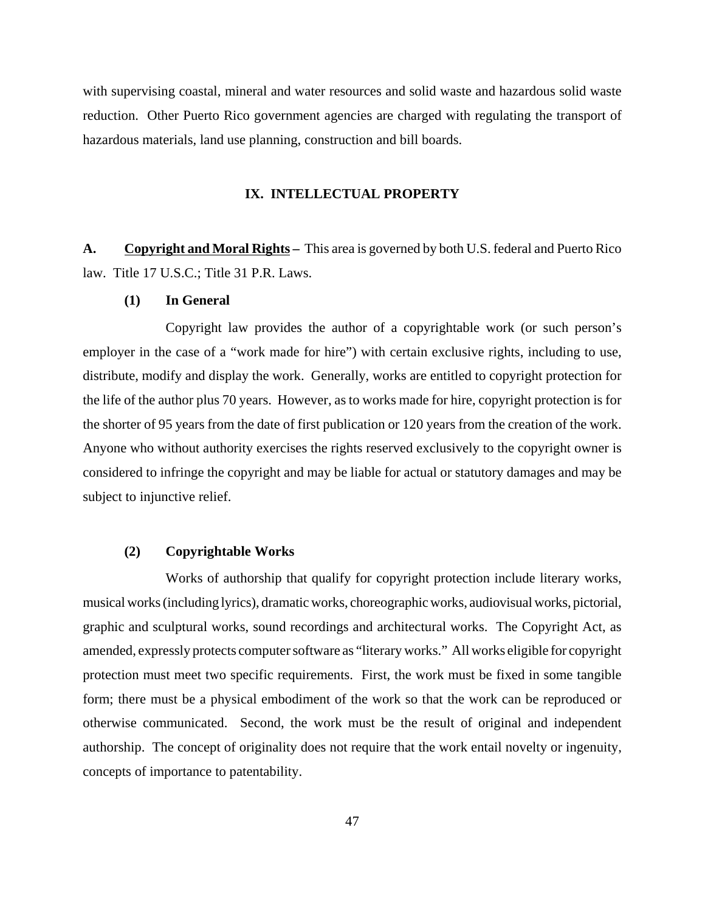with supervising coastal, mineral and water resources and solid waste and hazardous solid waste reduction. Other Puerto Rico government agencies are charged with regulating the transport of hazardous materials, land use planning, construction and bill boards.

## IX. INTELLECTUAL PROPERTY

**A. <u>Copyright and Moral Rights</u> –** This area is governed by both U.S. federal and Puerto Rico law. Title 17 U.S.C.; Title 31 P.R. Laws.

**(1) In General**

Copyright law provides the author of a copyrightable work (or such person's employer in the case of a "work made for hire") with certain exclusive rights, including to use, distribute, modify and display the work. Generally, works are entitled to copyright protection for the life of the author plus 70 years. However, as to works made for hire, copyright protection is for the shorter of 95 years from the date of first publication or 120 years from the creation of the work. Anyone who without authority exercises the rights reserved exclusively to the copyright owner is considered to infringe the copyright and may be liable for actual or statutory damages and may be subject to injunctive relief.

**(2) Copyrightable Works**

Works of authorship that qualify for copyright protection include literary works, musical works (including lyrics), dramatic works, choreographic works, audiovisual works, pictorial, graphic and sculptural works, sound recordings and architectural works. The Copyright Act, as amended, expressly protects computer software as "literary works." All works eligible for copyright protection must meet two specific requirements. First, the work must be fixed in some tangible form; there must be a physical embodiment of the work so that the work can be reproduced or otherwise communicated. Second, the work must be the result of original and independent authorship. The concept of originality does not require that the work entail novelty or ingenuity, concepts of importance to patentability.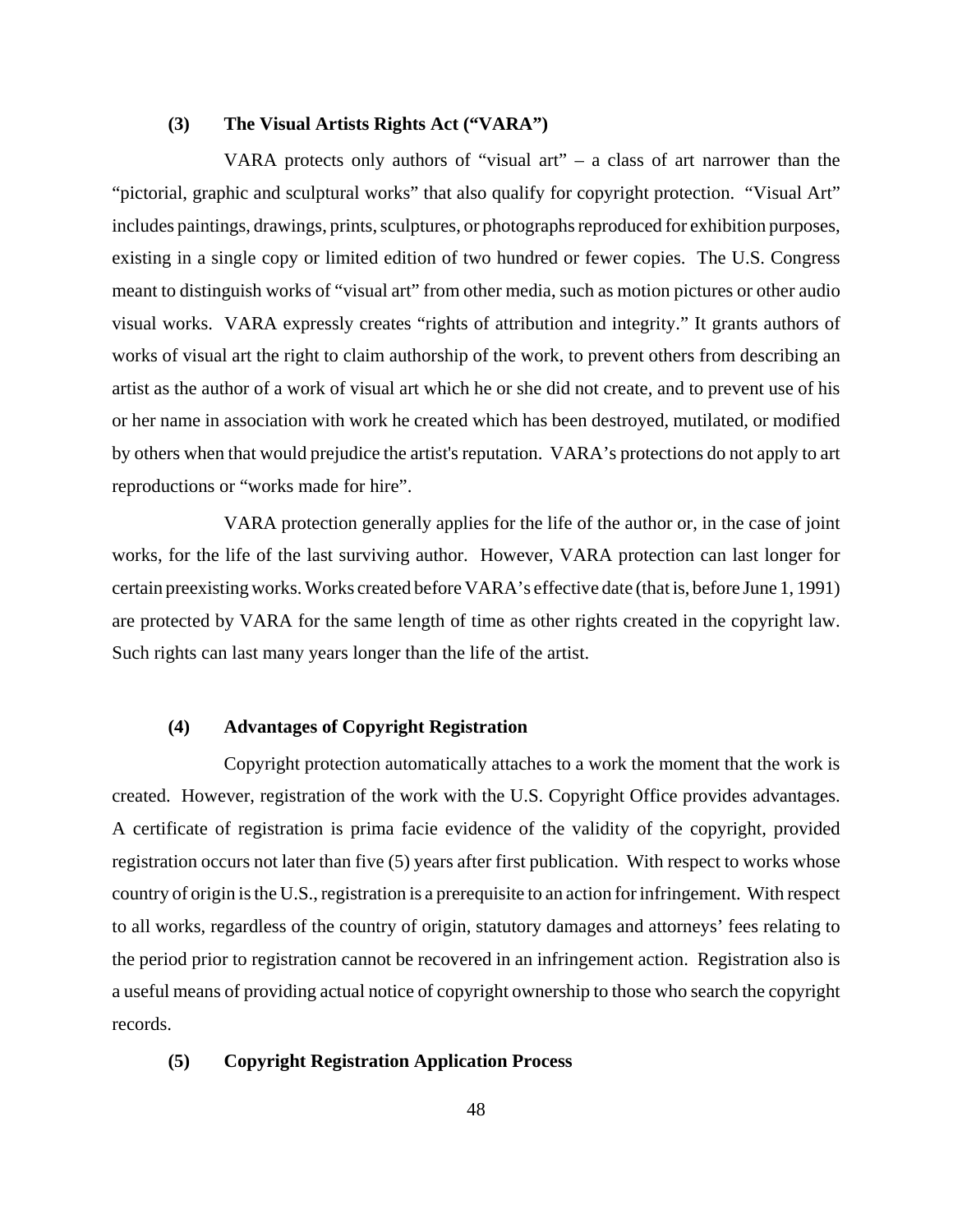### (3) The Visual Artists Rights Act ("VARA")

VARA protects only authors of "visual art" – a class of art narrower than the "pictorial, graphic and sculptural works" that also qualify for copyright protection. "Visual Art" includes paintings, drawings, prints, sculptures, or photographs reproduced for exhibition purposes, existing in a single copy or limited edition of two hundred or fewer copies. The U.S. Congress meant to distinguish works of "visual art" from other media, such as motion pictures or other audio visual works. VARA expressly creates "rights of attribution and integrity." It grants authors of works of visual art the right to claim authorship of the work, to prevent others from describing an artist as the author of a work of visual art which he or she did not create, and to prevent use of his or her name in association with work he created which has been destroyed, mutilated, or modified by others when that would prejudice the artist's reputation. VARA's protections do not apply to art reproductions or "works made for hire".

VARA protection generally applies for the life of the author or, in the case of joint works, for the life of the last surviving author. However, VARA protection can last longer for certain preexisting works. Works created before VARA's effective date (that is, before June 1, 1991) are protected by VARA for the same length of time as other rights created in the copyright law. Such rights can last many years longer than the life of the artist.

### (4) Advantages of Copyright Registration

Copyright protection automatically attaches to a work the moment that the work is created. However, registration of the work with the U.S. Copyright Office provides advantages. A certificate of registration is prima facie evidence of the validity of the copyright, provided registration occurs not later than five (5) years after first publication. With respect to works whose country of origin is the U.S., registration is a prerequisite to an action for infringement. With respect to all works, regardless of the country of origin, statutory damages and attorneys' fees relating to the period prior to registration cannot be recovered in an infringement action. Registration also is a useful means of providing actual notice of copyright ownership to those who search the copyright records.

### (5) Copyright Registration Application Process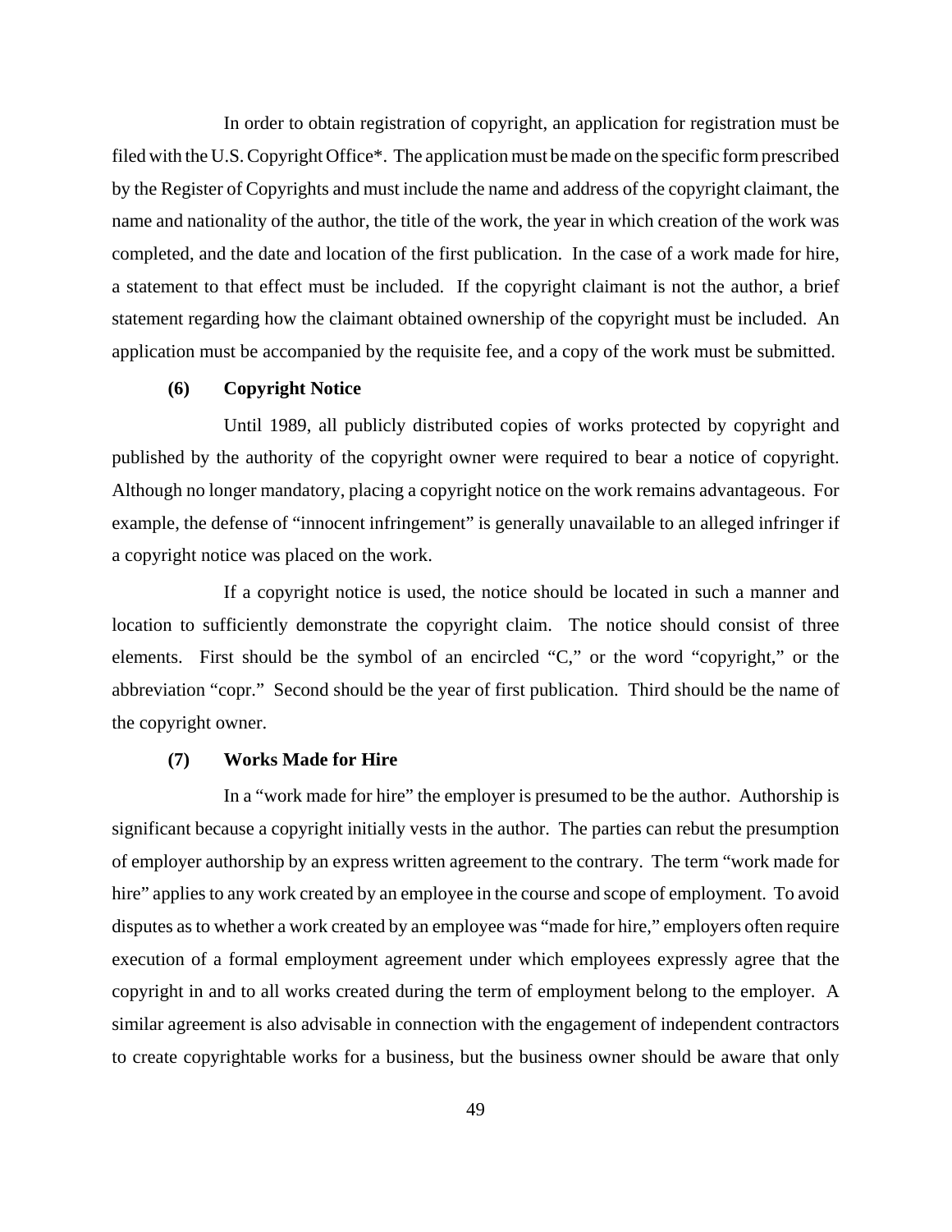In order to obtain registration of copyright, an application for registration must be filed with the U.S. Copyright Office*. The application must be made on the specific form prescribed by the Register of Copyrights and must include the name and address of the copyright claimant, the name and nationality of the author, the title of the work, the year in which creation of the work was completed, and the date and location of the first publication. In the case of a work made for hire, a statement to that effect must be included. If the copyright claimant is not the author, a brief statement regarding how the claimant obtained ownership of the copyright must be included. An application must be accompanied by the requisite fee, and a copy of the work must be submitted.

**(6) Copyright Notice**

Until 1989, all publicly distributed copies of works protected by copyright and published by the authority of the copyright owner were required to bear a notice of copyright. Although no longer mandatory, placing a copyright notice on the work remains advantageous. For example, the defense of "innocent infringement" is generally unavailable to an alleged infringer if a copyright notice was placed on the work.

If a copyright notice is used, the notice should be located in such a manner and location to sufficiently demonstrate the copyright claim. The notice should consist of three elements. First should be the symbol of an encircled "C," or the word "copyright," or the abbreviation "copr." Second should be the year of first publication. Third should be the name of the copyright owner.

**(7) Works Made for Hire**

In a "work made for hire" the employer is presumed to be the author. Authorship is significant because a copyright initially vests in the author. The parties can rebut the presumption of employer authorship by an express written agreement to the contrary. The term "work made for hire" applies to any work created by an employee in the course and scope of employment. To avoid disputes as to whether a work created by an employee was "made for hire," employers often require execution of a formal employment agreement under which employees expressly agree that the copyright in and to all works created during the term of employment belong to the employer. A similar agreement is also advisable in connection with the engagement of independent contractors to create copyrightable works for a business, but the business owner should be aware that only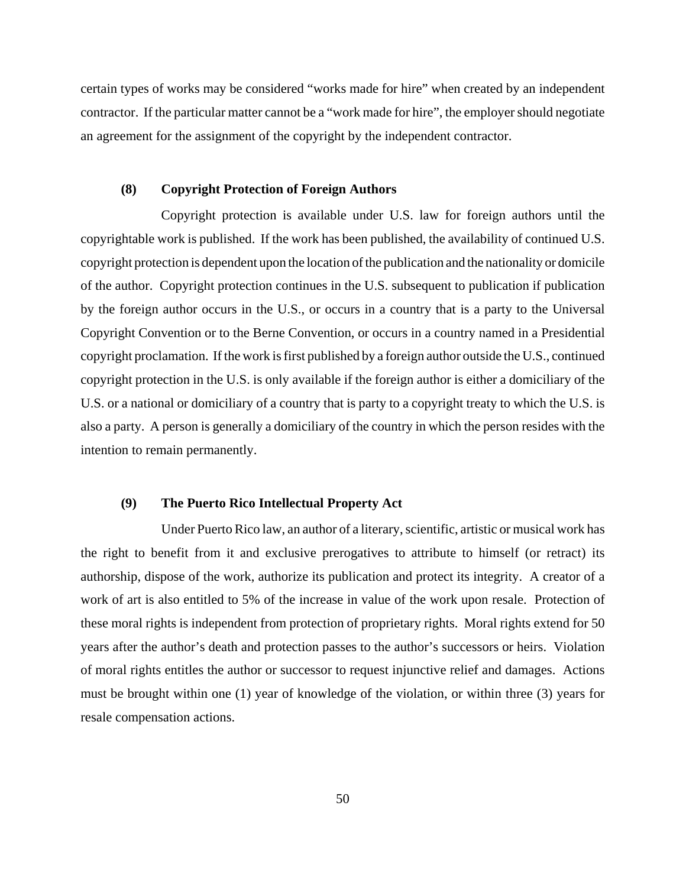certain types of works may be considered "works made for hire" when created by an independent contractor. If the particular matter cannot be a "work made for hire", the employer should negotiate an agreement for the assignment of the copyright by the independent contractor.

### (8) Copyright Protection of Foreign Authors

Copyright protection is available under U.S. law for foreign authors until the copyrightable work is published. If the work has been published, the availability of continued U.S. copyright protection is dependent upon the location of the publication and the nationality or domicile of the author. Copyright protection continues in the U.S. subsequent to publication if publication by the foreign author occurs in the U.S., or occurs in a country that is a party to the Universal Copyright Convention or to the Berne Convention, or occurs in a country named in a Presidential copyright proclamation. If the work is first published by a foreign author outside the U.S., continued copyright protection in the U.S. is only available if the foreign author is either a domiciliary of the U.S. or a national or domiciliary of a country that is party to a copyright treaty to which the U.S. is also a party. A person is generally a domiciliary of the country in which the person resides with the intention to remain permanently.

### (9) The Puerto Rico Intellectual Property Act

Under Puerto Rico law, an author of a literary, scientific, artistic or musical work has the right to benefit from it and exclusive prerogatives to attribute to himself (or retract) its authorship, dispose of the work, authorize its publication and protect its integrity. A creator of a work of art is also entitled to 5% of the increase in value of the work upon resale. Protection of these moral rights is independent from protection of proprietary rights. Moral rights extend for 50 years after the author's death and protection passes to the author's successors or heirs. Violation of moral rights entitles the author or successor to request injunctive relief and damages. Actions must be brought within one (1) year of knowledge of the violation, or within three (3) years for resale compensation actions.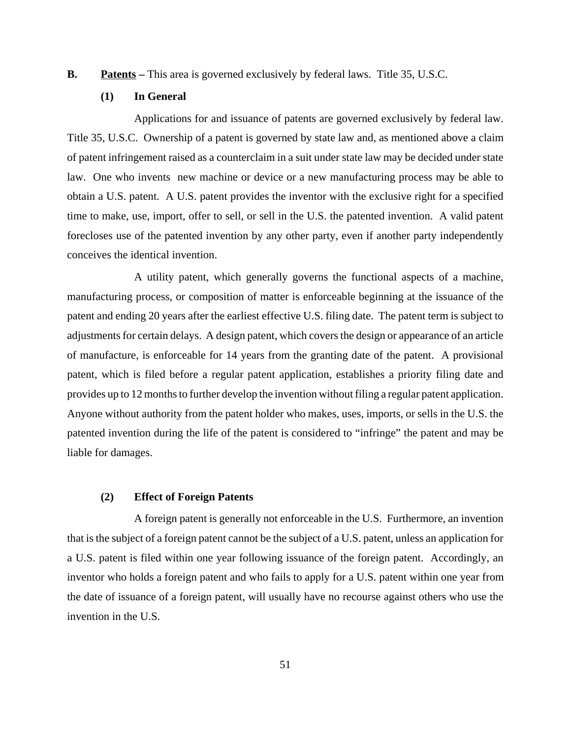**B. Patents** – This area is governed exclusively by federal laws. Title 35, U.S.C.

**(1) In General**

Applications for and issuance of patents are governed exclusively by federal law. Title 35, U.S.C. Ownership of a patent is governed by state law and, as mentioned above a claim of patent infringement raised as a counterclaim in a suit under state law may be decided under state law. One who invents new machine or device or a new manufacturing process may be able to obtain a U.S. patent. A U.S. patent provides the inventor with the exclusive right for a specified time to make, use, import, offer to sell, or sell in the U.S. the patented invention. A valid patent forecloses use of the patented invention by any other party, even if another party independently conceives the identical invention.

A utility patent, which generally governs the functional aspects of a machine, manufacturing process, or composition of matter is enforceable beginning at the issuance of the patent and ending 20 years after the earliest effective U.S. filing date. The patent term is subject to adjustments for certain delays. A design patent, which covers the design or appearance of an article of manufacture, is enforceable for 14 years from the granting date of the patent. A provisional patent, which is filed before a regular patent application, establishes a priority filing date and provides up to 12 months to further develop the invention without filing a regular patent application. Anyone without authority from the patent holder who makes, uses, imports, or sells in the U.S. the patented invention during the life of the patent is considered to "infringe" the patent and may be liable for damages.

**(2) Effect of Foreign Patents**

A foreign patent is generally not enforceable in the U.S. Furthermore, an invention that is the subject of a foreign patent cannot be the subject of a U.S. patent, unless an application for a U.S. patent is filed within one year following issuance of the foreign patent. Accordingly, an inventor who holds a foreign patent and who fails to apply for a U.S. patent within one year from the date of issuance of a foreign patent, will usually have no recourse against others who use the invention in the U.S.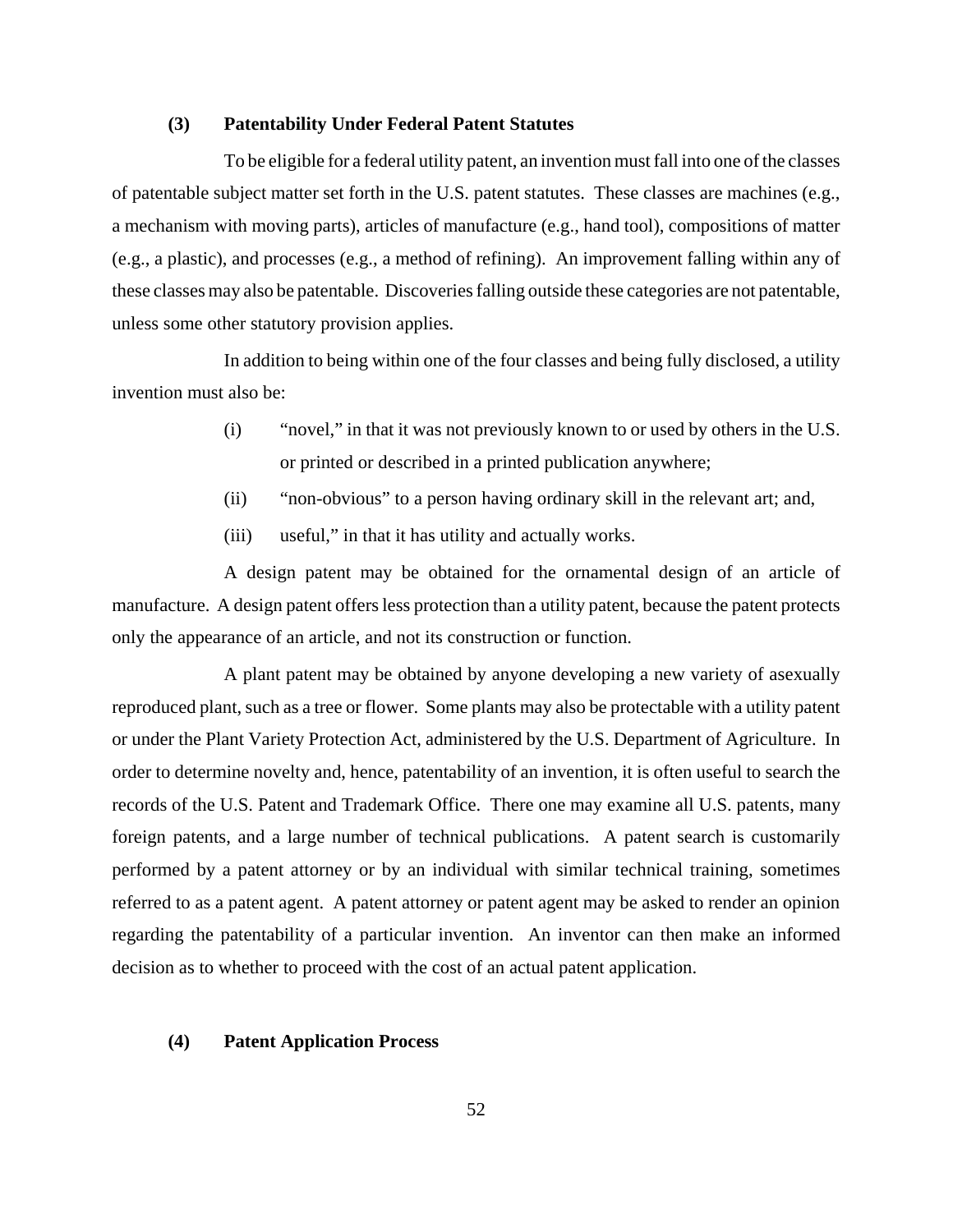### (3) Patentability Under Federal Patent Statutes

To be eligible for a federal utility patent, an invention must fall into one of the classes of patentable subject matter set forth in the U.S. patent statutes. These classes are machines (e.g., a mechanism with moving parts), articles of manufacture (e.g., hand tool), compositions of matter (e.g., a plastic), and processes (e.g., a method of refining). An improvement falling within any of these classes may also be patentable. Discoveries falling outside these categories are not patentable, unless some other statutory provision applies.

In addition to being within one of the four classes and being fully disclosed, a utility invention must also be:

(i) "novel," in that it was not previously known to or used by others in the U.S. or printed or described in a printed publication anywhere;

(ii) "non-obvious" to a person having ordinary skill in the relevant art; and,

(iii) useful," in that it has utility and actually works.

A design patent may be obtained for the ornamental design of an article of manufacture. A design patent offers less protection than a utility patent, because the patent protects only the appearance of an article, and not its construction or function.

A plant patent may be obtained by anyone developing a new variety of asexually reproduced plant, such as a tree or flower. Some plants may also be protectable with a utility patent or under the Plant Variety Protection Act, administered by the U.S. Department of Agriculture. In order to determine novelty and, hence, patentability of an invention, it is often useful to search the records of the U.S. Patent and Trademark Office. There one may examine all U.S. patents, many foreign patents, and a large number of technical publications. A patent search is customarily performed by a patent attorney or by an individual with similar technical training, sometimes referred to as a patent agent. A patent attorney or patent agent may be asked to render an opinion regarding the patentability of a particular invention. An inventor can then make an informed decision as to whether to proceed with the cost of an actual patent application.

### (4) Patent Application Process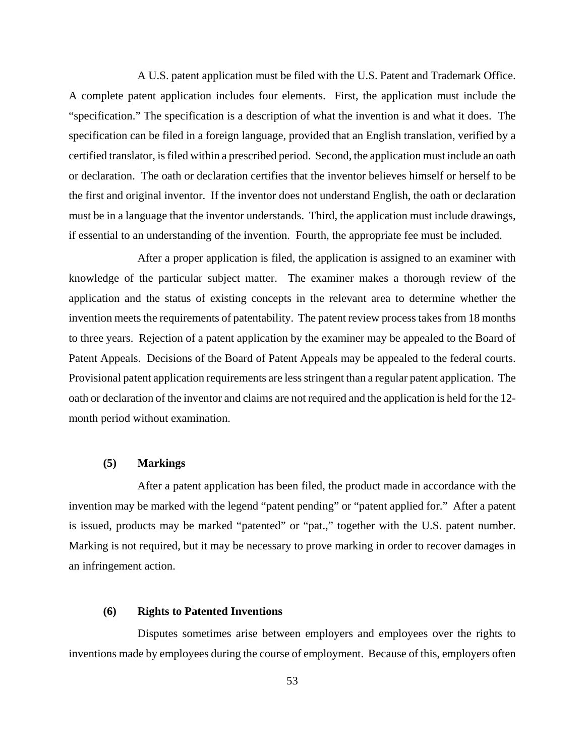A U.S. patent application must be filed with the U.S. Patent and Trademark Office. A complete patent application includes four elements. First, the application must include the "specification." The specification is a description of what the invention is and what it does. The specification can be filed in a foreign language, provided that an English translation, verified by a certified translator, is filed within a prescribed period. Second, the application must include an oath or declaration. The oath or declaration certifies that the inventor believes himself or herself to be the first and original inventor. If the inventor does not understand English, the oath or declaration must be in a language that the inventor understands. Third, the application must include drawings, if essential to an understanding of the invention. Fourth, the appropriate fee must be included.

After a proper application is filed, the application is assigned to an examiner with knowledge of the particular subject matter. The examiner makes a thorough review of the application and the status of existing concepts in the relevant area to determine whether the invention meets the requirements of patentability. The patent review process takes from 18 months to three years. Rejection of a patent application by the examiner may be appealed to the Board of Patent Appeals. Decisions of the Board of Patent Appeals may be appealed to the federal courts. Provisional patent application requirements are less stringent than a regular patent application. The oath or declaration of the inventor and claims are not required and the application is held for the 12-month period without examination.

#### (5) Markings

After a patent application has been filed, the product made in accordance with the invention may be marked with the legend "patent pending" or "patent applied for." After a patent is issued, products may be marked "patented" or "pat.," together with the U.S. patent number. Marking is not required, but it may be necessary to prove marking in order to recover damages in an infringement action.

#### (6) Rights to Patented Inventions

Disputes sometimes arise between employers and employees over the rights to inventions made by employees during the course of employment. Because of this, employers often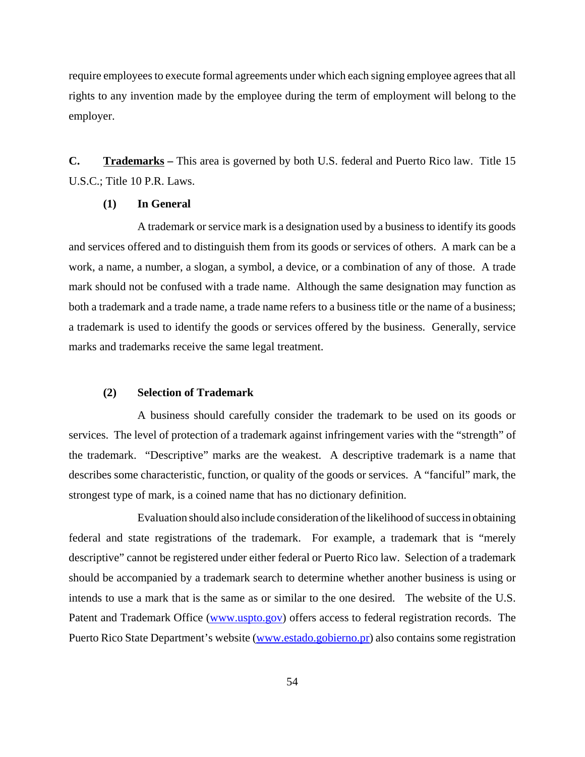require employees to execute formal agreements under which each signing employee agrees that all rights to any invention made by the employee during the term of employment will belong to the employer.

**C.** **Trademarks –** This area is governed by both U.S. federal and Puerto Rico law. Title 15 U.S.C.; Title 10 P.R. Laws.

**(1) In General**

A trademark or service mark is a designation used by a business to identify its goods and services offered and to distinguish them from its goods or services of others. A mark can be a work, a name, a number, a slogan, a symbol, a device, or a combination of any of those. A trade mark should not be confused with a trade name. Although the same designation may function as both a trademark and a trade name, a trade name refers to a business title or the name of a business; a trademark is used to identify the goods or services offered by the business. Generally, service marks and trademarks receive the same legal treatment.

**(2) Selection of Trademark**

A business should carefully consider the trademark to be used on its goods or services. The level of protection of a trademark against infringement varies with the "strength" of the trademark. "Descriptive" marks are the weakest. A descriptive trademark is a name that describes some characteristic, function, or quality of the goods or services. A "fanciful" mark, the strongest type of mark, is a coined name that has no dictionary definition.

Evaluation should also include consideration of the likelihood of success in obtaining federal and state registrations of the trademark. For example, a trademark that is "merely descriptive" cannot be registered under either federal or Puerto Rico law. Selection of a trademark should be accompanied by a trademark search to determine whether another business is using or intends to use a mark that is the same as or similar to the one desired. The website of the U.S. Patent and Trademark Office (www.uspto.gov) offers access to federal registration records. The Puerto Rico State Department's website (www.estado.gobierno.pr) also contains some registration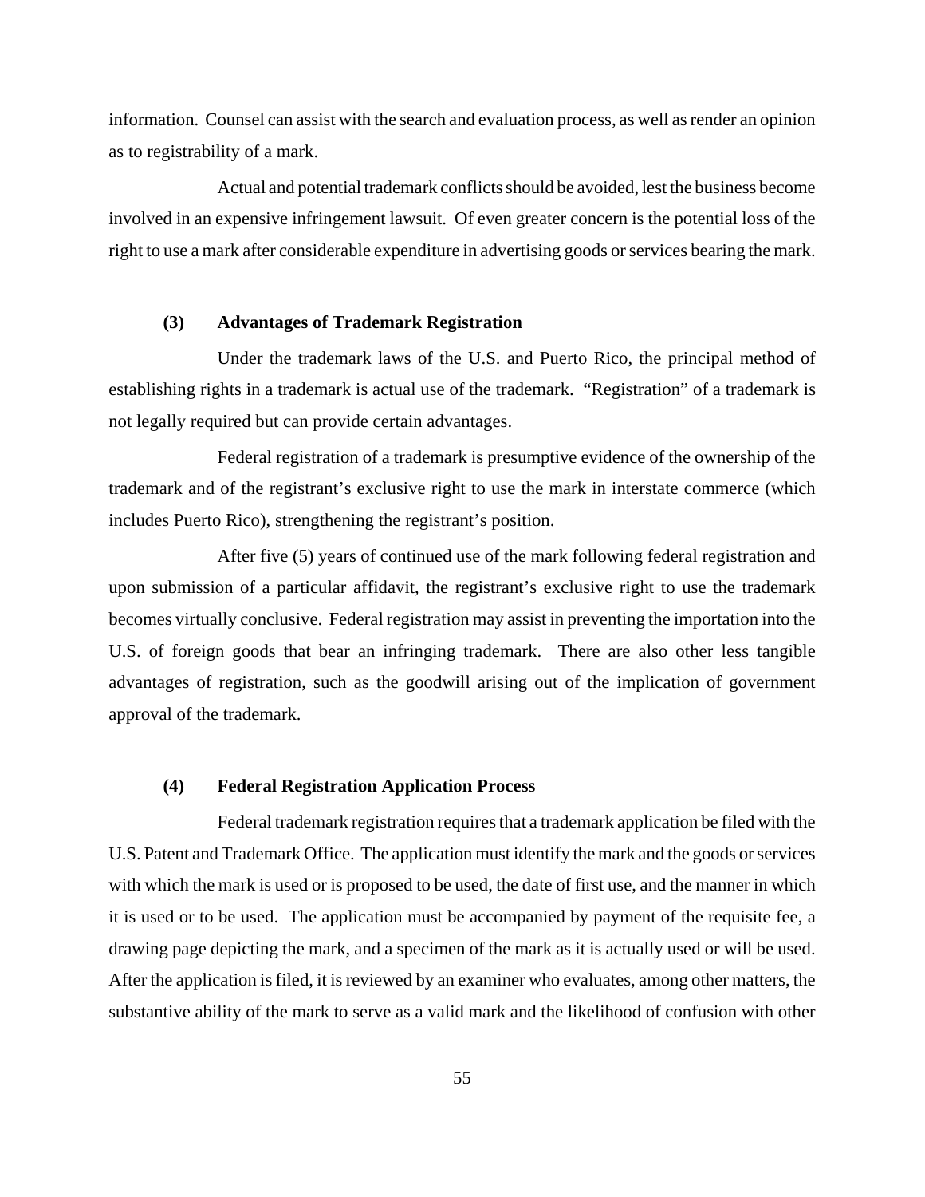information. Counsel can assist with the search and evaluation process, as well as render an opinion as to registrability of a mark.

Actual and potential trademark conflicts should be avoided, lest the business become involved in an expensive infringement lawsuit. Of even greater concern is the potential loss of the right to use a mark after considerable expenditure in advertising goods or services bearing the mark.

### (3) Advantages of Trademark Registration

Under the trademark laws of the U.S. and Puerto Rico, the principal method of establishing rights in a trademark is actual use of the trademark. "Registration" of a trademark is not legally required but can provide certain advantages.

Federal registration of a trademark is presumptive evidence of the ownership of the trademark and of the registrant's exclusive right to use the mark in interstate commerce (which includes Puerto Rico), strengthening the registrant's position.

After five (5) years of continued use of the mark following federal registration and upon submission of a particular affidavit, the registrant's exclusive right to use the trademark becomes virtually conclusive. Federal registration may assist in preventing the importation into the U.S. of foreign goods that bear an infringing trademark. There are also other less tangible advantages of registration, such as the goodwill arising out of the implication of government approval of the trademark.

### (4) Federal Registration Application Process

Federal trademark registration requires that a trademark application be filed with the U.S. Patent and Trademark Office. The application must identify the mark and the goods or services with which the mark is used or is proposed to be used, the date of first use, and the manner in which it is used or to be used. The application must be accompanied by payment of the requisite fee, a drawing page depicting the mark, and a specimen of the mark as it is actually used or will be used. After the application is filed, it is reviewed by an examiner who evaluates, among other matters, the substantive ability of the mark to serve as a valid mark and the likelihood of confusion with other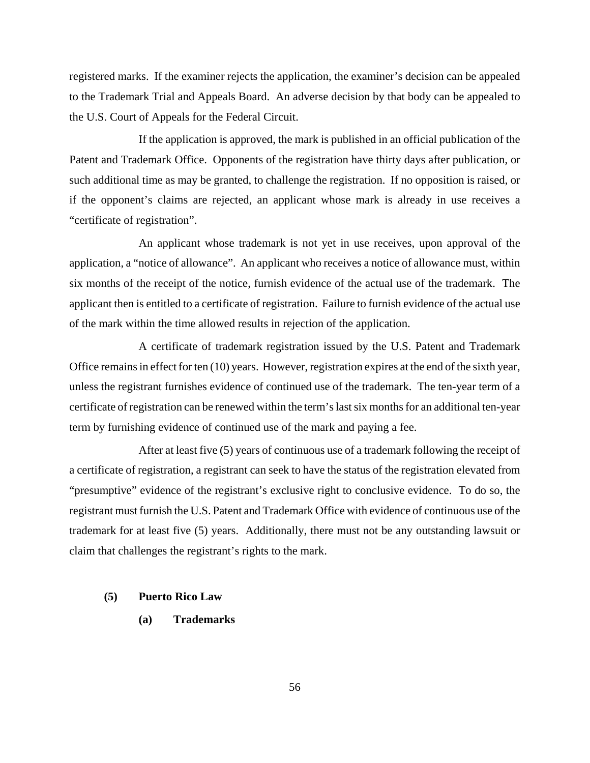registered marks. If the examiner rejects the application, the examiner's decision can be appealed to the Trademark Trial and Appeals Board. An adverse decision by that body can be appealed to the U.S. Court of Appeals for the Federal Circuit.

If the application is approved, the mark is published in an official publication of the Patent and Trademark Office. Opponents of the registration have thirty days after publication, or such additional time as may be granted, to challenge the registration. If no opposition is raised, or if the opponent's claims are rejected, an applicant whose mark is already in use receives a "certificate of registration".

An applicant whose trademark is not yet in use receives, upon approval of the application, a "notice of allowance". An applicant who receives a notice of allowance must, within six months of the receipt of the notice, furnish evidence of the actual use of the trademark. The applicant then is entitled to a certificate of registration. Failure to furnish evidence of the actual use of the mark within the time allowed results in rejection of the application.

A certificate of trademark registration issued by the U.S. Patent and Trademark Office remains in effect for ten (10) years. However, registration expires at the end of the sixth year, unless the registrant furnishes evidence of continued use of the trademark. The ten-year term of a certificate of registration can be renewed within the term's last six months for an additional ten-year term by furnishing evidence of continued use of the mark and paying a fee.

After at least five (5) years of continuous use of a trademark following the receipt of a certificate of registration, a registrant can seek to have the status of the registration elevated from "presumptive" evidence of the registrant's exclusive right to conclusive evidence. To do so, the registrant must furnish the U.S. Patent and Trademark Office with evidence of continuous use of the trademark for at least five (5) years. Additionally, there must not be any outstanding lawsuit or claim that challenges the registrant's rights to the mark.

### (5) Puerto Rico Law

#### (a) Trademarks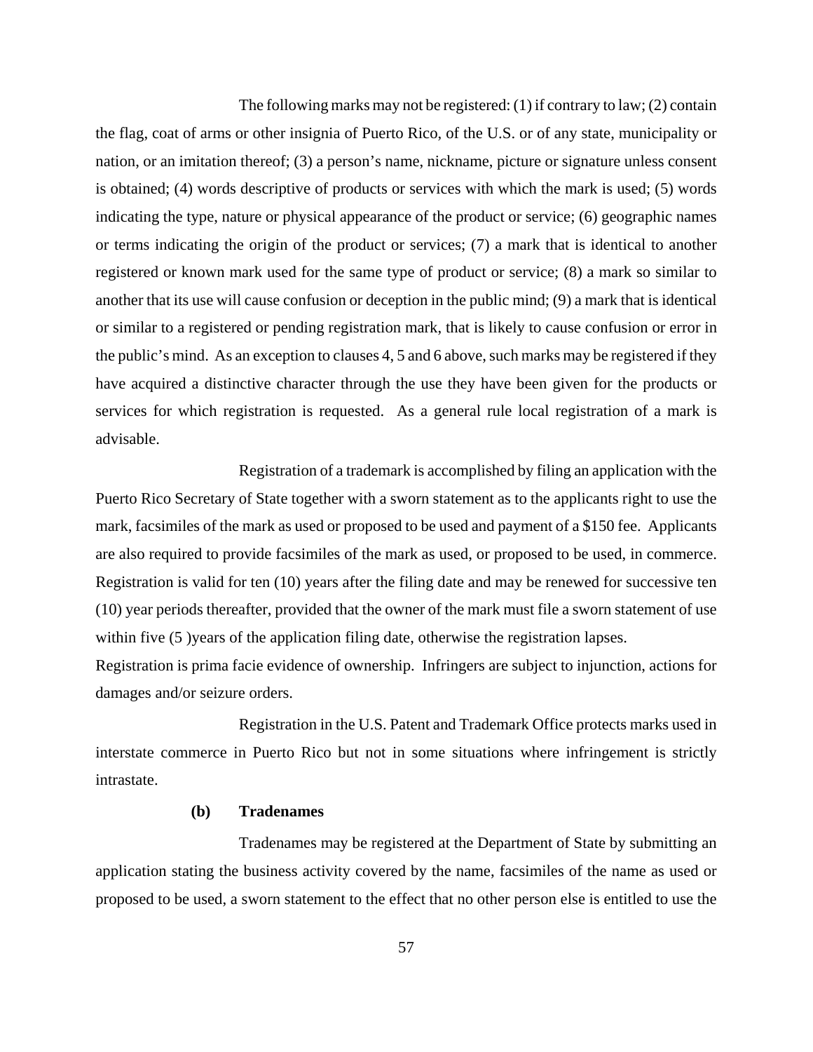The following marks may not be registered: (1) if contrary to law; (2) contain the flag, coat of arms or other insignia of Puerto Rico, of the U.S. or of any state, municipality or nation, or an imitation thereof; (3) a person's name, nickname, picture or signature unless consent is obtained; (4) words descriptive of products or services with which the mark is used; (5) words indicating the type, nature or physical appearance of the product or service; (6) geographic names or terms indicating the origin of the product or services; (7) a mark that is identical to another registered or known mark used for the same type of product or service; (8) a mark so similar to another that its use will cause confusion or deception in the public mind; (9) a mark that is identical or similar to a registered or pending registration mark, that is likely to cause confusion or error in the public's mind. As an exception to clauses 4, 5 and 6 above, such marks may be registered if they have acquired a distinctive character through the use they have been given for the products or services for which registration is requested. As a general rule local registration of a mark is advisable.

Registration of a trademark is accomplished by filing an application with the Puerto Rico Secretary of State together with a sworn statement as to the applicants right to use the mark, facsimiles of the mark as used or proposed to be used and payment of a $150 fee. Applicants are also required to provide facsimiles of the mark as used, or proposed to be used, in commerce. Registration is valid for ten (10) years after the filing date and may be renewed for successive ten (10) year periods thereafter, provided that the owner of the mark must file a sworn statement of use within five (5 )years of the application filing date, otherwise the registration lapses.
Registration is prima facie evidence of ownership. Infringers are subject to injunction, actions for damages and/or seizure orders.

Registration in the U.S. Patent and Trademark Office protects marks used in interstate commerce in Puerto Rico but not in some situations where infringement is strictly intrastate.

**(b) Tradenames**

Tradenames may be registered at the Department of State by submitting an application stating the business activity covered by the name, facsimiles of the name as used or proposed to be used, a sworn statement to the effect that no other person else is entitled to use the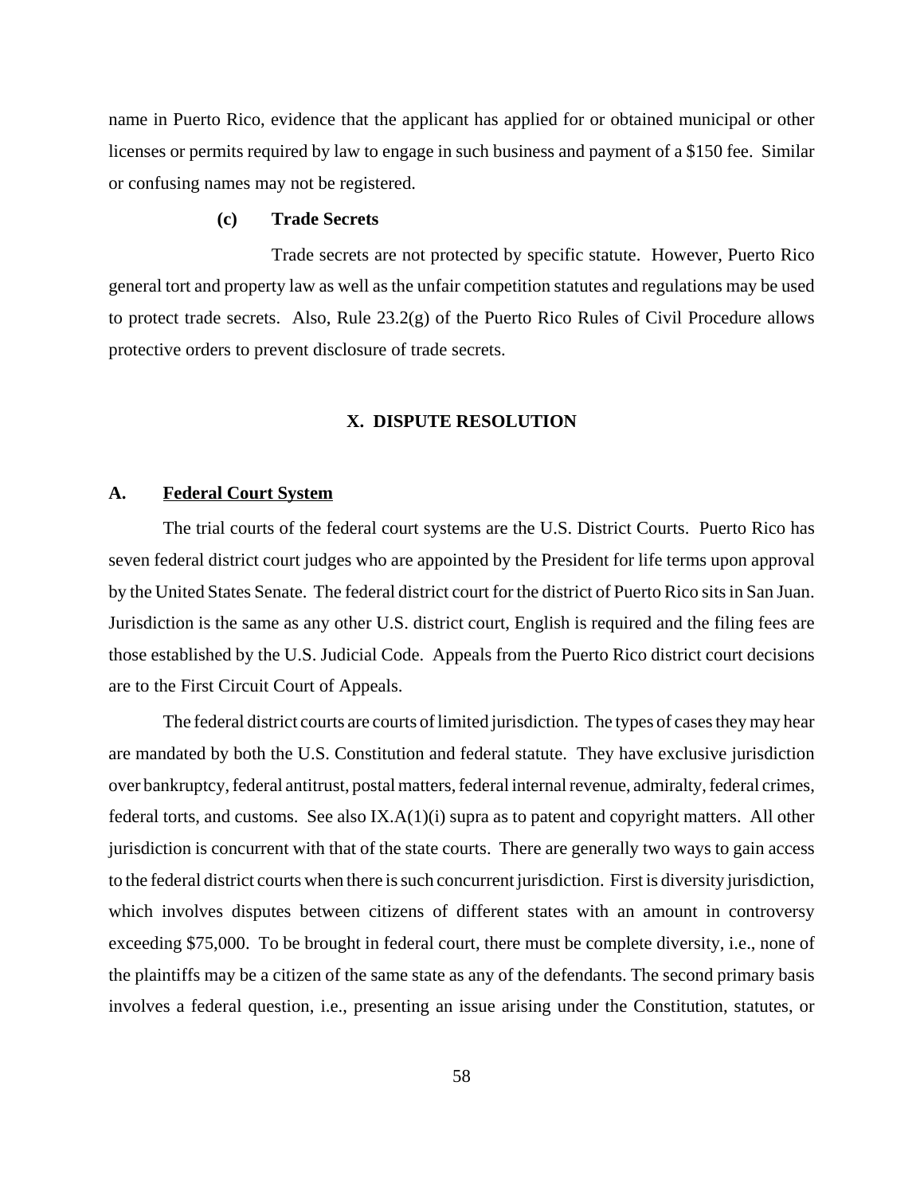name in Puerto Rico, evidence that the applicant has applied for or obtained municipal or other licenses or permits required by law to engage in such business and payment of a $150 fee. Similar or confusing names may not be registered.

#### (c) Trade Secrets

Trade secrets are not protected by specific statute. However, Puerto Rico general tort and property law as well as the unfair competition statutes and regulations may be used to protect trade secrets. Also, Rule 23.2(g) of the Puerto Rico Rules of Civil Procedure allows protective orders to prevent disclosure of trade secrets.

## X. DISPUTE RESOLUTION

### A. Federal Court System

The trial courts of the federal court systems are the U.S. District Courts. Puerto Rico has seven federal district court judges who are appointed by the President for life terms upon approval by the United States Senate. The federal district court for the district of Puerto Rico sits in San Juan. Jurisdiction is the same as any other U.S. district court, English is required and the filing fees are those established by the U.S. Judicial Code. Appeals from the Puerto Rico district court decisions are to the First Circuit Court of Appeals.

The federal district courts are courts of limited jurisdiction. The types of cases they may hear are mandated by both the U.S. Constitution and federal statute. They have exclusive jurisdiction over bankruptcy, federal antitrust, postal matters, federal internal revenue, admiralty, federal crimes, federal torts, and customs. See also IX.A(1)(i) supra as to patent and copyright matters. All other jurisdiction is concurrent with that of the state courts. There are generally two ways to gain access to the federal district courts when there is such concurrent jurisdiction. First is diversity jurisdiction, which involves disputes between citizens of different states with an amount in controversy exceeding $75,000. To be brought in federal court, there must be complete diversity, i.e., none of the plaintiffs may be a citizen of the same state as any of the defendants. The second primary basis involves a federal question, i.e., presenting an issue arising under the Constitution, statutes, or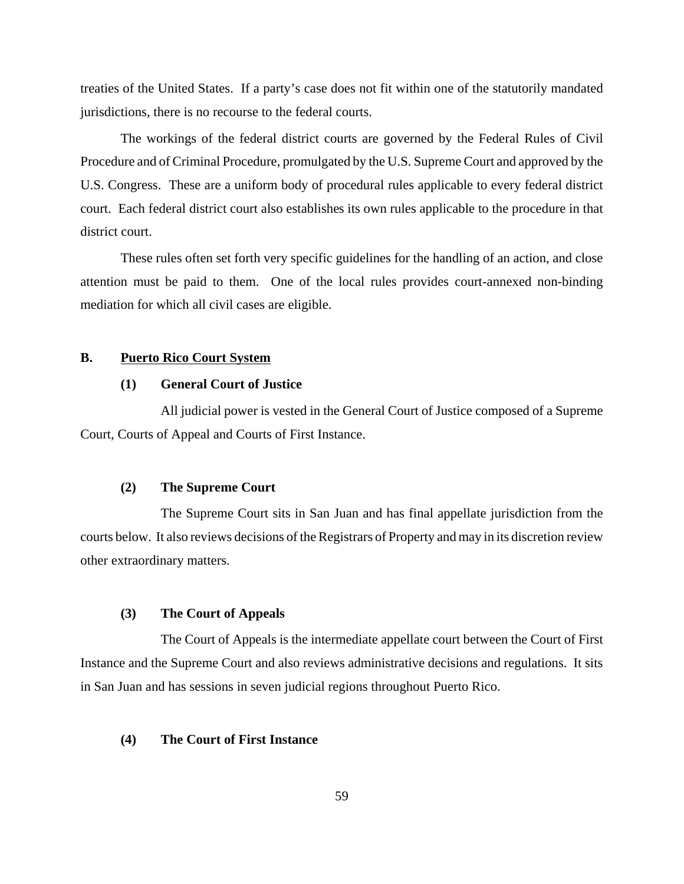treaties of the United States. If a party's case does not fit within one of the statutorily mandated jurisdictions, there is no recourse to the federal courts.

The workings of the federal district courts are governed by the Federal Rules of Civil Procedure and of Criminal Procedure, promulgated by the U.S. Supreme Court and approved by the U.S. Congress. These are a uniform body of procedural rules applicable to every federal district court. Each federal district court also establishes its own rules applicable to the procedure in that district court.

These rules often set forth very specific guidelines for the handling of an action, and close attention must be paid to them. One of the local rules provides court-annexed non-binding mediation for which all civil cases are eligible.

## B. Puerto Rico Court System

### (1) General Court of Justice

All judicial power is vested in the General Court of Justice composed of a Supreme Court, Courts of Appeal and Courts of First Instance.

### (2) The Supreme Court

The Supreme Court sits in San Juan and has final appellate jurisdiction from the courts below. It also reviews decisions of the Registrars of Property and may in its discretion review other extraordinary matters.

### (3) The Court of Appeals

The Court of Appeals is the intermediate appellate court between the Court of First Instance and the Supreme Court and also reviews administrative decisions and regulations. It sits in San Juan and has sessions in seven judicial regions throughout Puerto Rico.

### (4) The Court of First Instance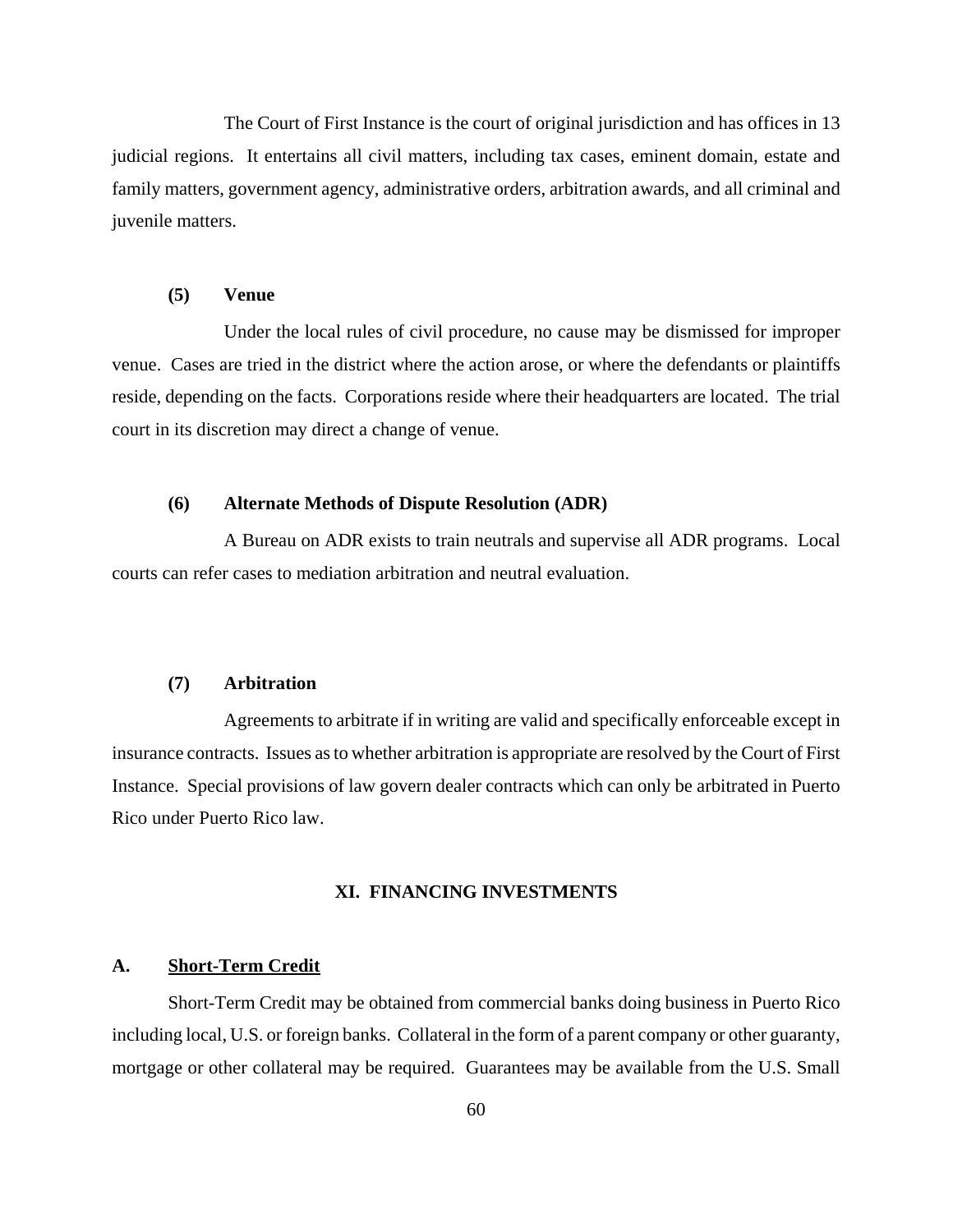The Court of First Instance is the court of original jurisdiction and has offices in 13 judicial regions. It entertains all civil matters, including tax cases, eminent domain, estate and family matters, government agency, administrative orders, arbitration awards, and all criminal and juvenile matters.

#### (5) Venue

Under the local rules of civil procedure, no cause may be dismissed for improper venue. Cases are tried in the district where the action arose, or where the defendants or plaintiffs reside, depending on the facts. Corporations reside where their headquarters are located. The trial court in its discretion may direct a change of venue.

#### (6) Alternate Methods of Dispute Resolution (ADR)

A Bureau on ADR exists to train neutrals and supervise all ADR programs. Local courts can refer cases to mediation arbitration and neutral evaluation.

#### (7) Arbitration

Agreements to arbitrate if in writing are valid and specifically enforceable except in insurance contracts. Issues as to whether arbitration is appropriate are resolved by the Court of First Instance. Special provisions of law govern dealer contracts which can only be arbitrated in Puerto Rico under Puerto Rico law.

## XI. FINANCING INVESTMENTS

### A. Short-Term Credit

Short-Term Credit may be obtained from commercial banks doing business in Puerto Rico including local, U.S. or foreign banks. Collateral in the form of a parent company or other guaranty, mortgage or other collateral may be required. Guarantees may be available from the U.S. Small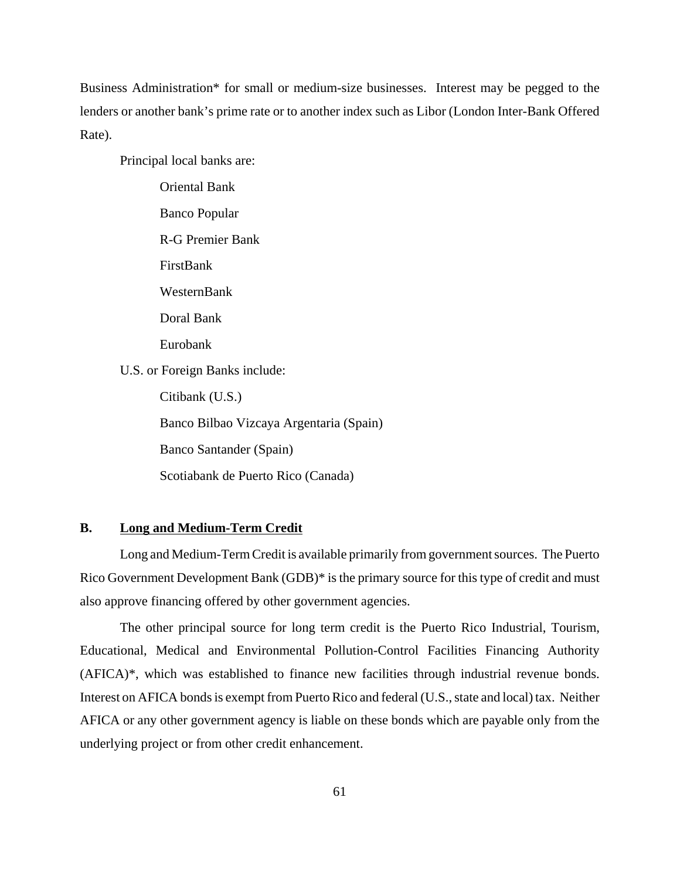Business Administration* for small or medium-size businesses. Interest may be pegged to the lenders or another bank's prime rate or to another index such as Libor (London Inter-Bank Offered Rate).

Principal local banks are:

- Oriental Bank
- Banco Popular
- R-G Premier Bank
- FirstBank
- WesternBank
- Doral Bank
- Eurobank

U.S. or Foreign Banks include:

- Citibank (U.S.)
- Banco Bilbao Vizcaya Argentaria (Spain)
- Banco Santander (Spain)
- Scotiabank de Puerto Rico (Canada)

## B. Long and Medium-Term Credit

Long and Medium-Term Credit is available primarily from government sources. The Puerto Rico Government Development Bank (GDB)* is the primary source for this type of credit and must also approve financing offered by other government agencies.

The other principal source for long term credit is the Puerto Rico Industrial, Tourism, Educational, Medical and Environmental Pollution-Control Facilities Financing Authority (AFICA)*, which was established to finance new facilities through industrial revenue bonds. Interest on AFICA bonds is exempt from Puerto Rico and federal (U.S., state and local) tax. Neither AFICA or any other government agency is liable on these bonds which are payable only from the underlying project or from other credit enhancement.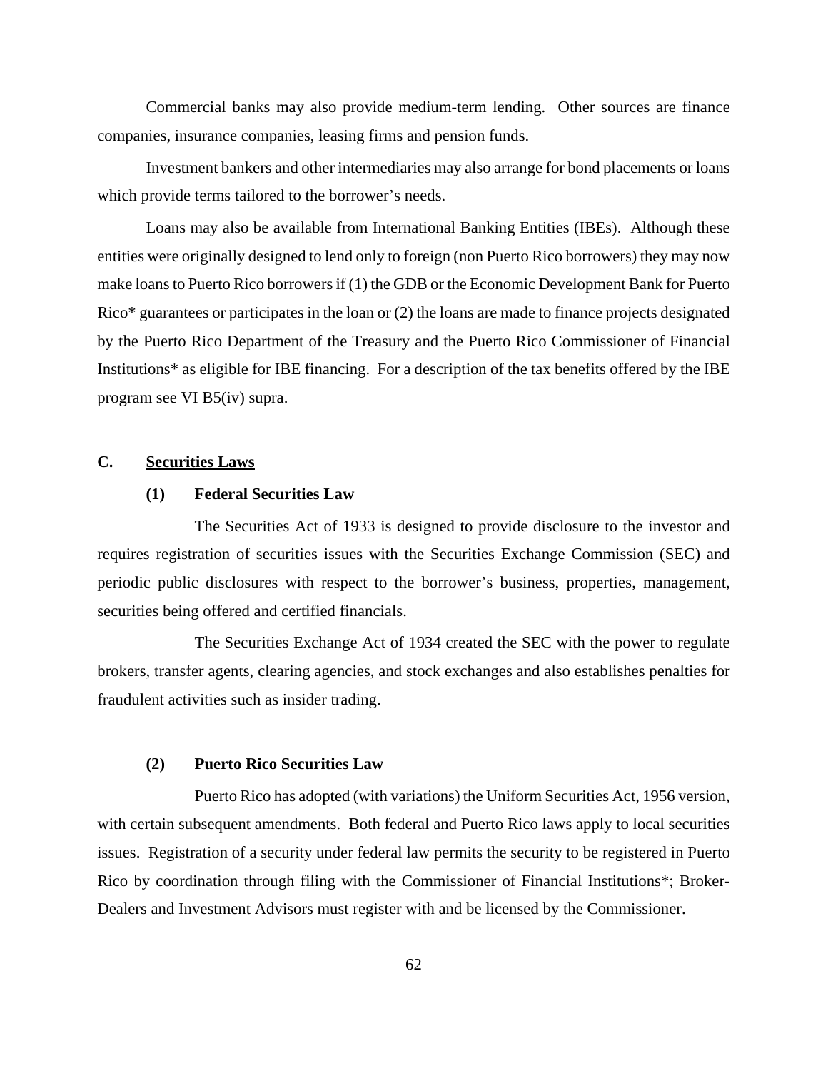Commercial banks may also provide medium-term lending. Other sources are finance companies, insurance companies, leasing firms and pension funds.

Investment bankers and other intermediaries may also arrange for bond placements or loans which provide terms tailored to the borrower's needs.

Loans may also be available from International Banking Entities (IBEs). Although these entities were originally designed to lend only to foreign (non Puerto Rico borrowers) they may now make loans to Puerto Rico borrowers if (1) the GDB or the Economic Development Bank for Puerto Rico* guarantees or participates in the loan or (2) the loans are made to finance projects designated by the Puerto Rico Department of the Treasury and the Puerto Rico Commissioner of Financial Institutions* as eligible for IBE financing. For a description of the tax benefits offered by the IBE program see VI B5(iv) supra.

## C. Securities Laws

### (1) Federal Securities Law

The Securities Act of 1933 is designed to provide disclosure to the investor and requires registration of securities issues with the Securities Exchange Commission (SEC) and periodic public disclosures with respect to the borrower's business, properties, management, securities being offered and certified financials.

The Securities Exchange Act of 1934 created the SEC with the power to regulate brokers, transfer agents, clearing agencies, and stock exchanges and also establishes penalties for fraudulent activities such as insider trading.

### (2) Puerto Rico Securities Law

Puerto Rico has adopted (with variations) the Uniform Securities Act, 1956 version, with certain subsequent amendments. Both federal and Puerto Rico laws apply to local securities issues. Registration of a security under federal law permits the security to be registered in Puerto Rico by coordination through filing with the Commissioner of Financial Institutions*; Broker-Dealers and Investment Advisors must register with and be licensed by the Commissioner.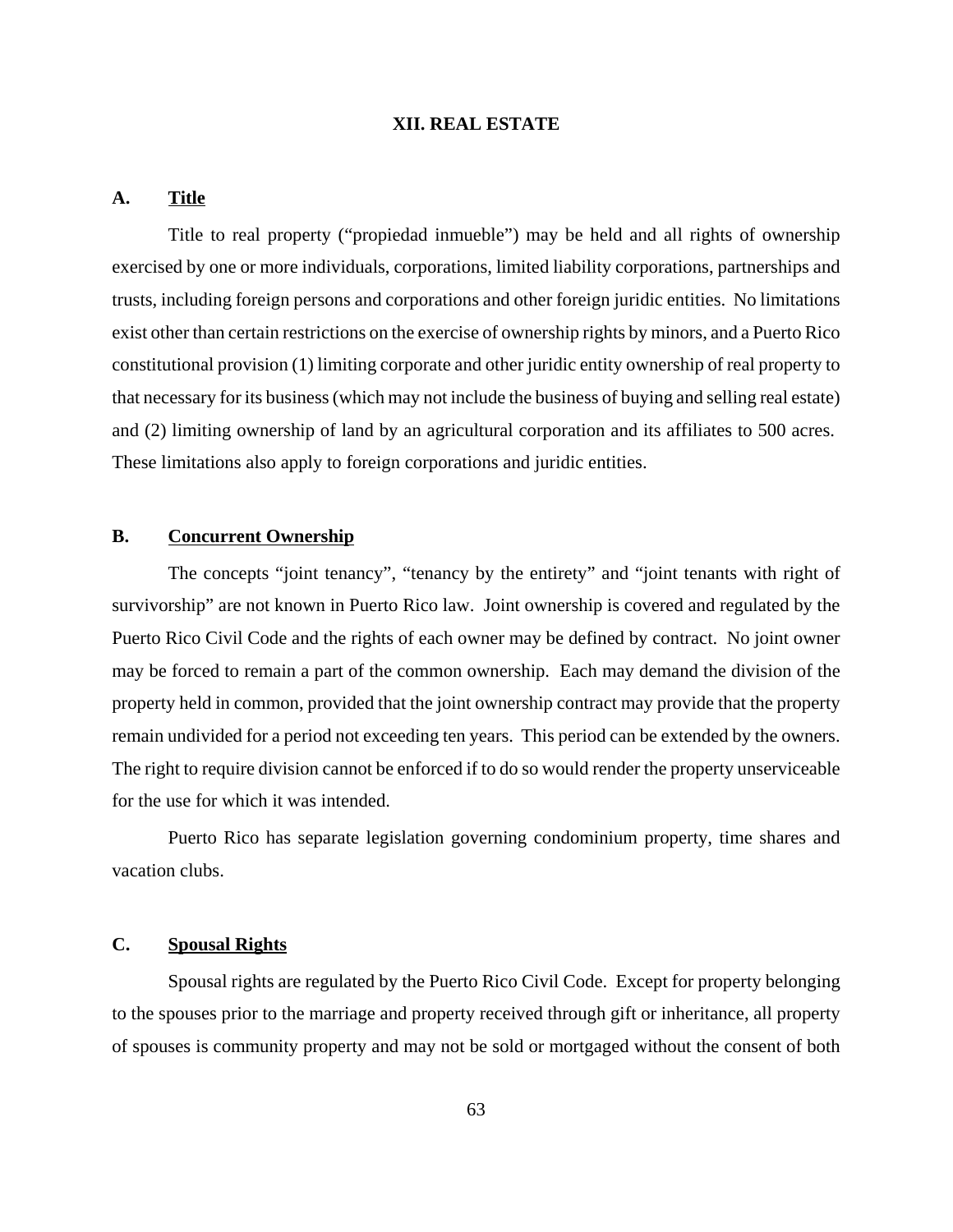# XII. REAL ESTATE

## A. Title

Title to real property ("propiedad inmueble") may be held and all rights of ownership exercised by one or more individuals, corporations, limited liability corporations, partnerships and trusts, including foreign persons and corporations and other foreign juridic entities. No limitations exist other than certain restrictions on the exercise of ownership rights by minors, and a Puerto Rico constitutional provision (1) limiting corporate and other juridic entity ownership of real property to that necessary for its business (which may not include the business of buying and selling real estate) and (2) limiting ownership of land by an agricultural corporation and its affiliates to 500 acres. These limitations also apply to foreign corporations and juridic entities.

## B. Concurrent Ownership

The concepts "joint tenancy", "tenancy by the entirety" and "joint tenants with right of survivorship" are not known in Puerto Rico law. Joint ownership is covered and regulated by the Puerto Rico Civil Code and the rights of each owner may be defined by contract. No joint owner may be forced to remain a part of the common ownership. Each may demand the division of the property held in common, provided that the joint ownership contract may provide that the property remain undivided for a period not exceeding ten years. This period can be extended by the owners. The right to require division cannot be enforced if to do so would render the property unserviceable for the use for which it was intended.

Puerto Rico has separate legislation governing condominium property, time shares and vacation clubs.

## C. Spousal Rights

Spousal rights are regulated by the Puerto Rico Civil Code. Except for property belonging to the spouses prior to the marriage and property received through gift or inheritance, all property of spouses is community property and may not be sold or mortgaged without the consent of both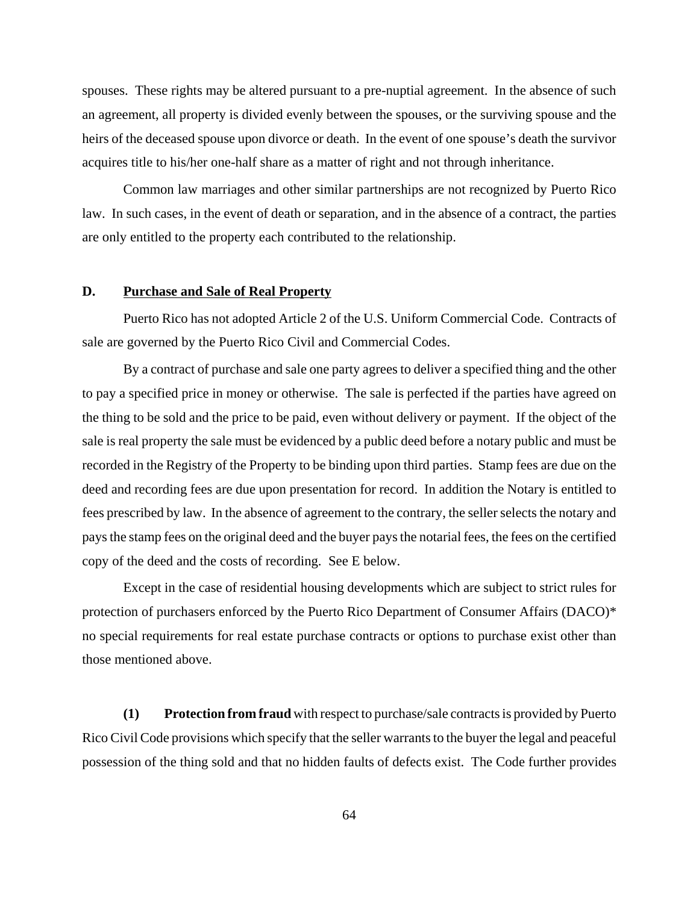spouses. These rights may be altered pursuant to a pre-nuptial agreement. In the absence of such an agreement, all property is divided evenly between the spouses, or the surviving spouse and the heirs of the deceased spouse upon divorce or death. In the event of one spouse's death the survivor acquires title to his/her one-half share as a matter of right and not through inheritance.

Common law marriages and other similar partnerships are not recognized by Puerto Rico law. In such cases, in the event of death or separation, and in the absence of a contract, the parties are only entitled to the property each contributed to the relationship.

### D. <u>Purchase and Sale of Real Property</u>

Puerto Rico has not adopted Article 2 of the U.S. Uniform Commercial Code. Contracts of sale are governed by the Puerto Rico Civil and Commercial Codes.

By a contract of purchase and sale one party agrees to deliver a specified thing and the other to pay a specified price in money or otherwise. The sale is perfected if the parties have agreed on the thing to be sold and the price to be paid, even without delivery or payment. If the object of the sale is real property the sale must be evidenced by a public deed before a notary public and must be recorded in the Registry of the Property to be binding upon third parties. Stamp fees are due on the deed and recording fees are due upon presentation for record. In addition the Notary is entitled to fees prescribed by law. In the absence of agreement to the contrary, the seller selects the notary and pays the stamp fees on the original deed and the buyer pays the notarial fees, the fees on the certified copy of the deed and the costs of recording. See E below.

Except in the case of residential housing developments which are subject to strict rules for protection of purchasers enforced by the Puerto Rico Department of Consumer Affairs (DACO)* no special requirements for real estate purchase contracts or options to purchase exist other than those mentioned above.

**(1) Protection from fraud** with respect to purchase/sale contracts is provided by Puerto Rico Civil Code provisions which specify that the seller warrants to the buyer the legal and peaceful possession of the thing sold and that no hidden faults of defects exist. The Code further provides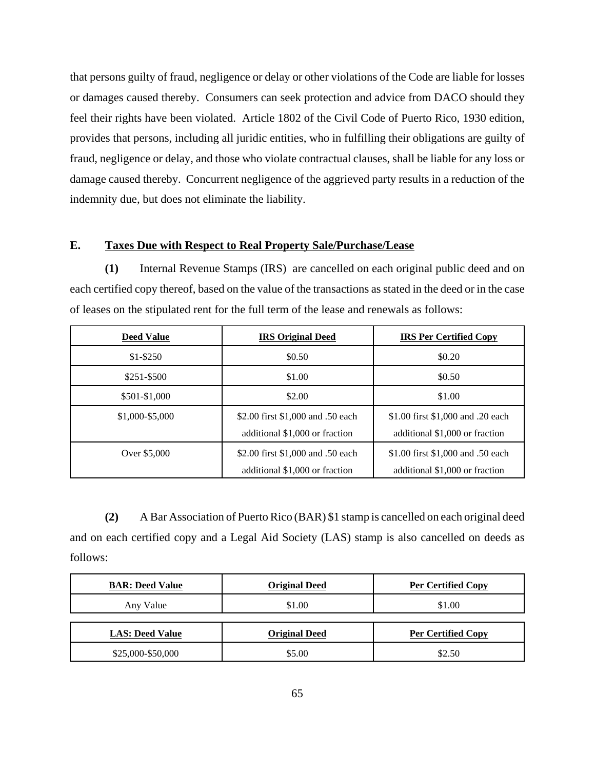that persons guilty of fraud, negligence or delay or other violations of the Code are liable for losses or damages caused thereby. Consumers can seek protection and advice from DACO should they feel their rights have been violated. Article 1802 of the Civil Code of Puerto Rico, 1930 edition, provides that persons, including all juridic entities, who in fulfilling their obligations are guilty of fraud, negligence or delay, and those who violate contractual clauses, shall be liable for any loss or damage caused thereby. Concurrent negligence of the aggrieved party results in a reduction of the indemnity due, but does not eliminate the liability.

## E. Taxes Due with Respect to Real Property Sale/Purchase/Lease

**(1)** Internal Revenue Stamps (IRS) are cancelled on each original public deed and on each certified copy thereof, based on the value of the transactions as stated in the deed or in the case of leases on the stipulated rent for the full term of the lease and renewals as follows:

| Deed Value | IRS Original Deed | IRS Per Certified Copy |
|---|---|---|
| $1-$250 | $0.50 | $0.20 |
| $251-$500 | $1.00 | $0.50 |
| $501-$1,000 | $2.00 | $1.00 |
| $1,000-$5,000 | $2.00 first $1,000 and .50 each additional $1,000 or fraction | $1.00 first $1,000 and .20 each additional $1,000 or fraction |
| Over $5,000 | $2.00 first $1,000 and .50 each additional $1,000 or fraction | $1.00 first $1,000 and .50 each additional $1,000 or fraction |

**(2)** A Bar Association of Puerto Rico (BAR) $1 stamp is cancelled on each original deed and on each certified copy and a Legal Aid Society (LAS) stamp is also cancelled on deeds as follows:

| BAR: Deed Value | Original Deed | Per Certified Copy |
|---|---|---|
| Any Value | $1.00 | $1.00 |

| LAS: Deed Value | Original Deed | Per Certified Copy |
|---|---|---|
| $25,000-$50,000 | $5.00 | $2.50 |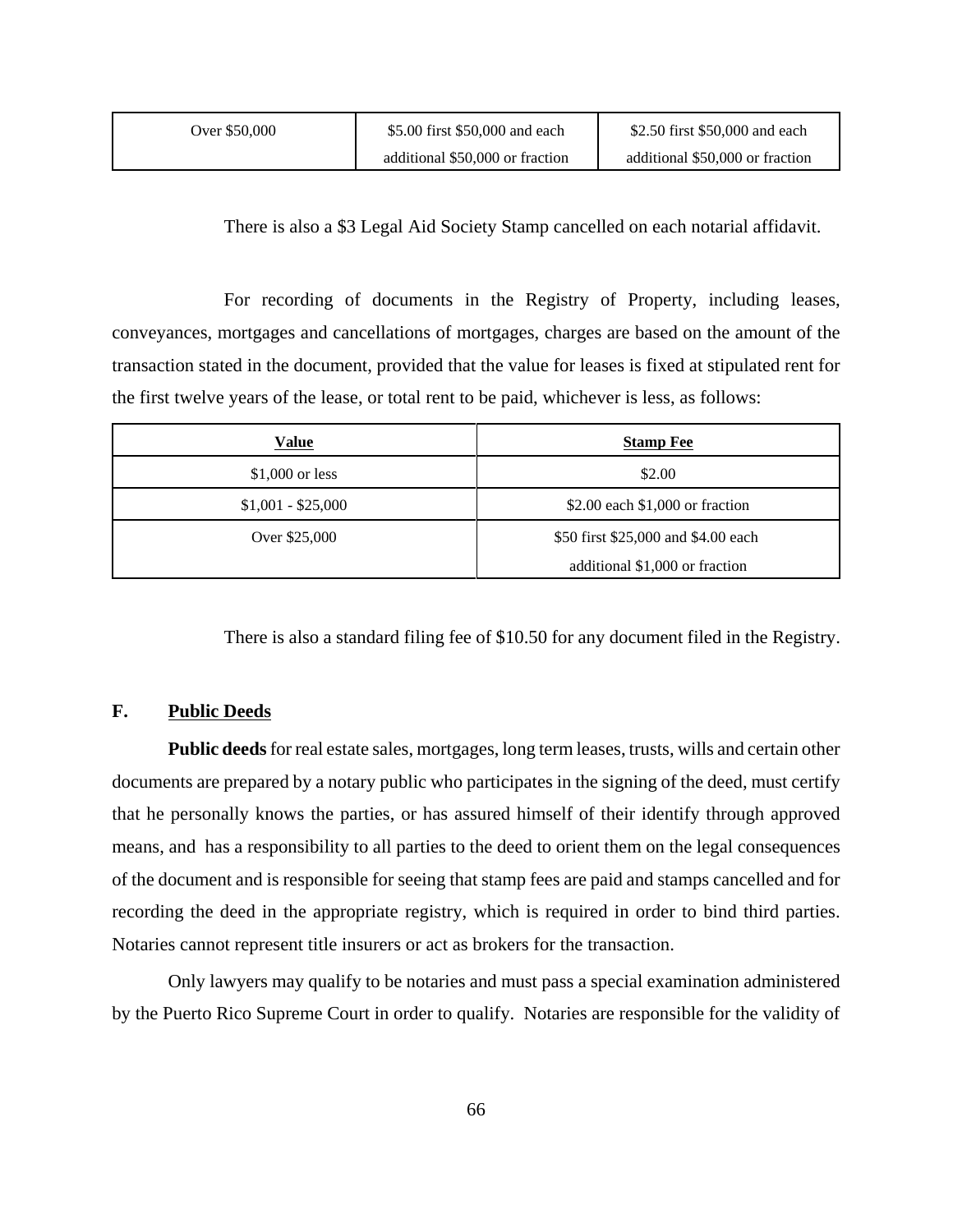| Over $50,000 | $5.00 first $50,000 and each additional $50,000 or fraction | $2.50 first $50,000 and each additional $50,000 or fraction |
|---|---|---|

There is also a $3 Legal Aid Society Stamp cancelled on each notarial affidavit.

For recording of documents in the Registry of Property, including leases, conveyances, mortgages and cancellations of mortgages, charges are based on the amount of the transaction stated in the document, provided that the value for leases is fixed at stipulated rent for the first twelve years of the lease, or total rent to be paid, whichever is less, as follows:

| Value | Stamp Fee |
|---|---|
| $1,000 or less | $2.00 |
| $1,001 - $25,000 | $2.00 each $1,000 or fraction |
| Over $25,000 | $50 first $25,000 and $4.00 each additional $1,000 or fraction |

There is also a standard filing fee of $10.50 for any document filed in the Registry.

## F. Public Deeds

**Public deeds** for real estate sales, mortgages, long term leases, trusts, wills and certain other documents are prepared by a notary public who participates in the signing of the deed, must certify that he personally knows the parties, or has assured himself of their identify through approved means, and has a responsibility to all parties to the deed to orient them on the legal consequences of the document and is responsible for seeing that stamp fees are paid and stamps cancelled and for recording the deed in the appropriate registry, which is required in order to bind third parties. Notaries cannot represent title insurers or act as brokers for the transaction.

Only lawyers may qualify to be notaries and must pass a special examination administered by the Puerto Rico Supreme Court in order to qualify. Notaries are responsible for the validity of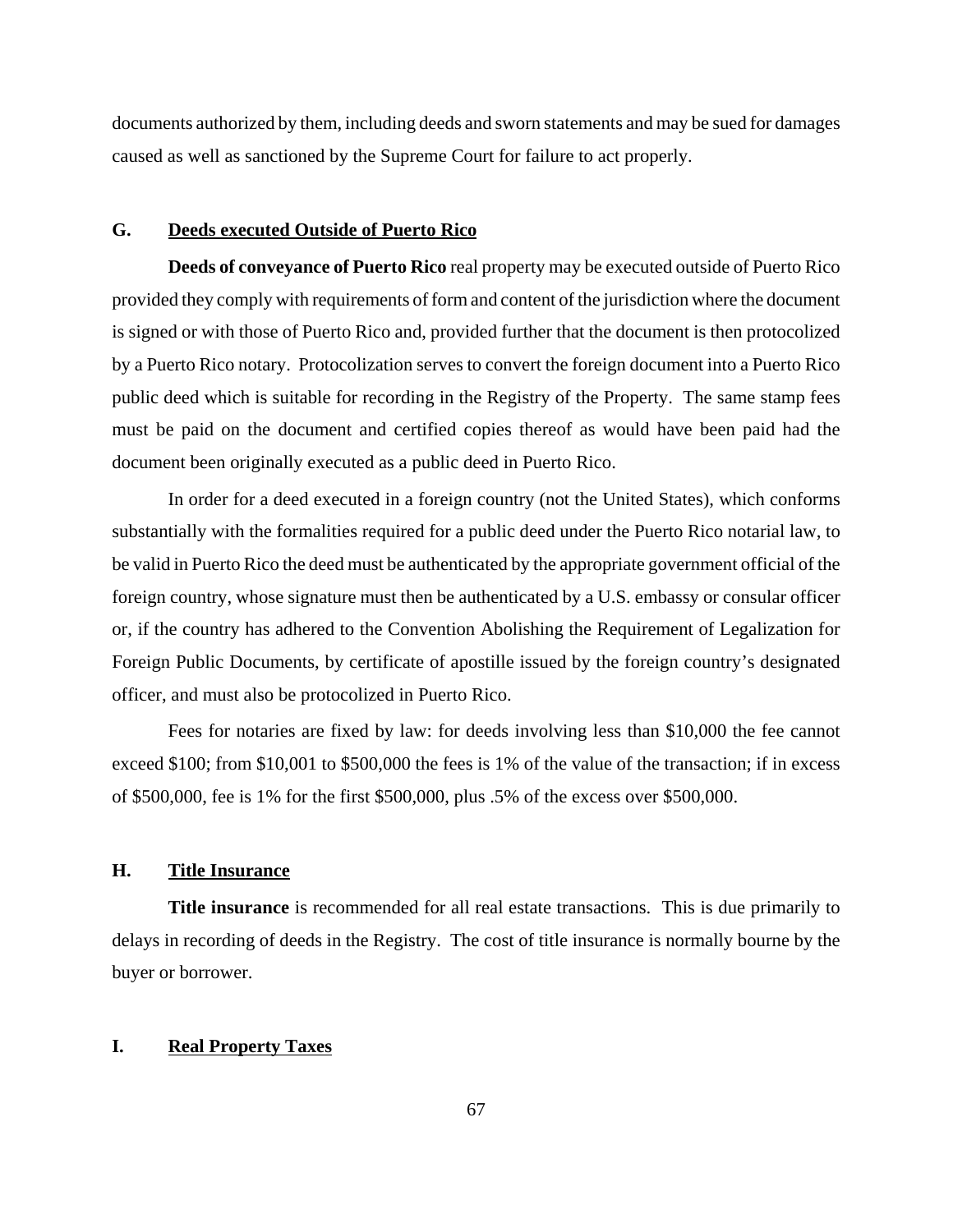documents authorized by them, including deeds and sworn statements and may be sued for damages caused as well as sanctioned by the Supreme Court for failure to act properly.

### G. Deeds executed Outside of Puerto Rico

**Deeds of conveyance of Puerto Rico** real property may be executed outside of Puerto Rico provided they comply with requirements of form and content of the jurisdiction where the document is signed or with those of Puerto Rico and, provided further that the document is then protocolized by a Puerto Rico notary. Protocolization serves to convert the foreign document into a Puerto Rico public deed which is suitable for recording in the Registry of the Property. The same stamp fees must be paid on the document and certified copies thereof as would have been paid had the document been originally executed as a public deed in Puerto Rico.

In order for a deed executed in a foreign country (not the United States), which conforms substantially with the formalities required for a public deed under the Puerto Rico notarial law, to be valid in Puerto Rico the deed must be authenticated by the appropriate government official of the foreign country, whose signature must then be authenticated by a U.S. embassy or consular officer or, if the country has adhered to the Convention Abolishing the Requirement of Legalization for Foreign Public Documents, by certificate of apostille issued by the foreign country's designated officer, and must also be protocolized in Puerto Rico.

Fees for notaries are fixed by law: for deeds involving less than $10,000 the fee cannot exceed $100; from $10,001 to $500,000 the fees is 1% of the value of the transaction; if in excess of $500,000, fee is 1% for the first $500,000, plus .5% of the excess over $500,000.

### H. Title Insurance

**Title insurance** is recommended for all real estate transactions. This is due primarily to delays in recording of deeds in the Registry. The cost of title insurance is normally bourne by the buyer or borrower.

### I. Real Property Taxes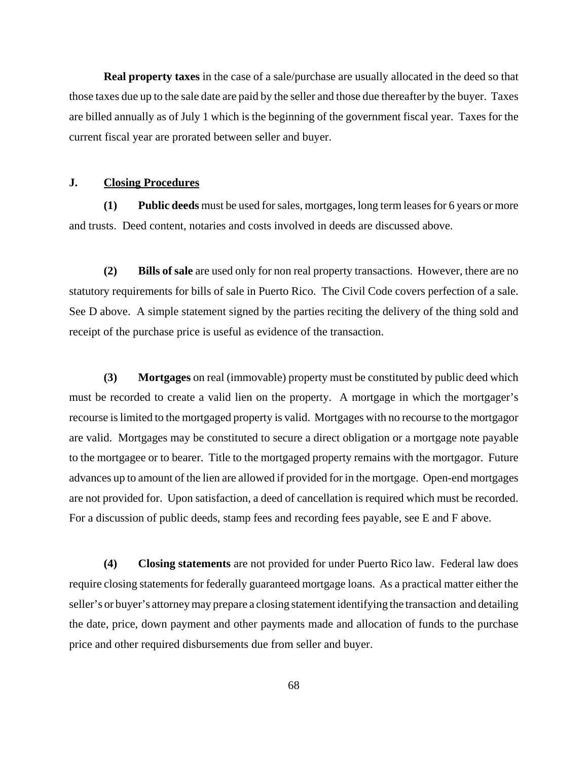**Real property taxes** in the case of a sale/purchase are usually allocated in the deed so that those taxes due up to the sale date are paid by the seller and those due thereafter by the buyer. Taxes are billed annually as of July 1 which is the beginning of the government fiscal year. Taxes for the current fiscal year are prorated between seller and buyer.

## J. Closing Procedures

**(1) Public deeds** must be used for sales, mortgages, long term leases for 6 years or more and trusts. Deed content, notaries and costs involved in deeds are discussed above.

**(2) Bills of sale** are used only for non real property transactions. However, there are no statutory requirements for bills of sale in Puerto Rico. The Civil Code covers perfection of a sale. See D above. A simple statement signed by the parties reciting the delivery of the thing sold and receipt of the purchase price is useful as evidence of the transaction.

**(3) Mortgages** on real (immovable) property must be constituted by public deed which must be recorded to create a valid lien on the property. A mortgage in which the mortgager's recourse is limited to the mortgaged property is valid. Mortgages with no recourse to the mortgagor are valid. Mortgages may be constituted to secure a direct obligation or a mortgage note payable to the mortgagee or to bearer. Title to the mortgaged property remains with the mortgagor. Future advances up to amount of the lien are allowed if provided for in the mortgage. Open-end mortgages are not provided for. Upon satisfaction, a deed of cancellation is required which must be recorded. For a discussion of public deeds, stamp fees and recording fees payable, see E and F above.

**(4) Closing statements** are not provided for under Puerto Rico law. Federal law does require closing statements for federally guaranteed mortgage loans. As a practical matter either the seller's or buyer's attorney may prepare a closing statement identifying the transaction and detailing the date, price, down payment and other payments made and allocation of funds to the purchase price and other required disbursements due from seller and buyer.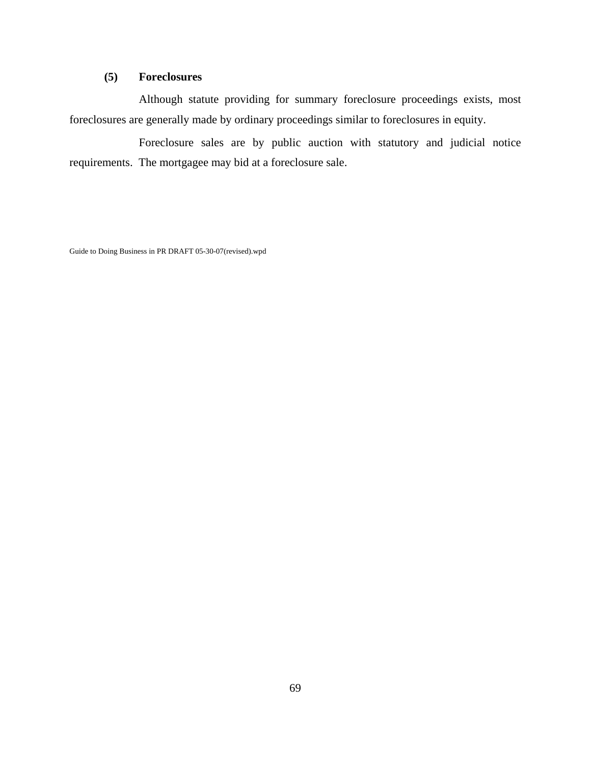### (5) Foreclosures

Although statute providing for summary foreclosure proceedings exists, most foreclosures are generally made by ordinary proceedings similar to foreclosures in equity.

Foreclosure sales are by public auction with statutory and judicial notice requirements. The mortgagee may bid at a foreclosure sale.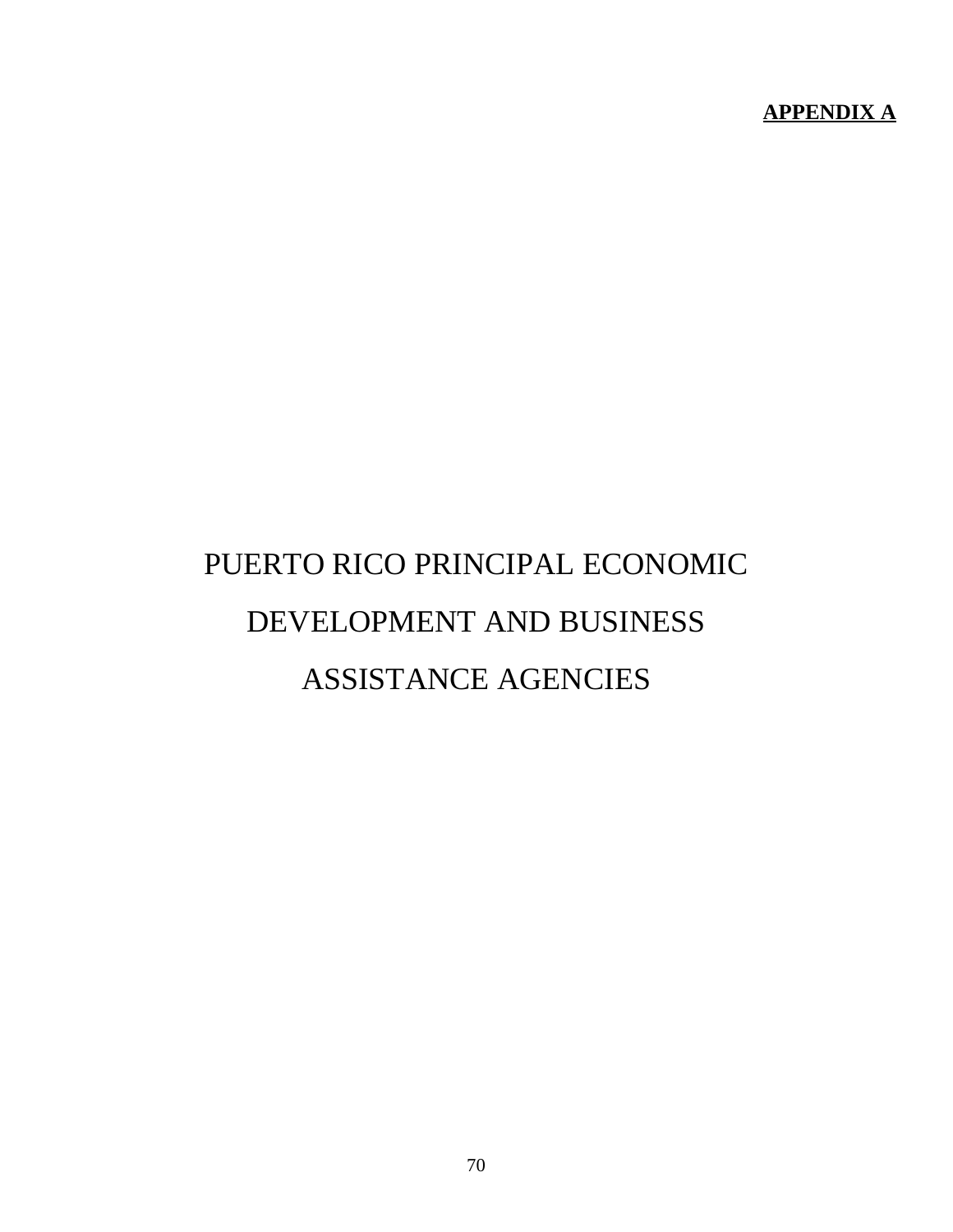**APPENDIX A**

# PUERTO RICO PRINCIPAL ECONOMIC DEVELOPMENT AND BUSINESS ASSISTANCE AGENCIES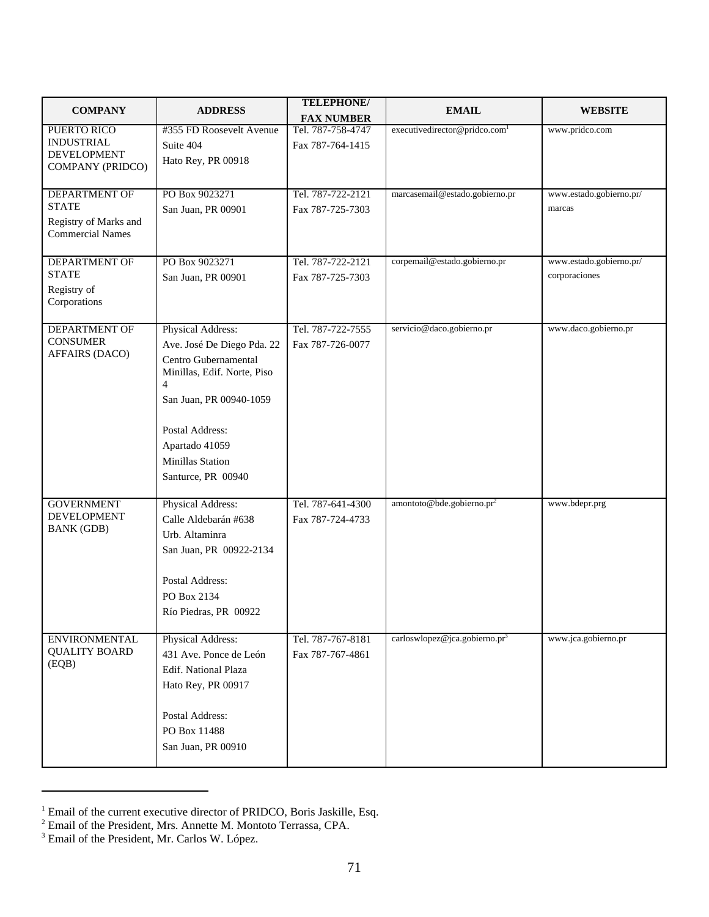| COMPANY | ADDRESS | TELEPHONE/ FAX NUMBER | EMAIL | WEBSITE |
|---|---|---|---|---|
| PUERTO RICO INDUSTRIAL DEVELOPMENT COMPANY (PRIDCO) | #355 FD Roosevelt Avenue<br>Suite 404<br>Hato Rey, PR 00918 | Tel. 787-758-4747<br>Fax 787-764-1415 | executivedirector@pridco.com[1] | www.pridco.com |
| DEPARTMENT OF STATE<br>Registry of Marks and Commercial Names | PO Box 9023271<br>San Juan, PR 00901 | Tel. 787-722-2121<br>Fax 787-725-7303 | marcasemail@estado.gobierno.pr | www.estado.gobierno.pr/marcas |
| DEPARTMENT OF STATE<br>Registry of Corporations | PO Box 9023271<br>San Juan, PR 00901 | Tel. 787-722-2121<br>Fax 787-725-7303 | corpemail@estado.gobierno.pr | www.estado.gobierno.pr/corporaciones |
| DEPARTMENT OF CONSUMER AFFAIRS (DACO) | Physical Address:<br>Ave. José De Diego Pda. 22<br>Centro Gubernamental Minillas, Edif. Norte, Piso 4<br>San Juan, PR 00940-1059<br><br>Postal Address:<br>Apartado 41059<br>Minillas Station<br>Santurce, PR 00940 | Tel. 787-722-7555<br>Fax 787-726-0077 | servicio@daco.gobierno.pr | www.daco.gobierno.pr |
| GOVERNMENT DEVELOPMENT BANK (GDB) | Physical Address:<br>Calle Aldebarán #638<br>Urb. Altaminra<br>San Juan, PR 00922-2134<br><br>Postal Address:<br>PO Box 2134<br>Río Piedras, PR 00922 | Tel. 787-641-4300<br>Fax 787-724-4733 | amontoto@bde.gobierno.pr[2] | www.bdepr.prg |
| ENVIRONMENTAL QUALITY BOARD (EQB) | Physical Address:<br>431 Ave. Ponce de León<br>Edif. National Plaza<br>Hato Rey, PR 00917<br><br>Postal Address:<br>PO Box 11488<br>San Juan, PR 00910 | Tel. 787-767-8181<br>Fax 787-767-4861 | carloswlopez@jca.gobierno.pr[3] | www.jca.gobierno.pr |

[1] Email of the current executive director of PRIDCO, Boris Jaskille, Esq.
[2] Email of the President, Mrs. Annette M. Montoto Terrassa, CPA.
[3] Email of the President, Mr. Carlos W. López.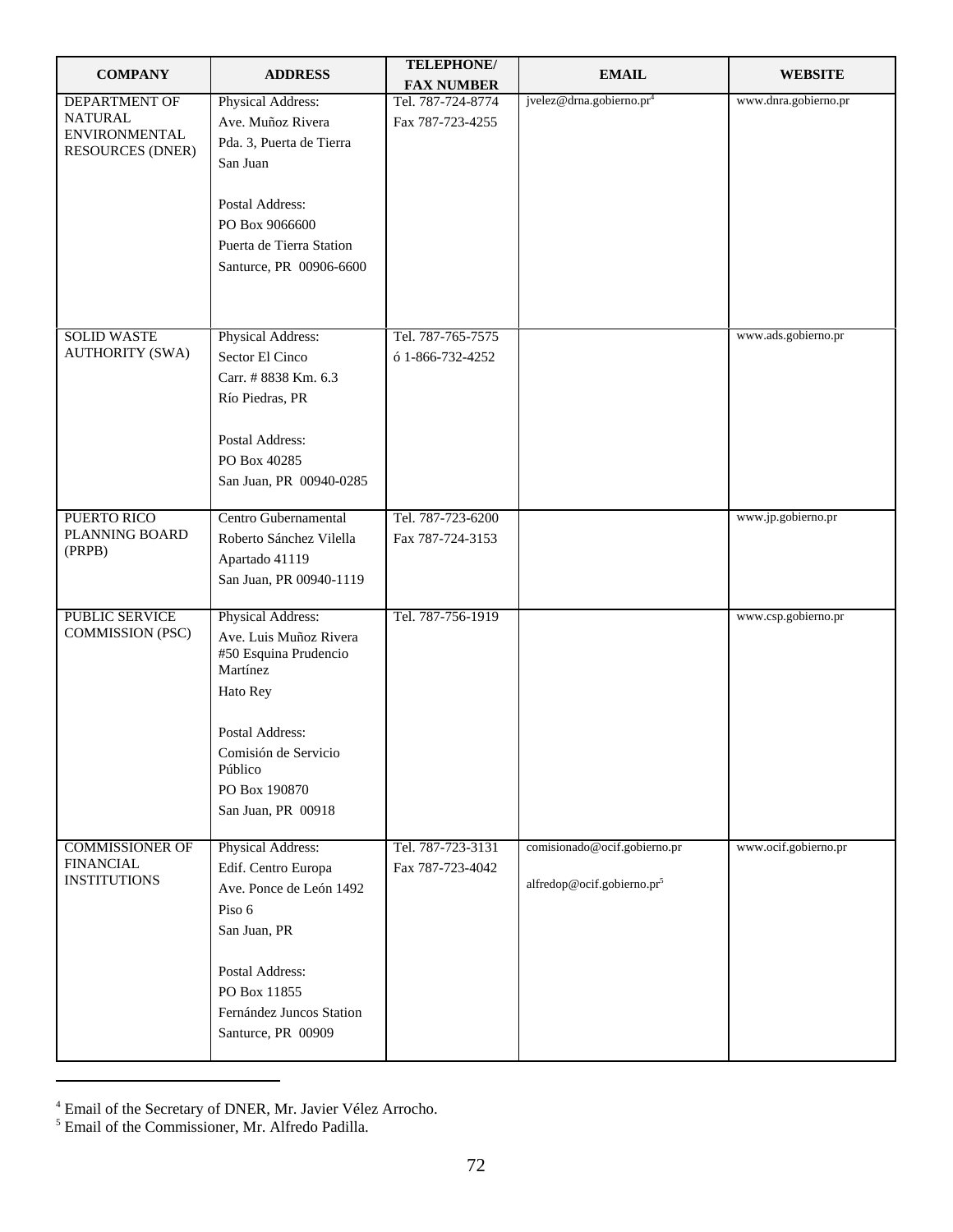| COMPANY | ADDRESS | TELEPHONE/ FAX NUMBER | EMAIL | WEBSITE |
|---|---|---|---|---|
| DEPARTMENT OF NATURAL ENVIRONMENTAL RESOURCES (DNER) | Physical Address:<br>Ave. Muñoz Rivera<br>Pda. 3, Puerta de Tierra<br>San Juan<br><br>Postal Address:<br>PO Box 9066600<br>Puerta de Tierra Station<br>Santurce, PR 00906-6600 | Tel. 787-724-8774<br>Fax 787-723-4255 | jvelez@drna.gobierno.pr[4] | www.dnra.gobierno.pr |
| SOLID WASTE AUTHORITY (SWA) | Physical Address:<br>Sector El Cinco<br>Carr. # 8838 Km. 6.3<br>Río Piedras, PR<br><br>Postal Address:<br>PO Box 40285<br>San Juan, PR 00940-0285 | Tel. 787-765-7575<br>ó 1-866-732-4252 | | www.ads.gobierno.pr |
| PUERTO RICO PLANNING BOARD (PRPB) | Centro Gubernamental<br>Roberto Sánchez Vilella<br>Apartado 41119<br>San Juan, PR 00940-1119 | Tel. 787-723-6200<br>Fax 787-724-3153 | | www.jp.gobierno.pr |
| PUBLIC SERVICE COMMISSION (PSC) | Physical Address:<br>Ave. Luis Muñoz Rivera #50 Esquina Prudencio Martínez<br>Hato Rey<br><br>Postal Address:<br>Comisión de Servicio Público<br>PO Box 190870<br>San Juan, PR 00918 | Tel. 787-756-1919 | | www.csp.gobierno.pr |
| COMMISSIONER OF FINANCIAL INSTITUTIONS | Physical Address:<br>Edif. Centro Europa<br>Ave. Ponce de León 1492<br>Piso 6<br>San Juan, PR<br><br>Postal Address:<br>PO Box 11855<br>Fernández Juncos Station<br>Santurce, PR 00909 | Tel. 787-723-3131<br>Fax 787-723-4042 | comisionado@ocif.gobierno.pr<br><br>alfredop@ocif.gobierno.pr[5] | www.ocif.gobierno.pr |

[4] Email of the Secretary of DNER, Mr. Javier Vélez Arrocho.
[5] Email of the Commissioner, Mr. Alfredo Padilla.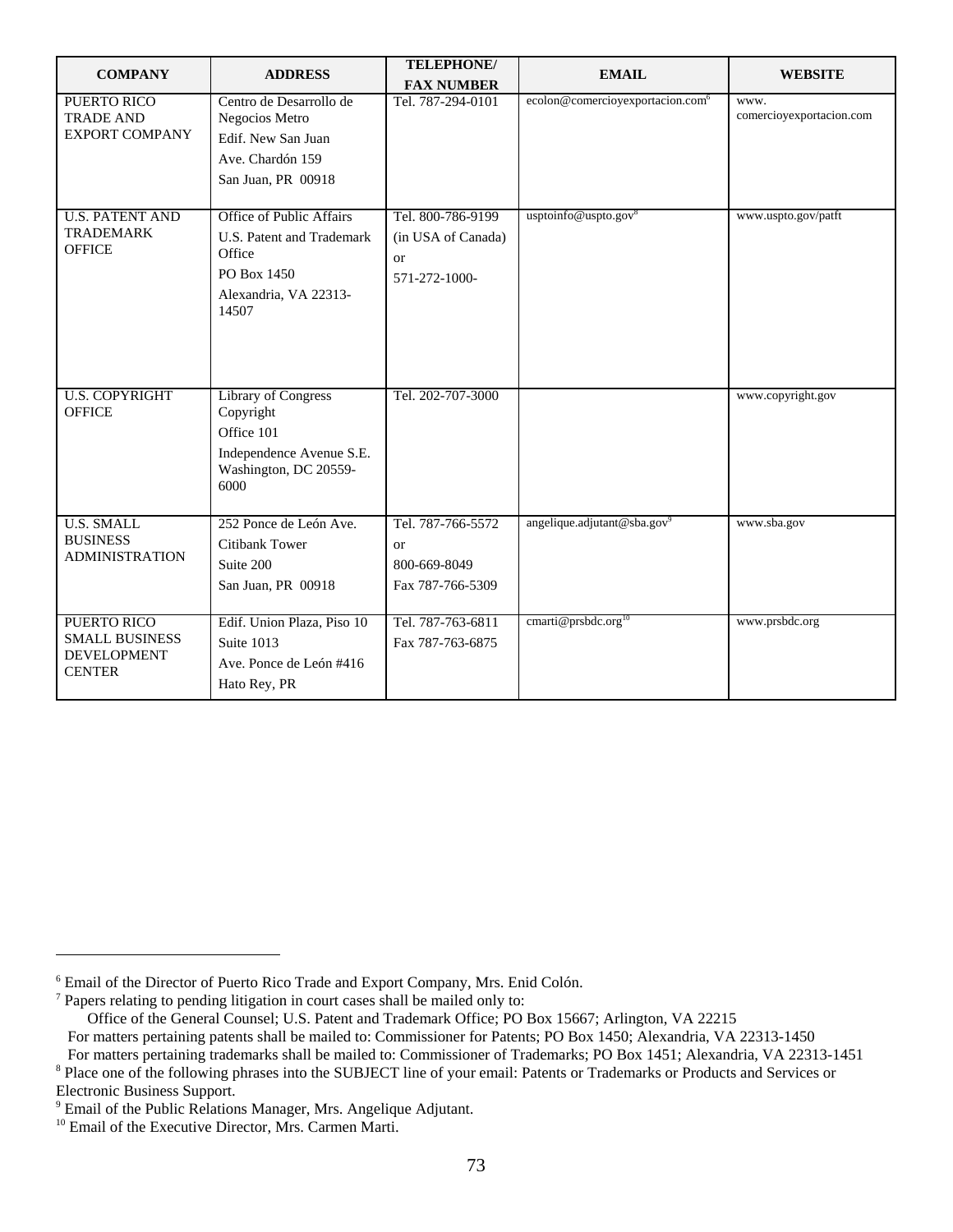| COMPANY | ADDRESS | TELEPHONE/ FAX NUMBER | EMAIL | WEBSITE |
|---|---|---|---|---|
| PUERTO RICO TRADE AND EXPORT COMPANY | Centro de Desarrollo de Negocios Metro<br>Edif. New San Juan<br>Ave. Chardón 159<br>San Juan, PR 00918 | Tel. 787-294-0101 | ecolon@comercioyexportacion.com[6] | www. comercioyexportacion.com |
| U.S. PATENT AND TRADEMARK OFFICE | Office of Public Affairs<br>U.S. Patent and Trademark Office<br>PO Box 1450<br>Alexandria, VA 22313-14507 | Tel. 800-786-9199 (in USA of Canada) or 571-272-1000- | usptoinfo@uspto.gov[8] | www.uspto.gov/patft |
| U.S. COPYRIGHT OFFICE | Library of Congress Copyright<br>Office 101<br>Independence Avenue S.E. Washington, DC 20559-6000 | Tel. 202-707-3000 | | www.copyright.gov |
| U.S. SMALL BUSINESS ADMINISTRATION | 252 Ponce de León Ave.<br>Citibank Tower<br>Suite 200<br>San Juan, PR 00918 | Tel. 787-766-5572 or 800-669-8049 Fax 787-766-5309 | angelique.adjutant@sba.gov[9] | www.sba.gov |
| PUERTO RICO SMALL BUSINESS DEVELOPMENT CENTER | Edif. Union Plaza, Piso 10<br>Suite 1013<br>Ave. Ponce de León #416<br>Hato Rey, PR | Tel. 787-763-6811 Fax 787-763-6875 | cmarti@prsbdc.org[10] | www.prsbdc.org |

---

[6] Email of the Director of Puerto Rico Trade and Export Company, Mrs. Enid Colón.

[7] Papers relating to pending litigation in court cases shall be mailed only to:
Office of the General Counsel; U.S. Patent and Trademark Office; PO Box 15667; Arlington, VA 22215
For matters pertaining patents shall be mailed to: Commissioner for Patents; PO Box 1450; Alexandria, VA 22313-1450
For matters pertaining trademarks shall be mailed to: Commissioner of Trademarks; PO Box 1451; Alexandria, VA 22313-1451

[8] Place one of the following phrases into the SUBJECT line of your email: Patents or Trademarks or Products and Services or Electronic Business Support.

[9] Email of the Public Relations Manager, Mrs. Angelique Adjutant.

[10] Email of the Executive Director, Mrs. Carmen Marti.